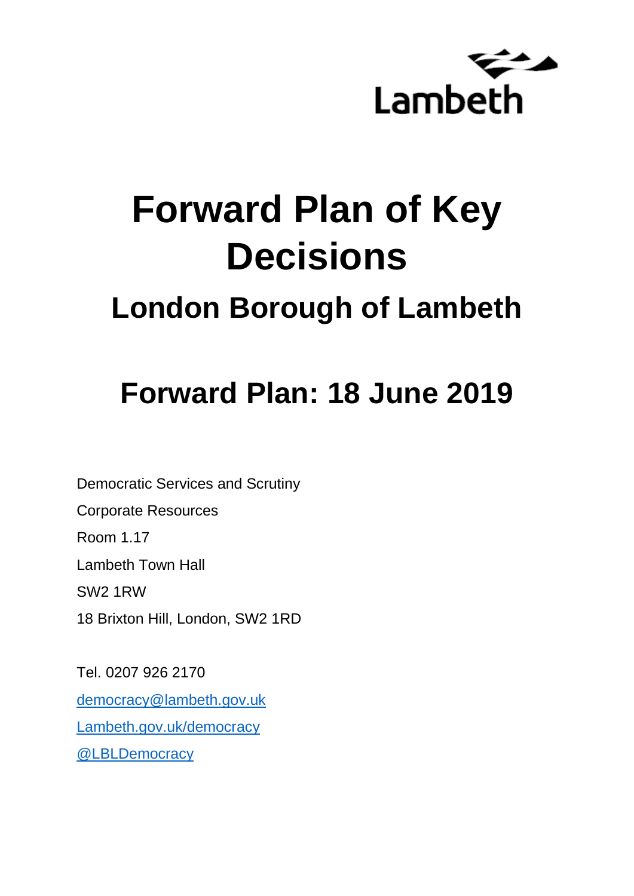Lambeth

# Forward Plan of Key Decisions

## London Borough of Lambeth

## Forward Plan: 18 June 2019

Democratic Services and Scrutiny

Corporate Resources

Room 1.17

Lambeth Town Hall

SW2 1RW

18 Brixton Hill, London, SW2 1RD

Tel. 0207 926 2170

[democracy@lambeth.gov.uk](mailto:democracy@lambeth.gov.uk)

[Lambeth.gov.uk/democracy](https://Lambeth.gov.uk/democracy)

[@LBLDemocracy](https://twitter.com/LBLDemocracy)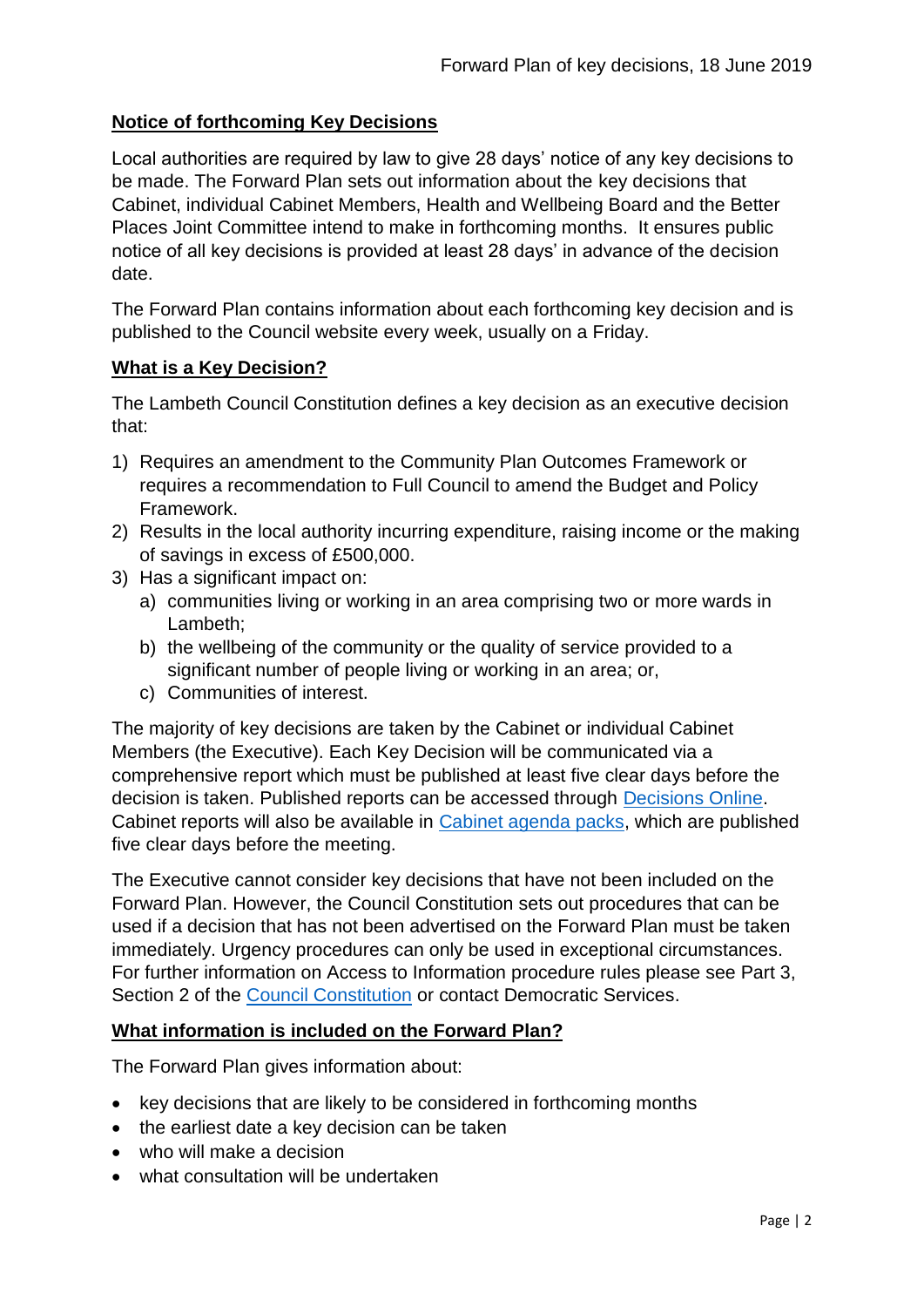## Notice of forthcoming Key Decisions

Local authorities are required by law to give 28 days' notice of any key decisions to be made. The Forward Plan sets out information about the key decisions that Cabinet, individual Cabinet Members, Health and Wellbeing Board and the Better Places Joint Committee intend to make in forthcoming months. It ensures public notice of all key decisions is provided at least 28 days' in advance of the decision date.

The Forward Plan contains information about each forthcoming key decision and is published to the Council website every week, usually on a Friday.

## What is a Key Decision?

The Lambeth Council Constitution defines a key decision as an executive decision that:

1) Requires an amendment to the Community Plan Outcomes Framework or requires a recommendation to Full Council to amend the Budget and Policy Framework.
2) Results in the local authority incurring expenditure, raising income or the making of savings in excess of £500,000.
3) Has a significant impact on:
   a) communities living or working in an area comprising two or more wards in Lambeth;
   b) the wellbeing of the community or the quality of service provided to a significant number of people living or working in an area; or,
   c) Communities of interest.

The majority of key decisions are taken by the Cabinet or individual Cabinet Members (the Executive). Each Key Decision will be communicated via a comprehensive report which must be published at least five clear days before the decision is taken. Published reports can be accessed through Decisions Online. Cabinet reports will also be available in Cabinet agenda packs, which are published five clear days before the meeting.

The Executive cannot consider key decisions that have not been included on the Forward Plan. However, the Council Constitution sets out procedures that can be used if a decision that has not been advertised on the Forward Plan must be taken immediately. Urgency procedures can only be used in exceptional circumstances. For further information on Access to Information procedure rules please see Part 3, Section 2 of the Council Constitution or contact Democratic Services.

## What information is included on the Forward Plan?

The Forward Plan gives information about:

- key decisions that are likely to be considered in forthcoming months
- the earliest date a key decision can be taken
- who will make a decision
- what consultation will be undertaken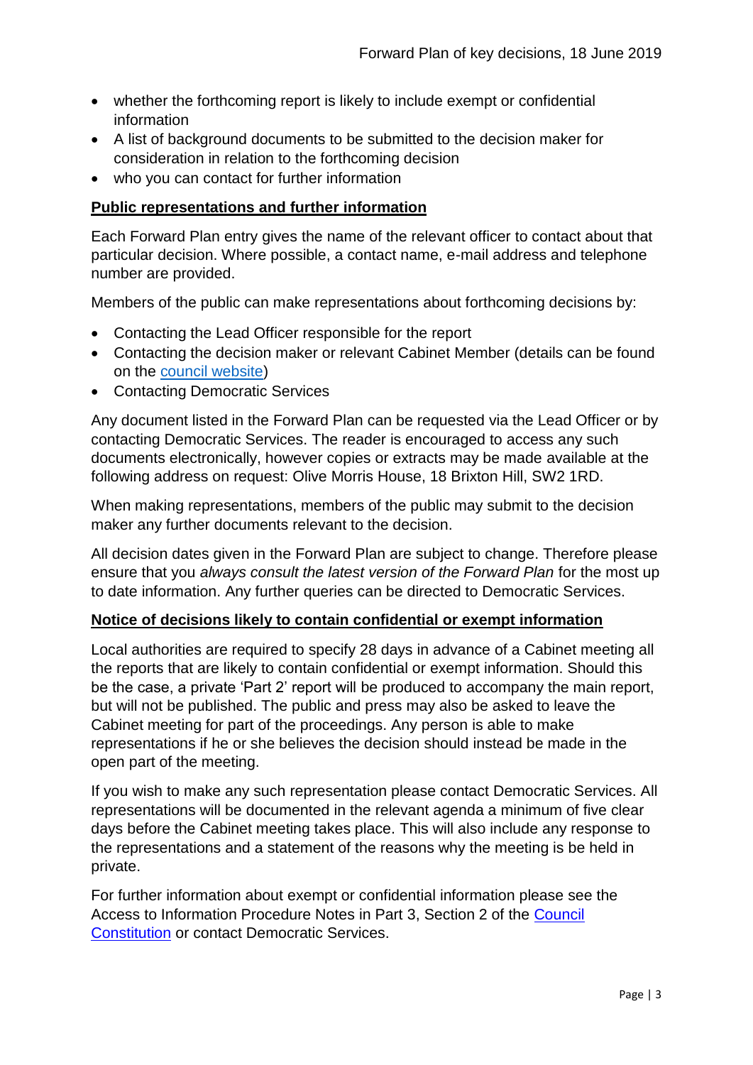- whether the forthcoming report is likely to include exempt or confidential information
- A list of background documents to be submitted to the decision maker for consideration in relation to the forthcoming decision
- who you can contact for further information

**Public representations and further information**

Each Forward Plan entry gives the name of the relevant officer to contact about that particular decision. Where possible, a contact name, e-mail address and telephone number are provided.

Members of the public can make representations about forthcoming decisions by:

- Contacting the Lead Officer responsible for the report
- Contacting the decision maker or relevant Cabinet Member (details can be found on the council website)
- Contacting Democratic Services

Any document listed in the Forward Plan can be requested via the Lead Officer or by contacting Democratic Services. The reader is encouraged to access any such documents electronically, however copies or extracts may be made available at the following address on request: Olive Morris House, 18 Brixton Hill, SW2 1RD.

When making representations, members of the public may submit to the decision maker any further documents relevant to the decision.

All decision dates given in the Forward Plan are subject to change. Therefore please ensure that you *always consult the latest version of the Forward Plan* for the most up to date information. Any further queries can be directed to Democratic Services.

**Notice of decisions likely to contain confidential or exempt information**

Local authorities are required to specify 28 days in advance of a Cabinet meeting all the reports that are likely to contain confidential or exempt information. Should this be the case, a private 'Part 2' report will be produced to accompany the main report, but will not be published. The public and press may also be asked to leave the Cabinet meeting for part of the proceedings. Any person is able to make representations if he or she believes the decision should instead be made in the open part of the meeting.

If you wish to make any such representation please contact Democratic Services. All representations will be documented in the relevant agenda a minimum of five clear days before the Cabinet meeting takes place. This will also include any response to the representations and a statement of the reasons why the meeting is be held in private.

For further information about exempt or confidential information please see the Access to Information Procedure Notes in Part 3, Section 2 of the Council Constitution or contact Democratic Services.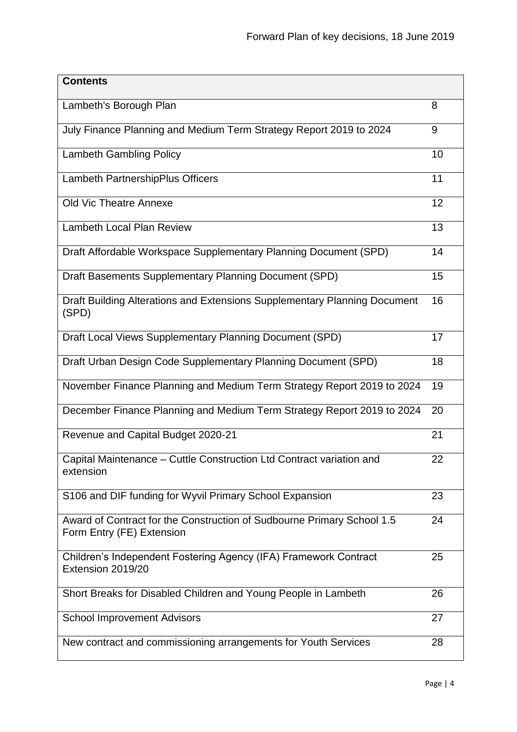| Contents | |
|---|---|
| Lambeth's Borough Plan | 8 |
| July Finance Planning and Medium Term Strategy Report 2019 to 2024 | 9 |
| Lambeth Gambling Policy | 10 |
| Lambeth PartnershipPlus Officers | 11 |
| Old Vic Theatre Annexe | 12 |
| Lambeth Local Plan Review | 13 |
| Draft Affordable Workspace Supplementary Planning Document (SPD) | 14 |
| Draft Basements Supplementary Planning Document (SPD) | 15 |
| Draft Building Alterations and Extensions Supplementary Planning Document (SPD) | 16 |
| Draft Local Views Supplementary Planning Document (SPD) | 17 |
| Draft Urban Design Code Supplementary Planning Document (SPD) | 18 |
| November Finance Planning and Medium Term Strategy Report 2019 to 2024 | 19 |
| December Finance Planning and Medium Term Strategy Report 2019 to 2024 | 20 |
| Revenue and Capital Budget 2020-21 | 21 |
| Capital Maintenance – Cuttle Construction Ltd Contract variation and extension | 22 |
| S106 and DIF funding for Wyvil Primary School Expansion | 23 |
| Award of Contract for the Construction of Sudbourne Primary School 1.5 Form Entry (FE) Extension | 24 |
| Children's Independent Fostering Agency (IFA) Framework Contract Extension 2019/20 | 25 |
| Short Breaks for Disabled Children and Young People in Lambeth | 26 |
| School Improvement Advisors | 27 |
| New contract and commissioning arrangements for Youth Services | 28 |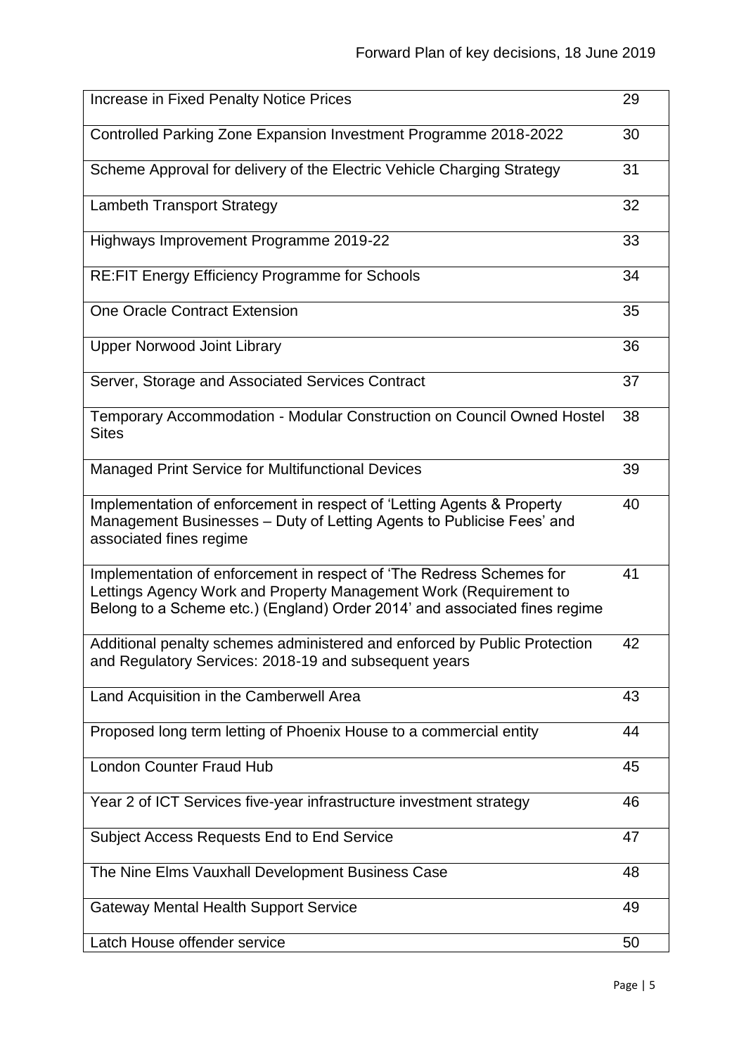| | |
|---|---|
| Increase in Fixed Penalty Notice Prices | 29 |
| Controlled Parking Zone Expansion Investment Programme 2018-2022 | 30 |
| Scheme Approval for delivery of the Electric Vehicle Charging Strategy | 31 |
| Lambeth Transport Strategy | 32 |
| Highways Improvement Programme 2019-22 | 33 |
| RE:FIT Energy Efficiency Programme for Schools | 34 |
| One Oracle Contract Extension | 35 |
| Upper Norwood Joint Library | 36 |
| Server, Storage and Associated Services Contract | 37 |
| Temporary Accommodation - Modular Construction on Council Owned Hostel Sites | 38 |
| Managed Print Service for Multifunctional Devices | 39 |
| Implementation of enforcement in respect of 'Letting Agents & Property Management Businesses – Duty of Letting Agents to Publicise Fees' and associated fines regime | 40 |
| Implementation of enforcement in respect of 'The Redress Schemes for Lettings Agency Work and Property Management Work (Requirement to Belong to a Scheme etc.) (England) Order 2014' and associated fines regime | 41 |
| Additional penalty schemes administered and enforced by Public Protection and Regulatory Services: 2018-19 and subsequent years | 42 |
| Land Acquisition in the Camberwell Area | 43 |
| Proposed long term letting of Phoenix House to a commercial entity | 44 |
| London Counter Fraud Hub | 45 |
| Year 2 of ICT Services five-year infrastructure investment strategy | 46 |
| Subject Access Requests End to End Service | 47 |
| The Nine Elms Vauxhall Development Business Case | 48 |
| Gateway Mental Health Support Service | 49 |
| Latch House offender service | 50 |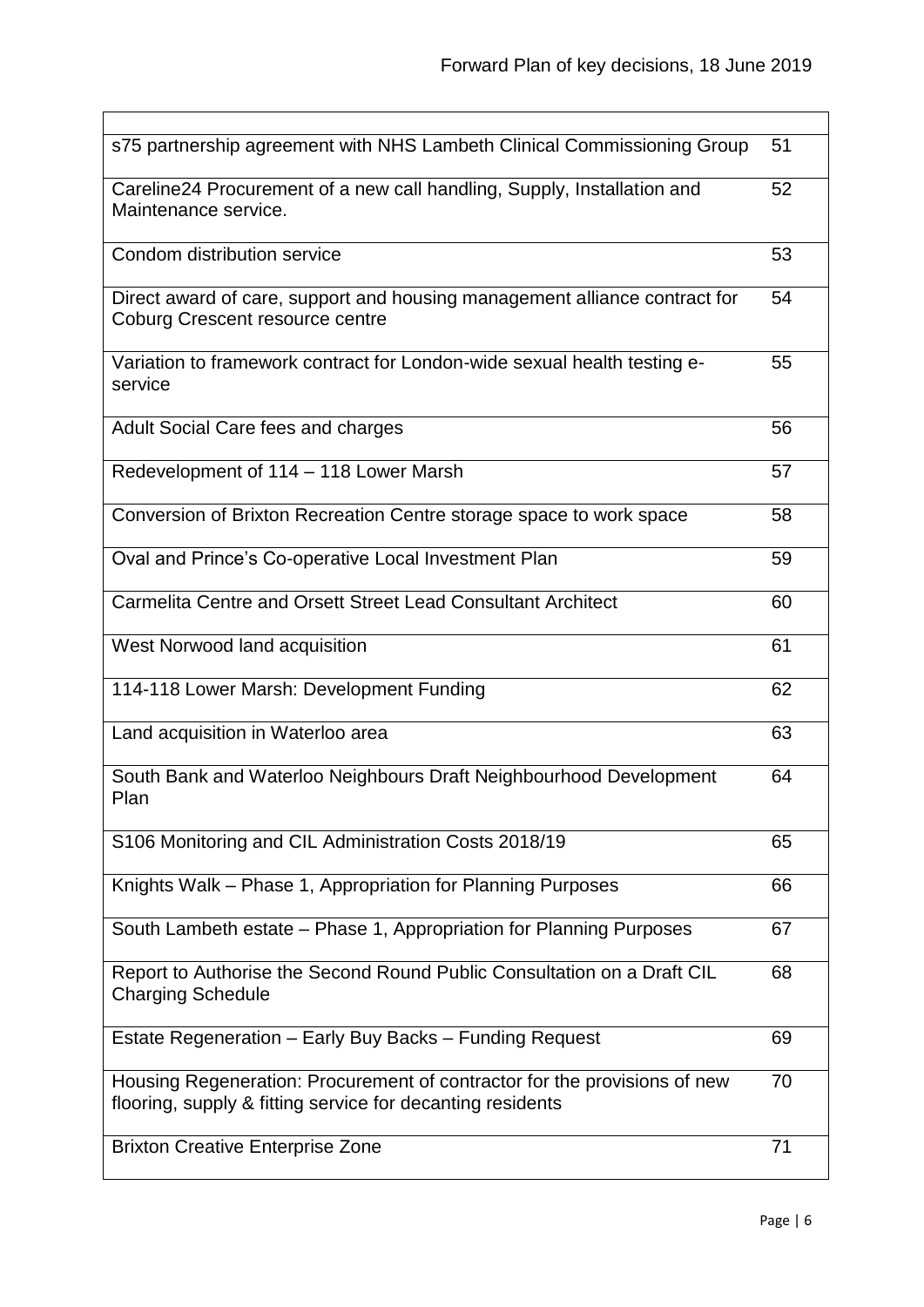| | |
|---|---|
| s75 partnership agreement with NHS Lambeth Clinical Commissioning Group | 51 |
| Careline24 Procurement of a new call handling, Supply, Installation and Maintenance service. | 52 |
| Condom distribution service | 53 |
| Direct award of care, support and housing management alliance contract for Coburg Crescent resource centre | 54 |
| Variation to framework contract for London-wide sexual health testing e-service | 55 |
| Adult Social Care fees and charges | 56 |
| Redevelopment of 114 – 118 Lower Marsh | 57 |
| Conversion of Brixton Recreation Centre storage space to work space | 58 |
| Oval and Prince's Co-operative Local Investment Plan | 59 |
| Carmelita Centre and Orsett Street Lead Consultant Architect | 60 |
| West Norwood land acquisition | 61 |
| 114-118 Lower Marsh: Development Funding | 62 |
| Land acquisition in Waterloo area | 63 |
| South Bank and Waterloo Neighbours Draft Neighbourhood Development Plan | 64 |
| S106 Monitoring and CIL Administration Costs 2018/19 | 65 |
| Knights Walk – Phase 1, Appropriation for Planning Purposes | 66 |
| South Lambeth estate – Phase 1, Appropriation for Planning Purposes | 67 |
| Report to Authorise the Second Round Public Consultation on a Draft CIL Charging Schedule | 68 |
| Estate Regeneration – Early Buy Backs – Funding Request | 69 |
| Housing Regeneration: Procurement of contractor for the provisions of new flooring, supply & fitting service for decanting residents | 70 |
| Brixton Creative Enterprise Zone | 71 |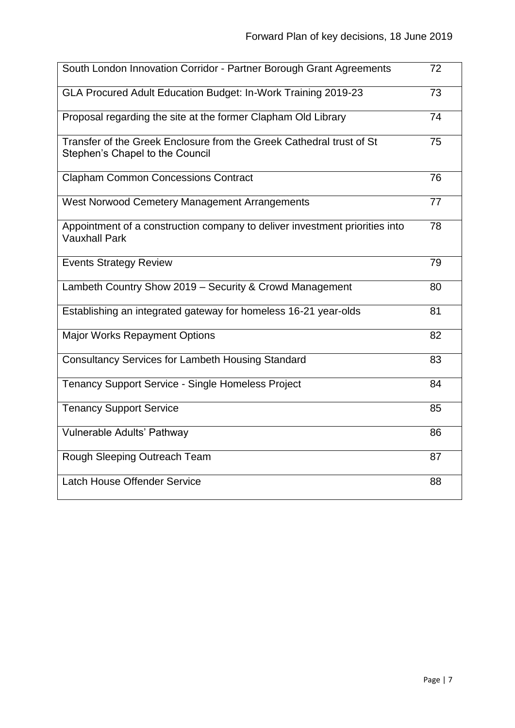| | |
|---|---|
| South London Innovation Corridor - Partner Borough Grant Agreements | 72 |
| GLA Procured Adult Education Budget: In-Work Training 2019-23 | 73 |
| Proposal regarding the site at the former Clapham Old Library | 74 |
| Transfer of the Greek Enclosure from the Greek Cathedral trust of St Stephen's Chapel to the Council | 75 |
| Clapham Common Concessions Contract | 76 |
| West Norwood Cemetery Management Arrangements | 77 |
| Appointment of a construction company to deliver investment priorities into Vauxhall Park | 78 |
| Events Strategy Review | 79 |
| Lambeth Country Show 2019 – Security & Crowd Management | 80 |
| Establishing an integrated gateway for homeless 16-21 year-olds | 81 |
| Major Works Repayment Options | 82 |
| Consultancy Services for Lambeth Housing Standard | 83 |
| Tenancy Support Service - Single Homeless Project | 84 |
| Tenancy Support Service | 85 |
| Vulnerable Adults' Pathway | 86 |
| Rough Sleeping Outreach Team | 87 |
| Latch House Offender Service | 88 |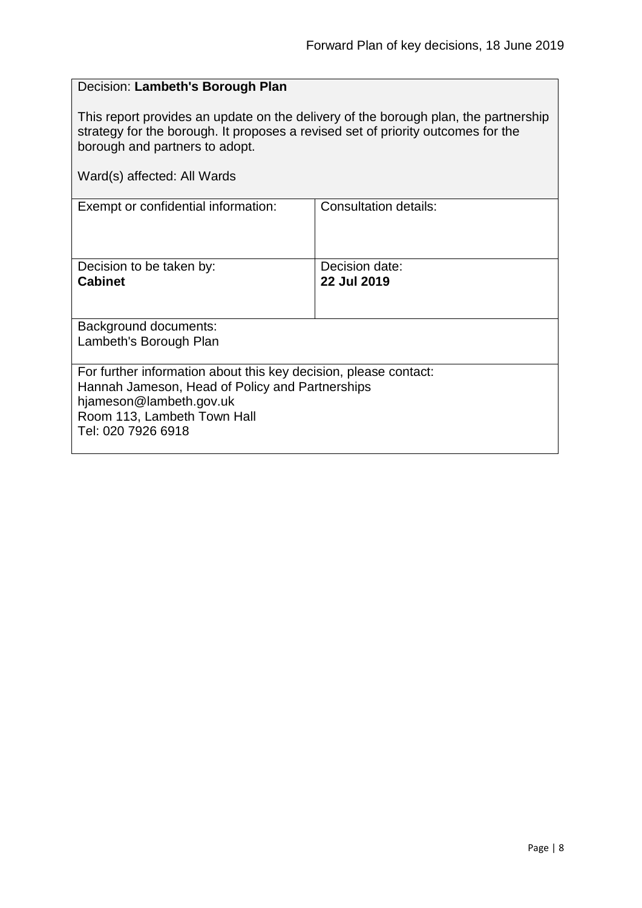Decision: **Lambeth's Borough Plan**

This report provides an update on the delivery of the borough plan, the partnership strategy for the borough. It proposes a revised set of priority outcomes for the borough and partners to adopt.

Ward(s) affected: All Wards

| Exempt or confidential information: | Consultation details: |
|---|---|
| Decision to be taken by:<br>**Cabinet** | Decision date:<br>**22 Jul 2019** |

Background documents:
Lambeth's Borough Plan

For further information about this key decision, please contact:
Hannah Jameson, Head of Policy and Partnerships
hjameson@lambeth.gov.uk
Room 113, Lambeth Town Hall
Tel: 020 7926 6918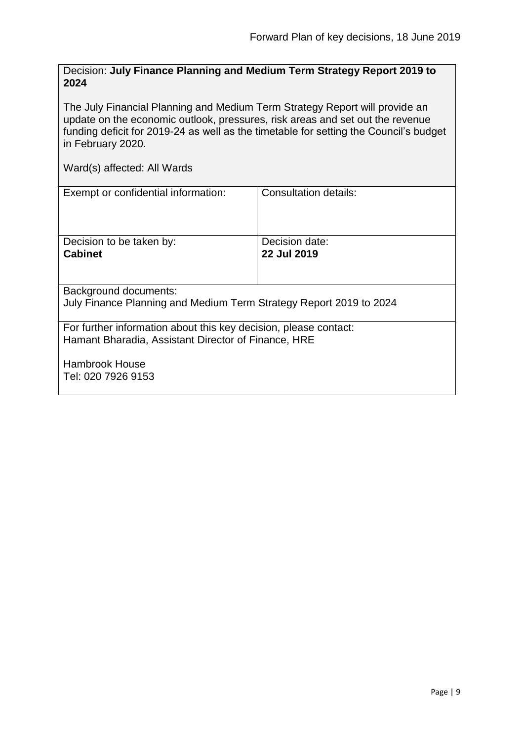Decision: **July Finance Planning and Medium Term Strategy Report 2019 to 2024**

The July Financial Planning and Medium Term Strategy Report will provide an update on the economic outlook, pressures, risk areas and set out the revenue funding deficit for 2019-24 as well as the timetable for setting the Council's budget in February 2020.

Ward(s) affected: All Wards

| Exempt or confidential information: | Consultation details: |
|---|---|
| Decision to be taken by: **Cabinet** | Decision date: **22 Jul 2019** |

Background documents:
July Finance Planning and Medium Term Strategy Report 2019 to 2024

For further information about this key decision, please contact:
Hamant Bharadia, Assistant Director of Finance, HRE

Hambrook House
Tel: 020 7926 9153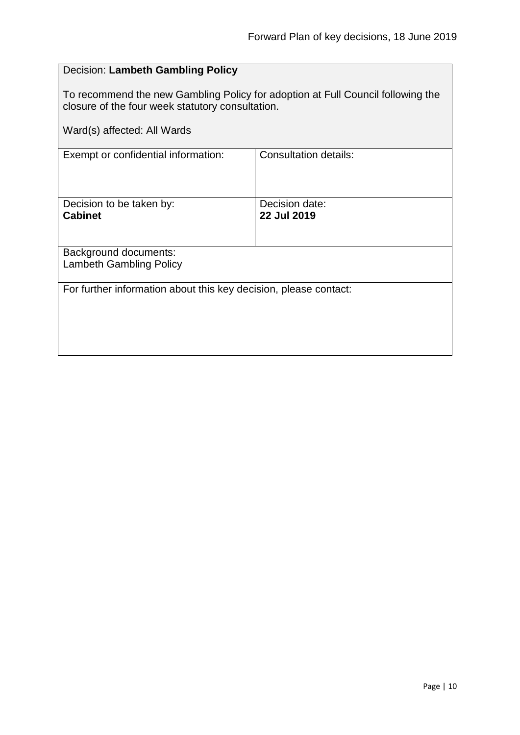Decision: **Lambeth Gambling Policy**

To recommend the new Gambling Policy for adoption at Full Council following the closure of the four week statutory consultation.

Ward(s) affected: All Wards

| Exempt or confidential information: | Consultation details: |
| --- | --- |
| Decision to be taken by: **Cabinet** | Decision date: **22 Jul 2019** |

Background documents:
Lambeth Gambling Policy

For further information about this key decision, please contact: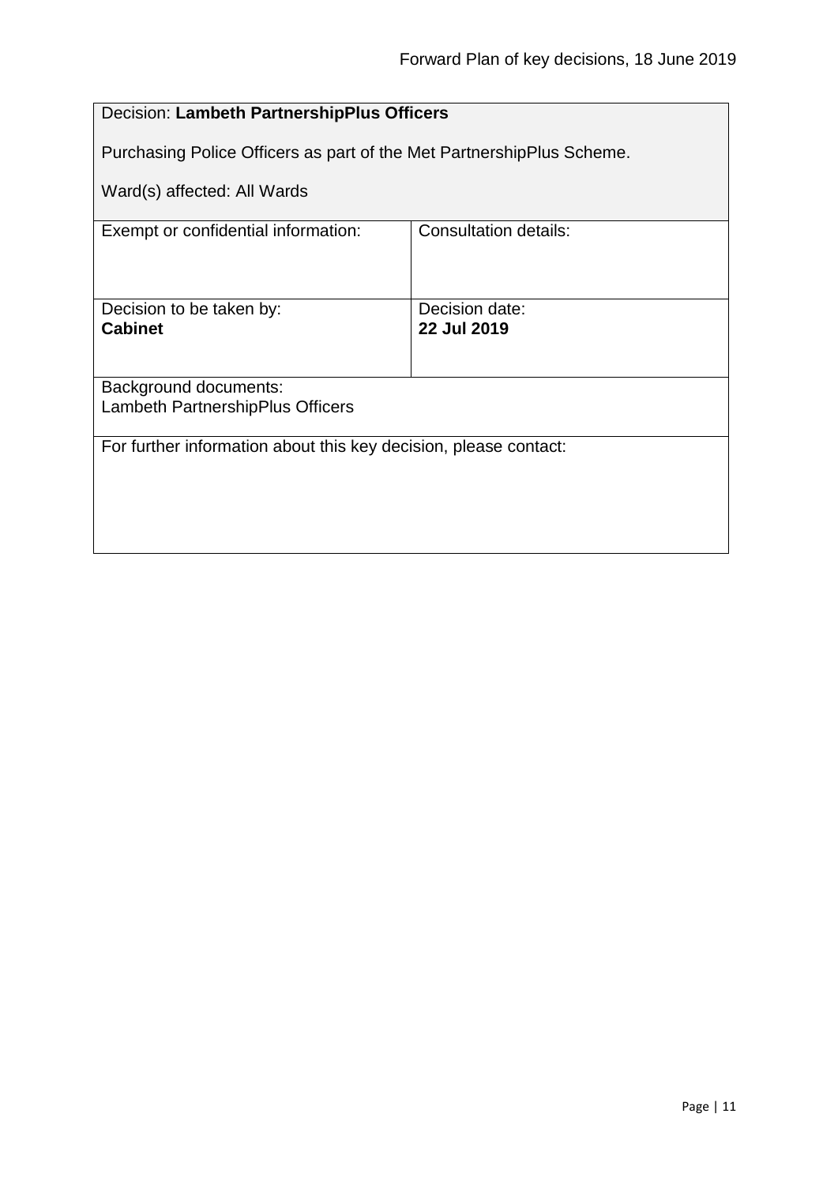| Decision: **Lambeth PartnershipPlus Officers**<br><br>Purchasing Police Officers as part of the Met PartnershipPlus Scheme.<br><br>Ward(s) affected: All Wards | |
| --- | --- |
| Exempt or confidential information: | Consultation details: |
| Decision to be taken by:<br>**Cabinet** | Decision date:<br>**22 Jul 2019** |
| Background documents:<br>Lambeth PartnershipPlus Officers | |
| For further information about this key decision, please contact: | |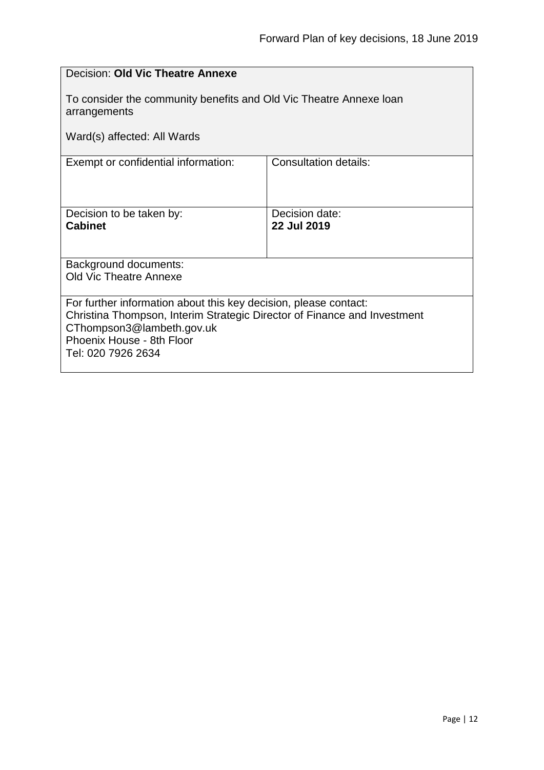Decision: **Old Vic Theatre Annexe**

To consider the community benefits and Old Vic Theatre Annexe loan arrangements

Ward(s) affected: All Wards

| Exempt or confidential information: | Consultation details: |
| --- | --- |
| Decision to be taken by:<br>**Cabinet** | Decision date:<br>**22 Jul 2019** |

Background documents:
Old Vic Theatre Annexe

For further information about this key decision, please contact:
Christina Thompson, Interim Strategic Director of Finance and Investment
CThompson3@lambeth.gov.uk
Phoenix House - 8th Floor
Tel: 020 7926 2634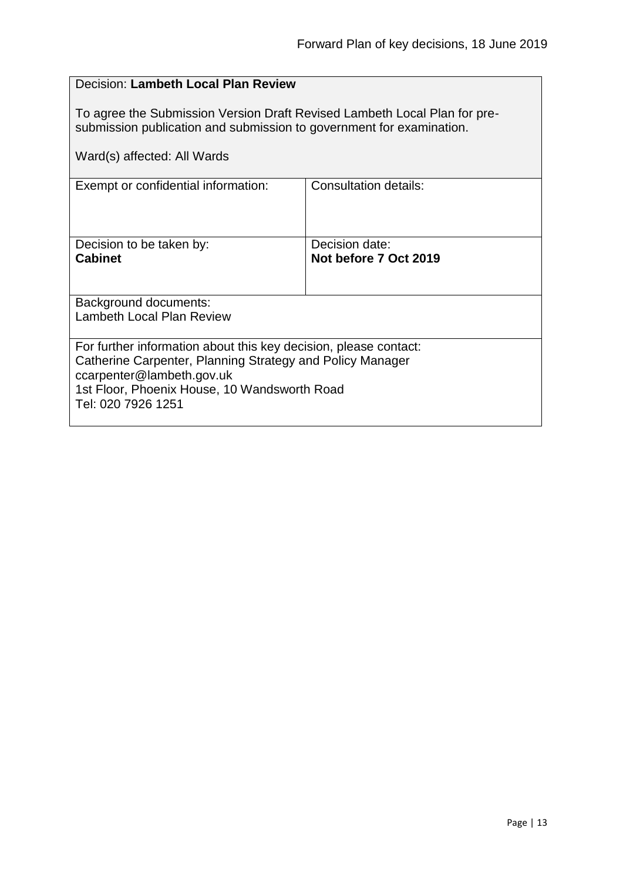Decision: **Lambeth Local Plan Review**

To agree the Submission Version Draft Revised Lambeth Local Plan for pre-submission publication and submission to government for examination.

Ward(s) affected: All Wards

| Exempt or confidential information: | Consultation details: |
| --- | --- |
| Decision to be taken by:<br>**Cabinet** | Decision date:<br>**Not before 7 Oct 2019** |

Background documents:
Lambeth Local Plan Review

For further information about this key decision, please contact:
Catherine Carpenter, Planning Strategy and Policy Manager
ccarpenter@lambeth.gov.uk
1st Floor, Phoenix House, 10 Wandsworth Road
Tel: 020 7926 1251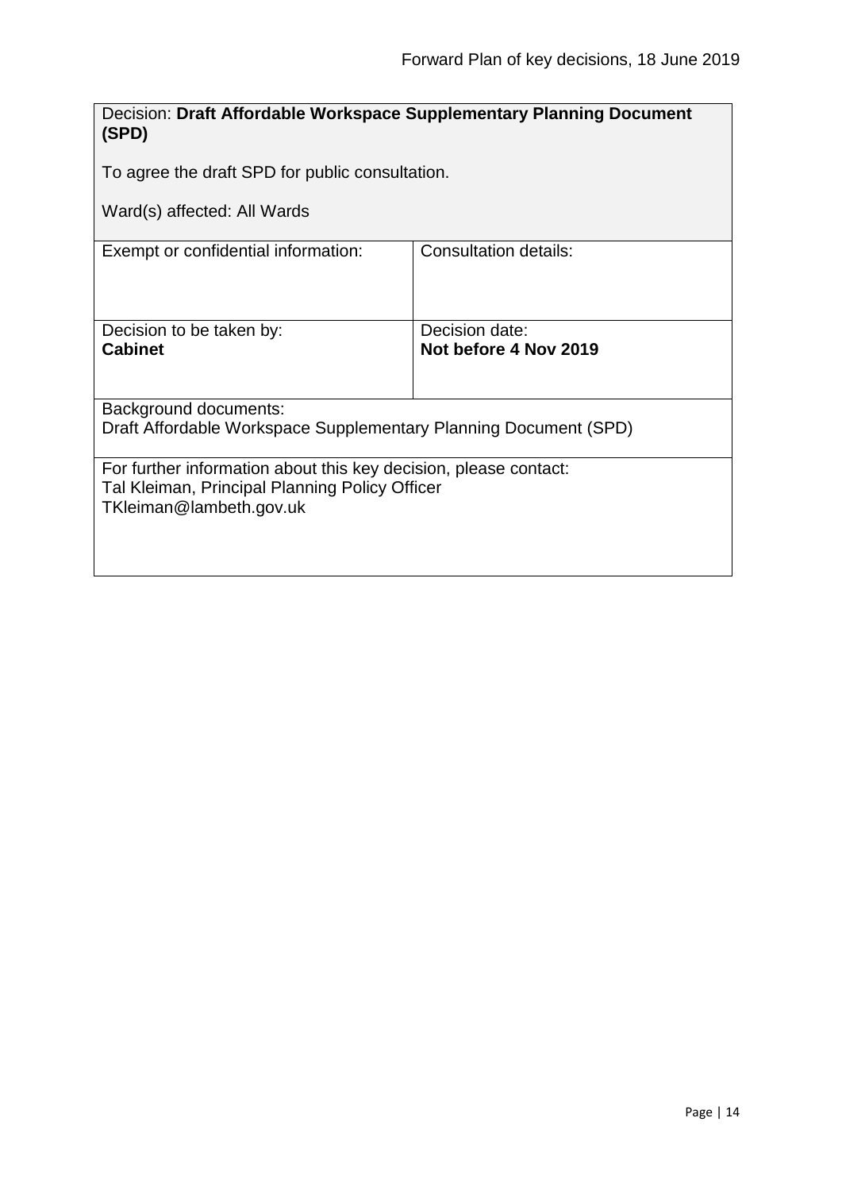Decision: **Draft Affordable Workspace Supplementary Planning Document (SPD)**

To agree the draft SPD for public consultation.

Ward(s) affected: All Wards

| Exempt or confidential information: | Consultation details: |
| --- | --- |
| Decision to be taken by: **Cabinet** | Decision date: **Not before 4 Nov 2019** |

Background documents:
Draft Affordable Workspace Supplementary Planning Document (SPD)

For further information about this key decision, please contact:
Tal Kleiman, Principal Planning Policy Officer
TKleiman@lambeth.gov.uk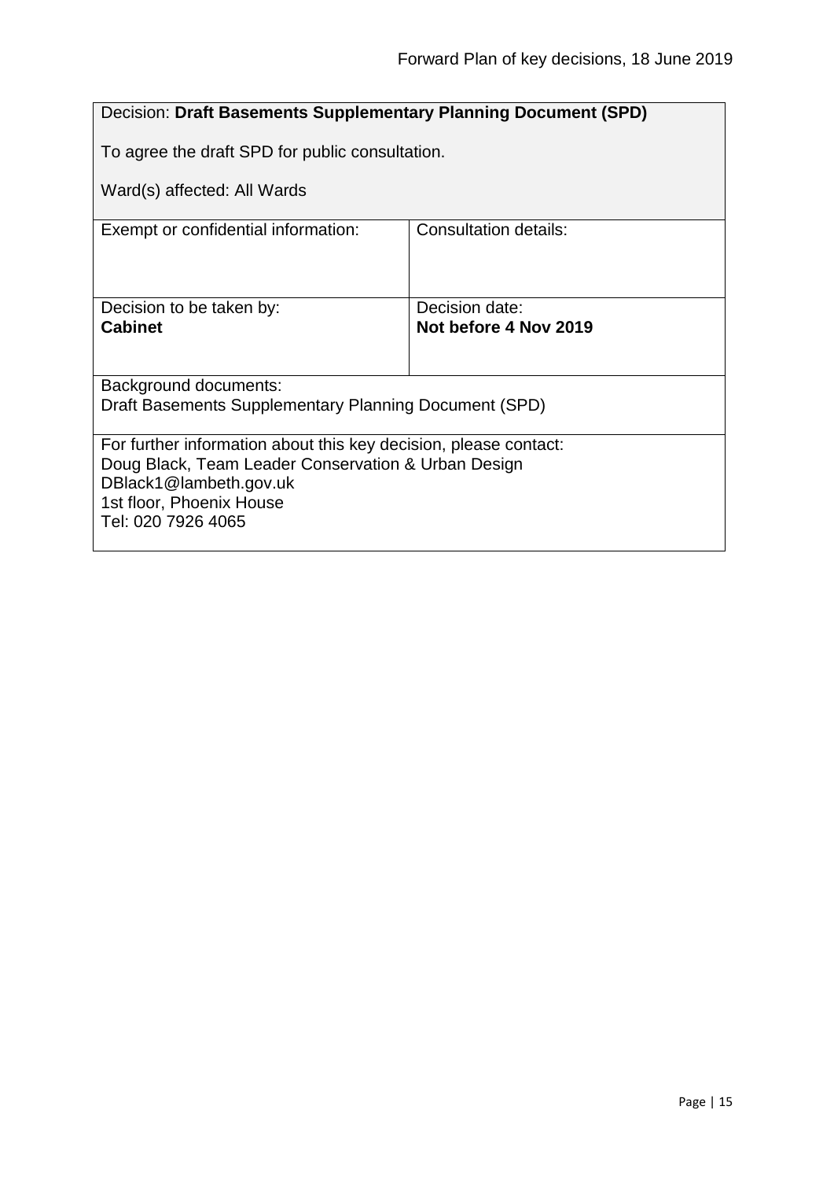| Decision: **Draft Basements Supplementary Planning Document (SPD)**<br><br>To agree the draft SPD for public consultation.<br><br>Ward(s) affected: All Wards | |
|---|---|
| Exempt or confidential information: | Consultation details: |
| Decision to be taken by:<br>**Cabinet** | Decision date:<br>**Not before 4 Nov 2019** |
| Background documents:<br>Draft Basements Supplementary Planning Document (SPD) | |
| For further information about this key decision, please contact:<br>Doug Black, Team Leader Conservation & Urban Design<br>DBlack1@lambeth.gov.uk<br>1st floor, Phoenix House<br>Tel: 020 7926 4065 | |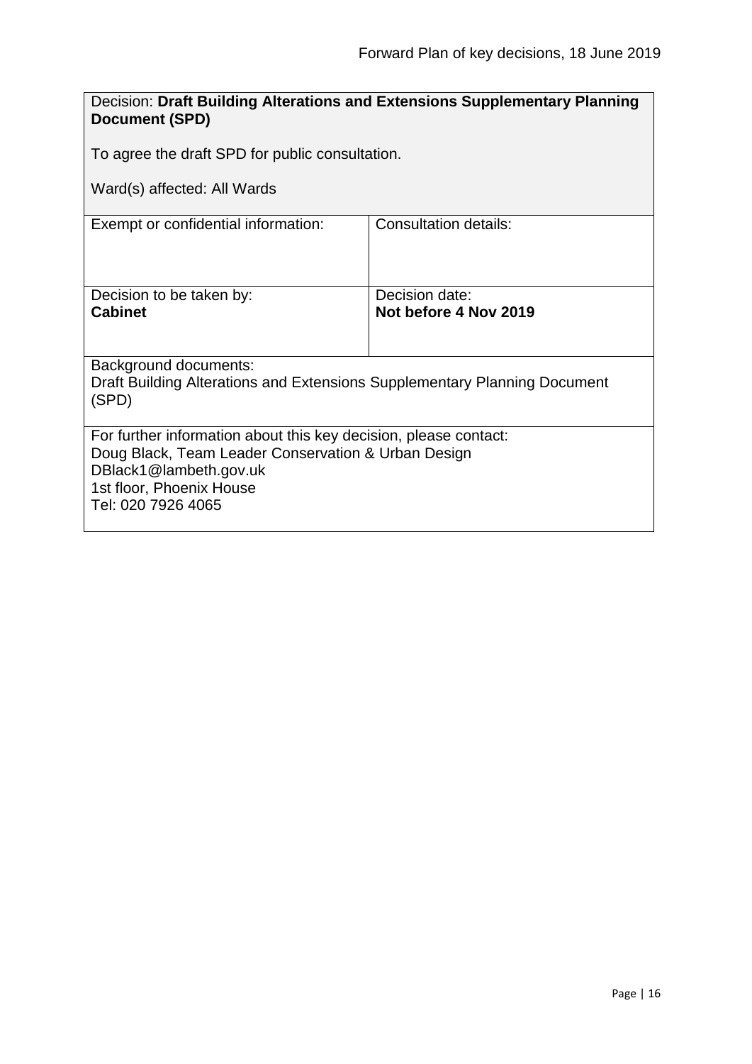Decision: **Draft Building Alterations and Extensions Supplementary Planning Document (SPD)**

To agree the draft SPD for public consultation.

Ward(s) affected: All Wards

| Exempt or confidential information: | Consultation details: |
|---|---|
| Decision to be taken by: **Cabinet** | Decision date: **Not before 4 Nov 2019** |

Background documents:
Draft Building Alterations and Extensions Supplementary Planning Document (SPD)

For further information about this key decision, please contact:
Doug Black, Team Leader Conservation & Urban Design
DBlack1@lambeth.gov.uk
1st floor, Phoenix House
Tel: 020 7926 4065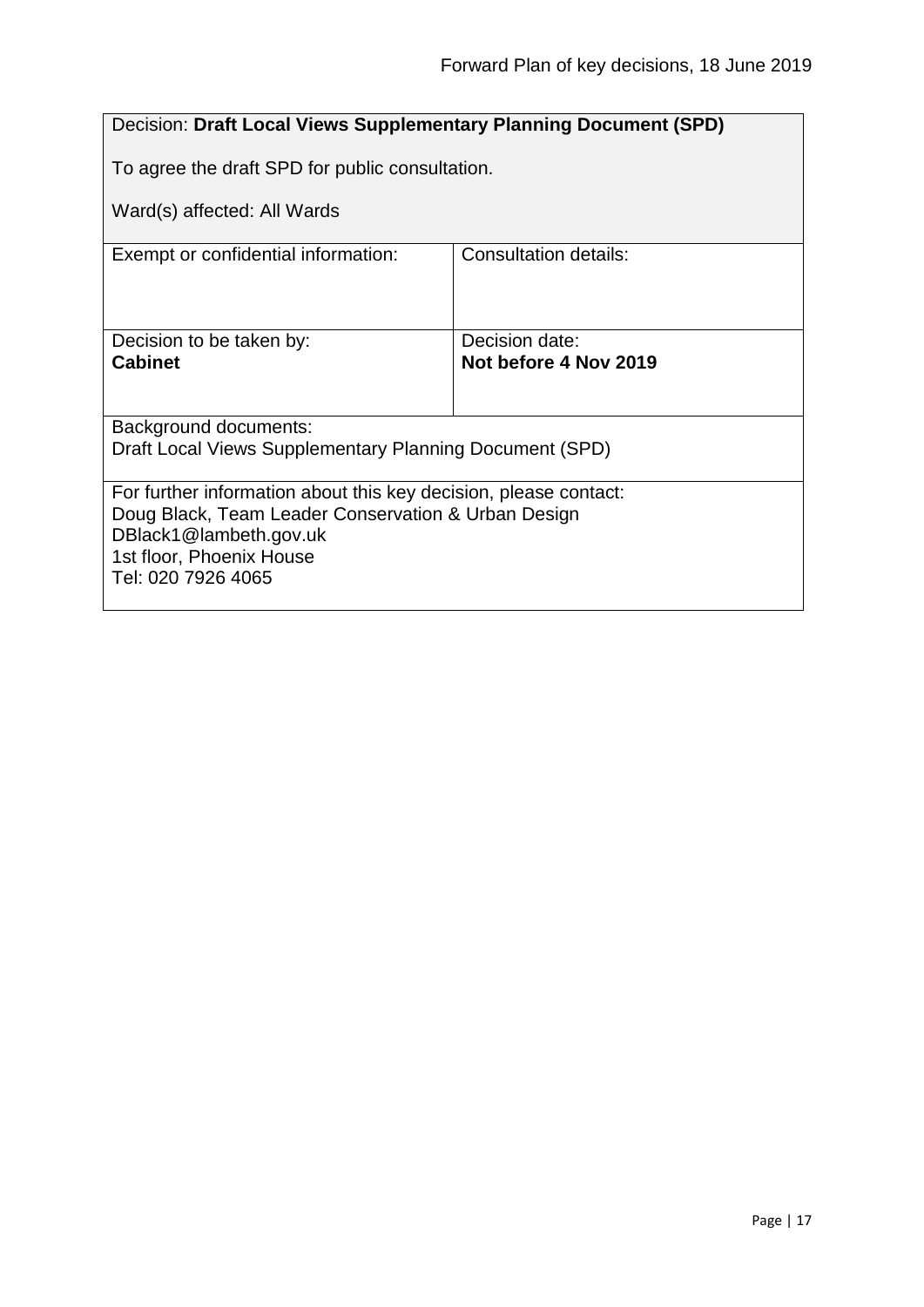Decision: **Draft Local Views Supplementary Planning Document (SPD)**

To agree the draft SPD for public consultation.

Ward(s) affected: All Wards

| Exempt or confidential information: | Consultation details: |
| --- | --- |
| Decision to be taken by:<br>**Cabinet** | Decision date:<br>**Not before 4 Nov 2019** |

Background documents:
Draft Local Views Supplementary Planning Document (SPD)

For further information about this key decision, please contact:
Doug Black, Team Leader Conservation & Urban Design
DBlack1@lambeth.gov.uk
1st floor, Phoenix House
Tel: 020 7926 4065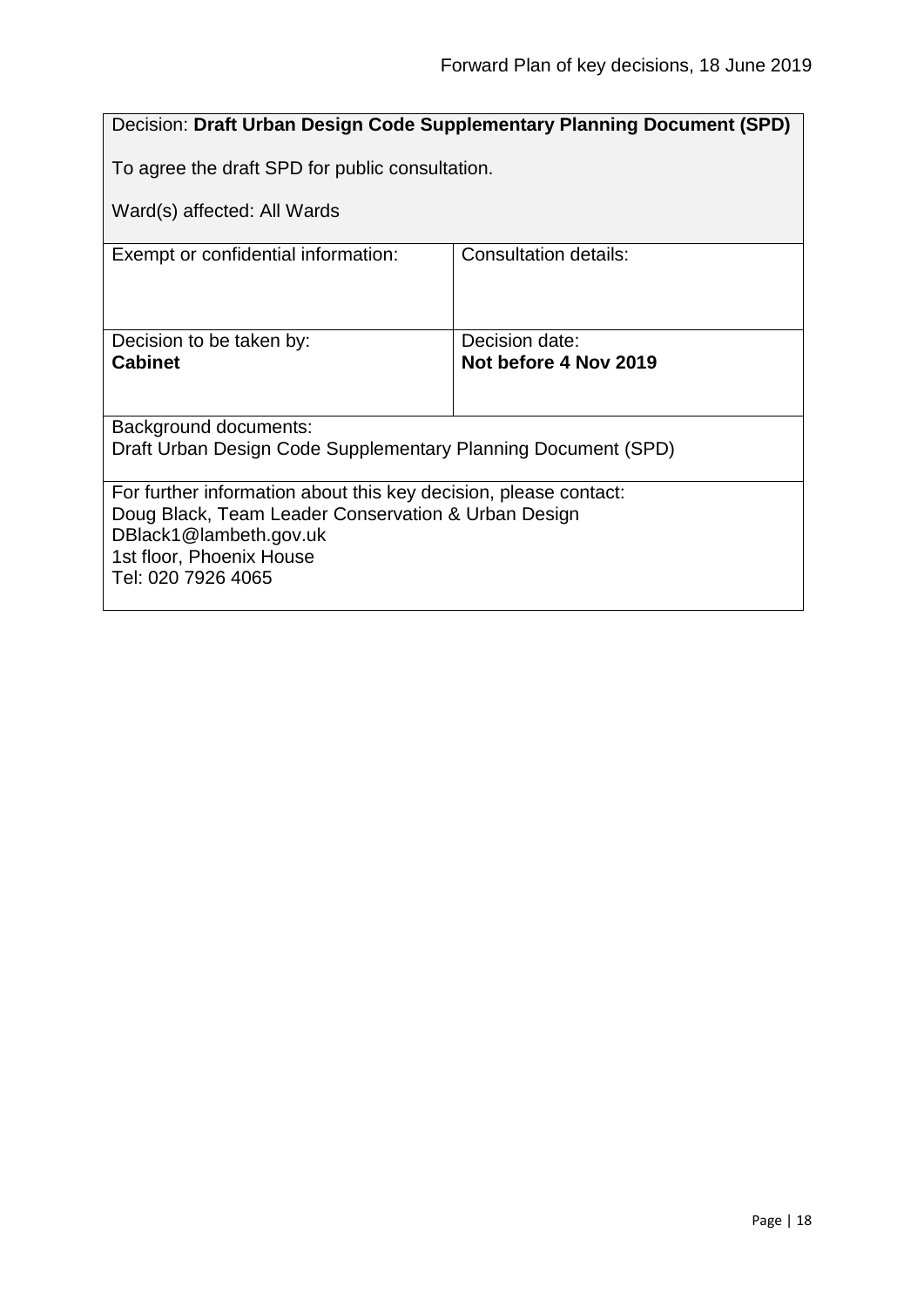| Decision: **Draft Urban Design Code Supplementary Planning Document (SPD)**<br><br>To agree the draft SPD for public consultation.<br><br>Ward(s) affected: All Wards | |
|---|---|
| Exempt or confidential information: | Consultation details: |
| Decision to be taken by:<br>**Cabinet** | Decision date:<br>**Not before 4 Nov 2019** |
| Background documents:<br>Draft Urban Design Code Supplementary Planning Document (SPD) | |
| For further information about this key decision, please contact:<br>Doug Black, Team Leader Conservation & Urban Design<br>DBlack1@lambeth.gov.uk<br>1st floor, Phoenix House<br>Tel: 020 7926 4065 | |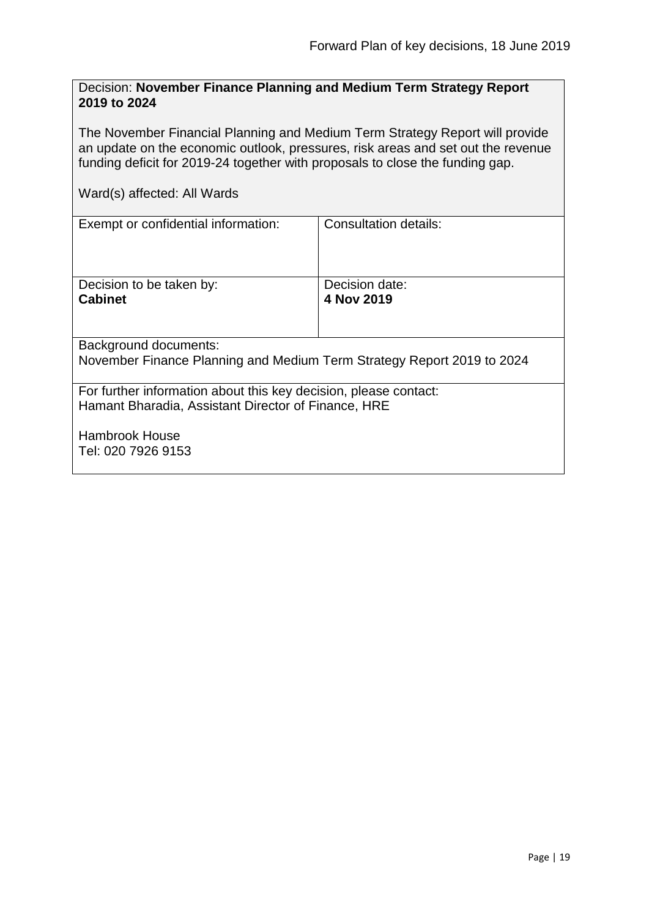Decision: **November Finance Planning and Medium Term Strategy Report 2019 to 2024**

The November Financial Planning and Medium Term Strategy Report will provide an update on the economic outlook, pressures, risk areas and set out the revenue funding deficit for 2019-24 together with proposals to close the funding gap.

Ward(s) affected: All Wards

| Exempt or confidential information: | Consultation details: |
|---|---|
| Decision to be taken by: **Cabinet** | Decision date: **4 Nov 2019** |

Background documents:
November Finance Planning and Medium Term Strategy Report 2019 to 2024

For further information about this key decision, please contact:
Hamant Bharadia, Assistant Director of Finance, HRE

Hambrook House
Tel: 020 7926 9153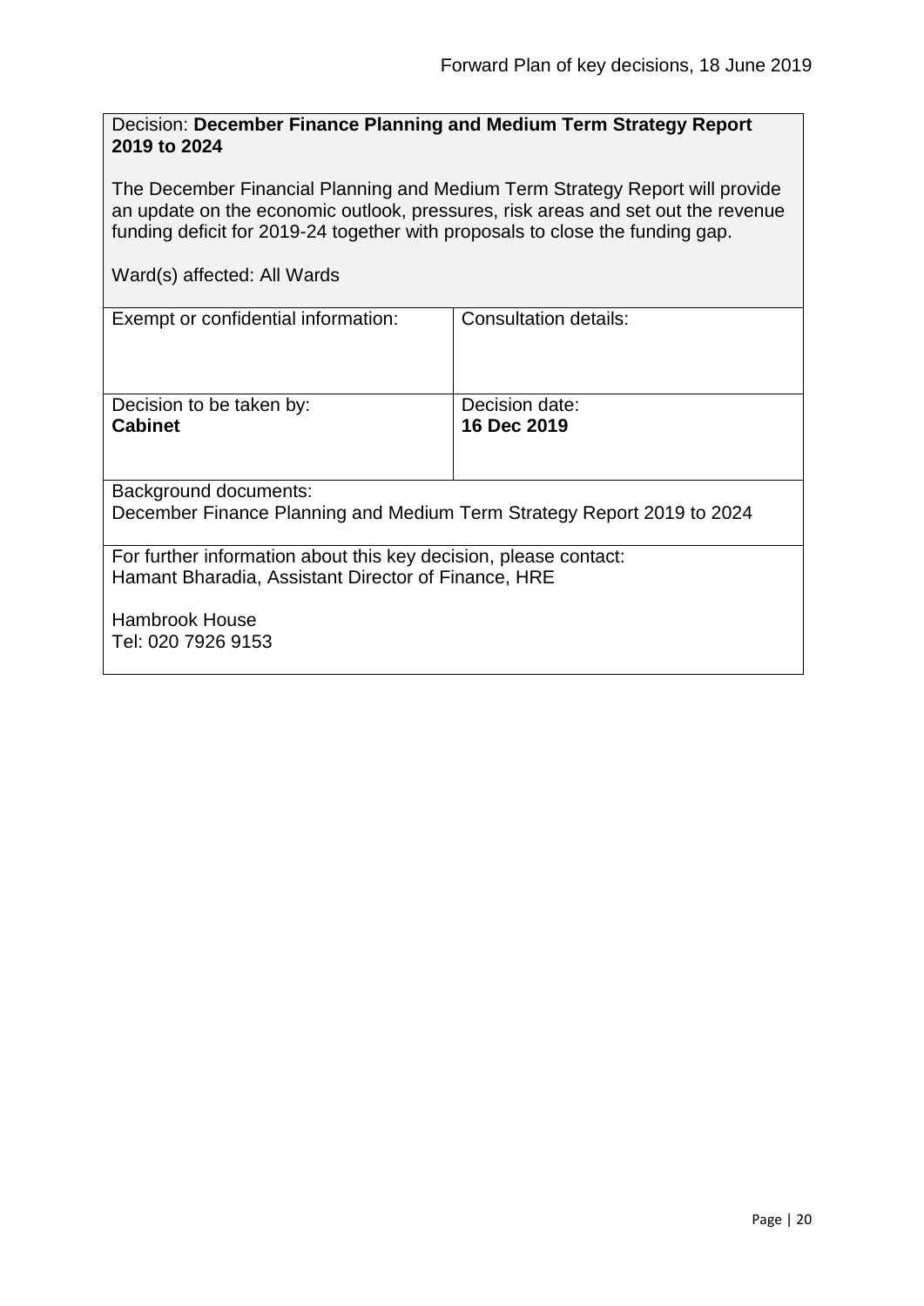Decision: **December Finance Planning and Medium Term Strategy Report 2019 to 2024**

The December Financial Planning and Medium Term Strategy Report will provide an update on the economic outlook, pressures, risk areas and set out the revenue funding deficit for 2019-24 together with proposals to close the funding gap.

Ward(s) affected: All Wards

| Exempt or confidential information: | Consultation details: |
| --- | --- |
| Decision to be taken by:<br>**Cabinet** | Decision date:<br>**16 Dec 2019** |

Background documents:
December Finance Planning and Medium Term Strategy Report 2019 to 2024

For further information about this key decision, please contact:
Hamant Bharadia, Assistant Director of Finance, HRE

Hambrook House
Tel: 020 7926 9153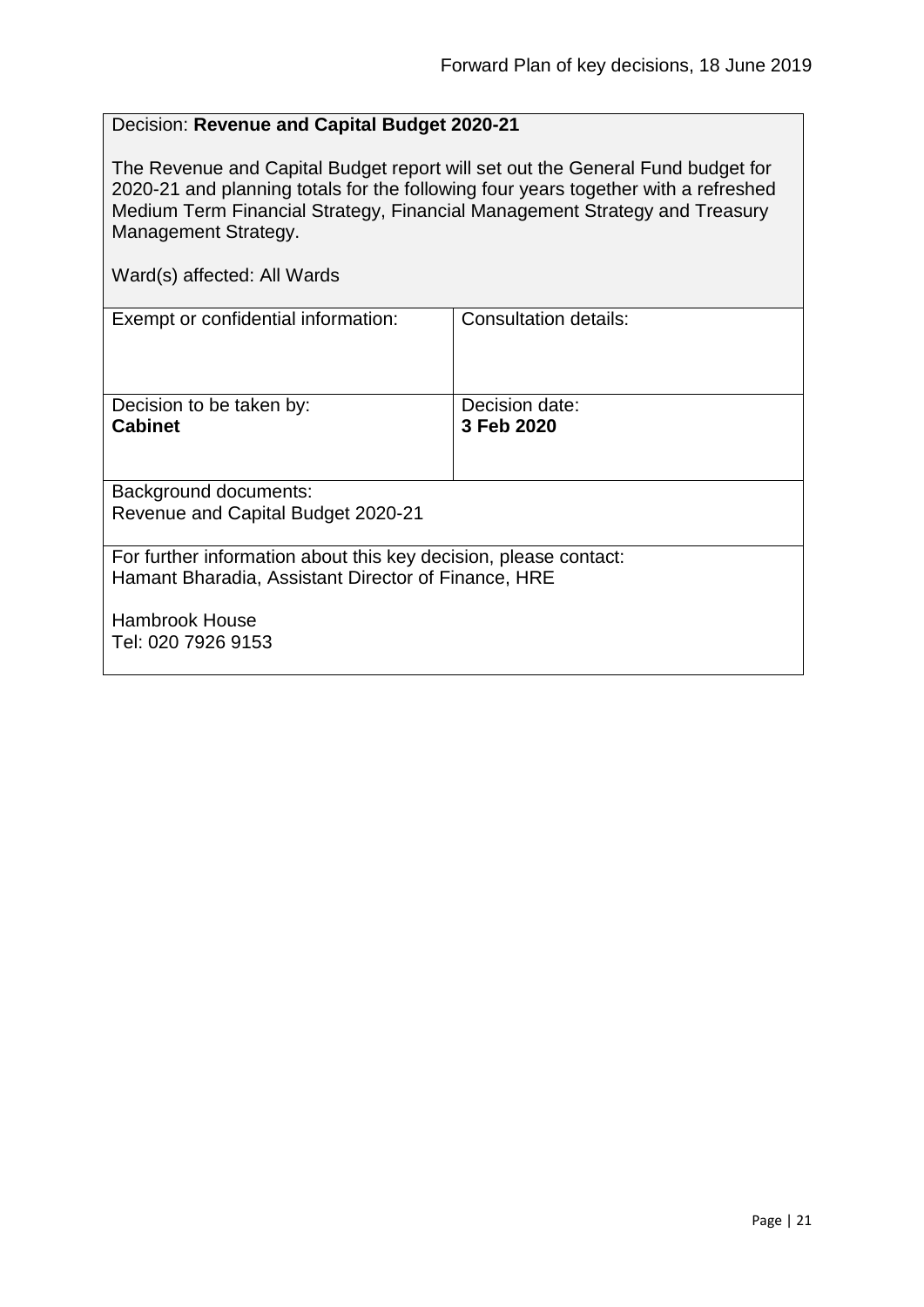Decision: **Revenue and Capital Budget 2020-21**

The Revenue and Capital Budget report will set out the General Fund budget for 2020-21 and planning totals for the following four years together with a refreshed Medium Term Financial Strategy, Financial Management Strategy and Treasury Management Strategy.

Ward(s) affected: All Wards

| Exempt or confidential information: | Consultation details: |
| --- | --- |
| Decision to be taken by: **Cabinet** | Decision date: **3 Feb 2020** |

Background documents:
Revenue and Capital Budget 2020-21

For further information about this key decision, please contact:
Hamant Bharadia, Assistant Director of Finance, HRE

Hambrook House
Tel: 020 7926 9153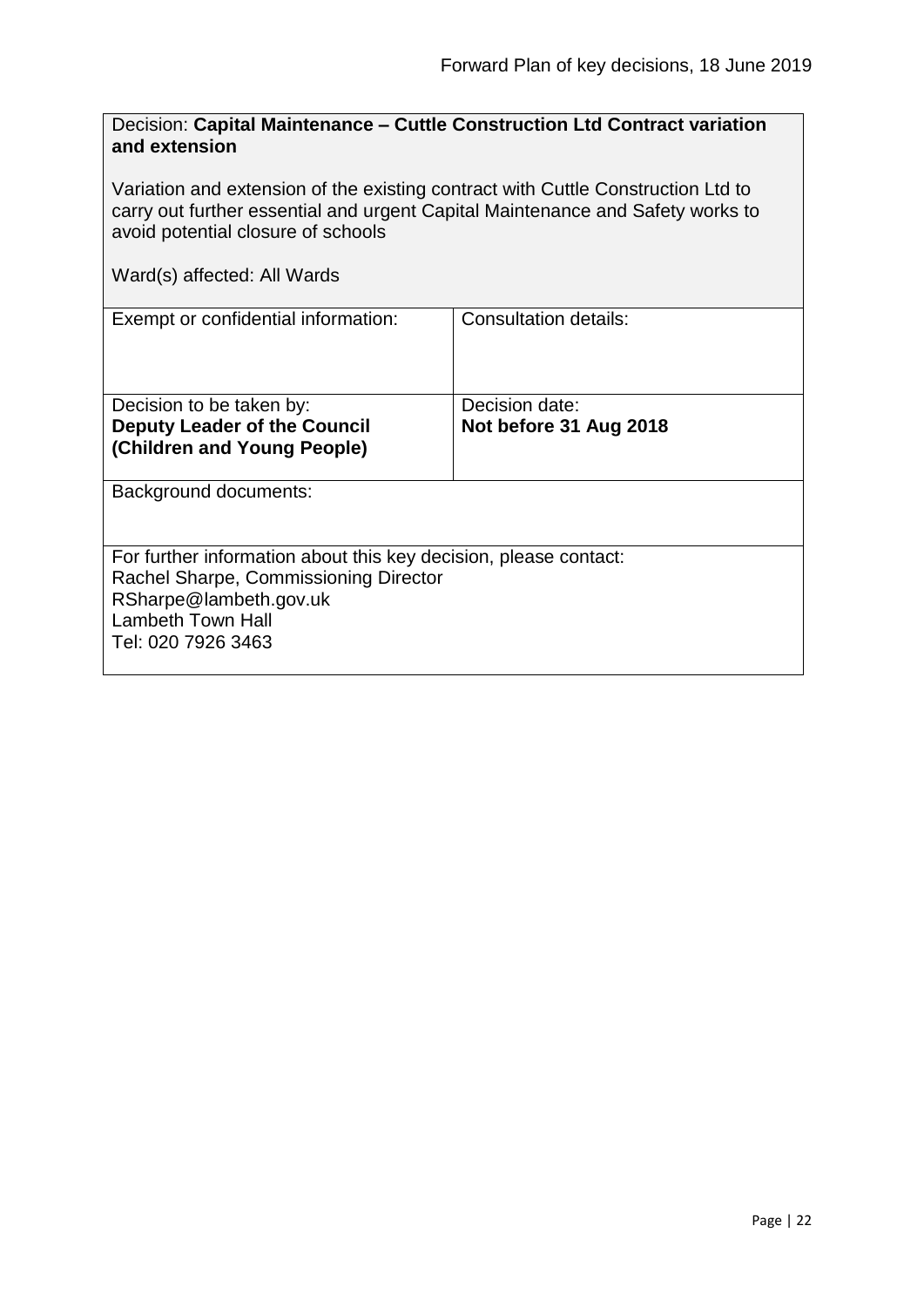Decision: **Capital Maintenance – Cuttle Construction Ltd Contract variation and extension**

Variation and extension of the existing contract with Cuttle Construction Ltd to carry out further essential and urgent Capital Maintenance and Safety works to avoid potential closure of schools

Ward(s) affected: All Wards

| Exempt or confidential information: | Consultation details: |
| --- | --- |
| Decision to be taken by:<br>**Deputy Leader of the Council (Children and Young People)** | Decision date:<br>**Not before 31 Aug 2018** |

Background documents:

For further information about this key decision, please contact:
Rachel Sharpe, Commissioning Director
RSharpe@lambeth.gov.uk
Lambeth Town Hall
Tel: 020 7926 3463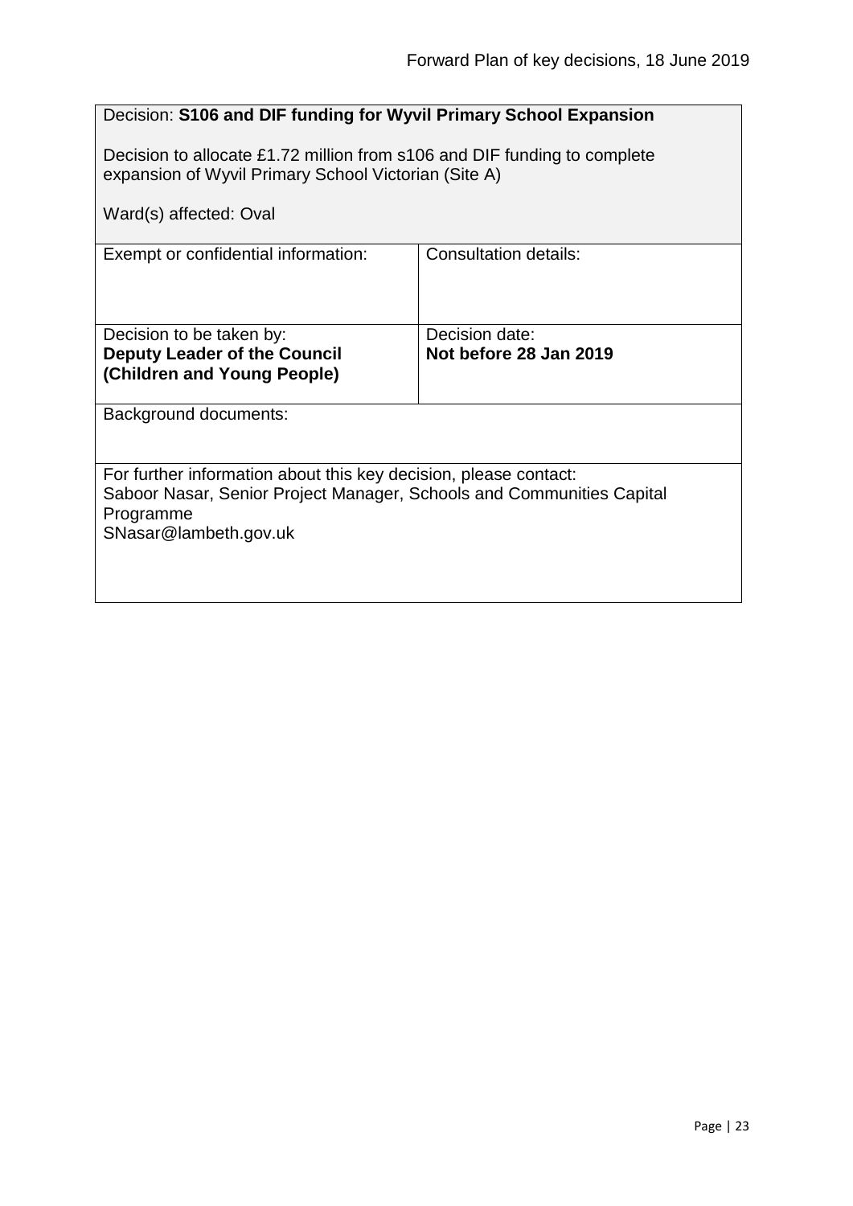| Decision: **S106 and DIF funding for Wyvil Primary School Expansion**<br><br>Decision to allocate £1.72 million from s106 and DIF funding to complete expansion of Wyvil Primary School Victorian (Site A)<br><br>Ward(s) affected: Oval | |
|---|---|
| Exempt or confidential information: | Consultation details: |
| Decision to be taken by:<br>**Deputy Leader of the Council (Children and Young People)** | Decision date:<br>**Not before 28 Jan 2019** |
| Background documents: | |
| For further information about this key decision, please contact:<br>Saboor Nasar, Senior Project Manager, Schools and Communities Capital Programme<br>SNasar@lambeth.gov.uk | |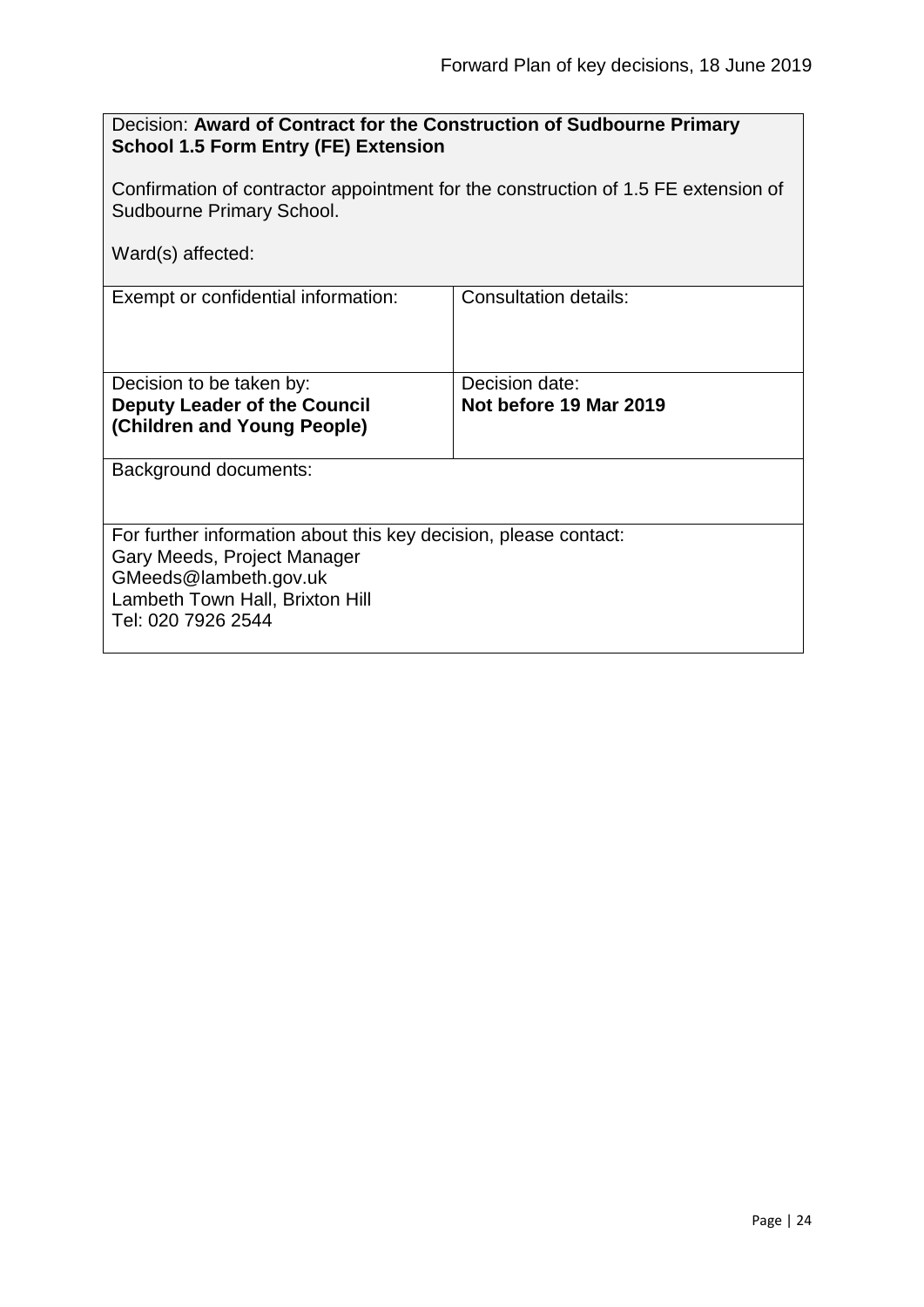Decision: **Award of Contract for the Construction of Sudbourne Primary School 1.5 Form Entry (FE) Extension**

Confirmation of contractor appointment for the construction of 1.5 FE extension of Sudbourne Primary School.

Ward(s) affected:

| Exempt or confidential information: | Consultation details: |
| --- | --- |
| Decision to be taken by: **Deputy Leader of the Council (Children and Young People)** | Decision date: **Not before 19 Mar 2019** |

Background documents:

For further information about this key decision, please contact:
Gary Meeds, Project Manager
GMeeds@lambeth.gov.uk
Lambeth Town Hall, Brixton Hill
Tel: 020 7926 2544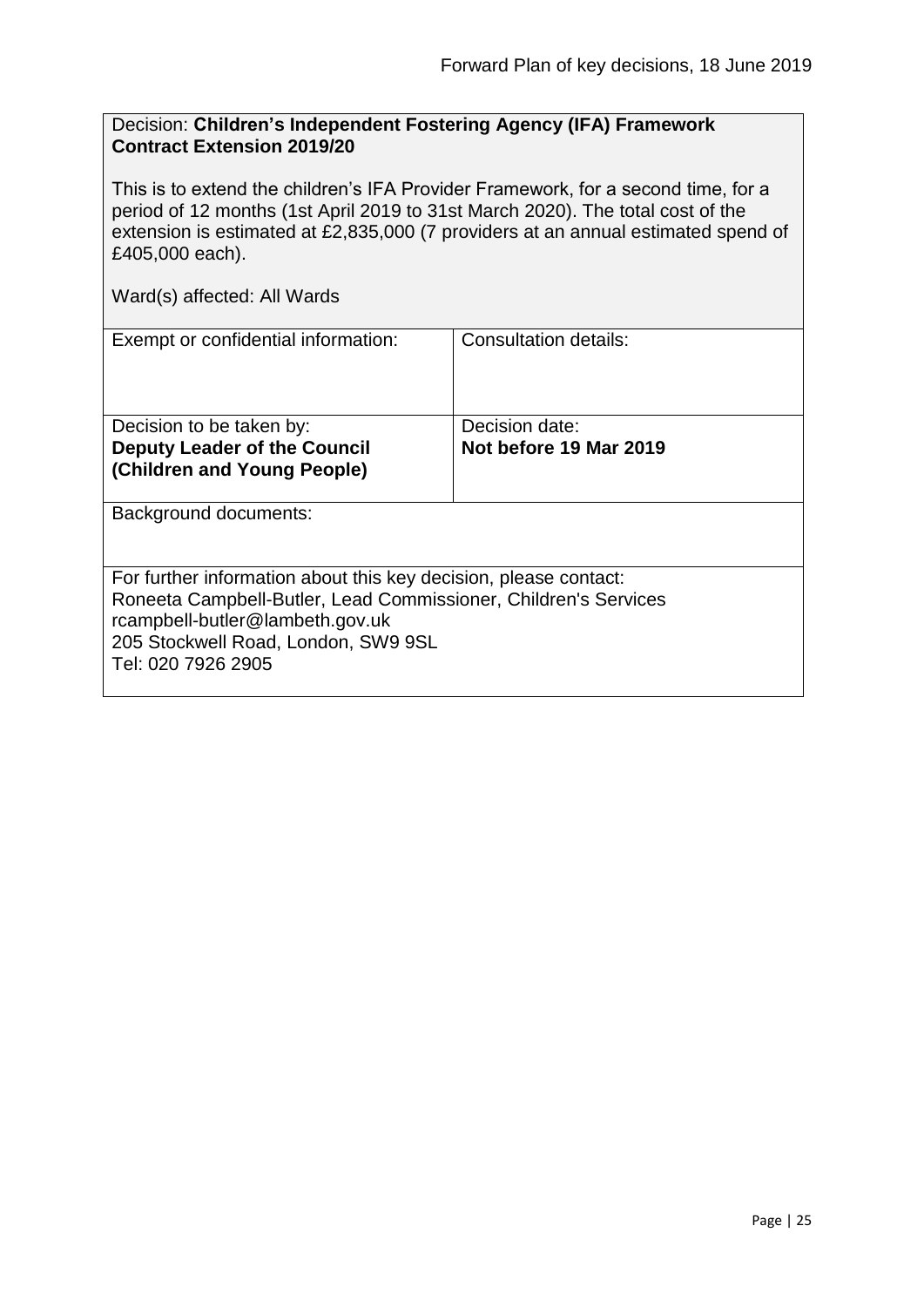Decision: **Children's Independent Fostering Agency (IFA) Framework Contract Extension 2019/20**

This is to extend the children's IFA Provider Framework, for a second time, for a period of 12 months (1st April 2019 to 31st March 2020). The total cost of the extension is estimated at £2,835,000 (7 providers at an annual estimated spend of £405,000 each).

Ward(s) affected: All Wards

| Exempt or confidential information: | Consultation details: |
|---|---|
| Decision to be taken by: **Deputy Leader of the Council (Children and Young People)** | Decision date: **Not before 19 Mar 2019** |

Background documents:

For further information about this key decision, please contact:
Roneeta Campbell-Butler, Lead Commissioner, Children's Services
rcampbell-butler@lambeth.gov.uk
205 Stockwell Road, London, SW9 9SL
Tel: 020 7926 2905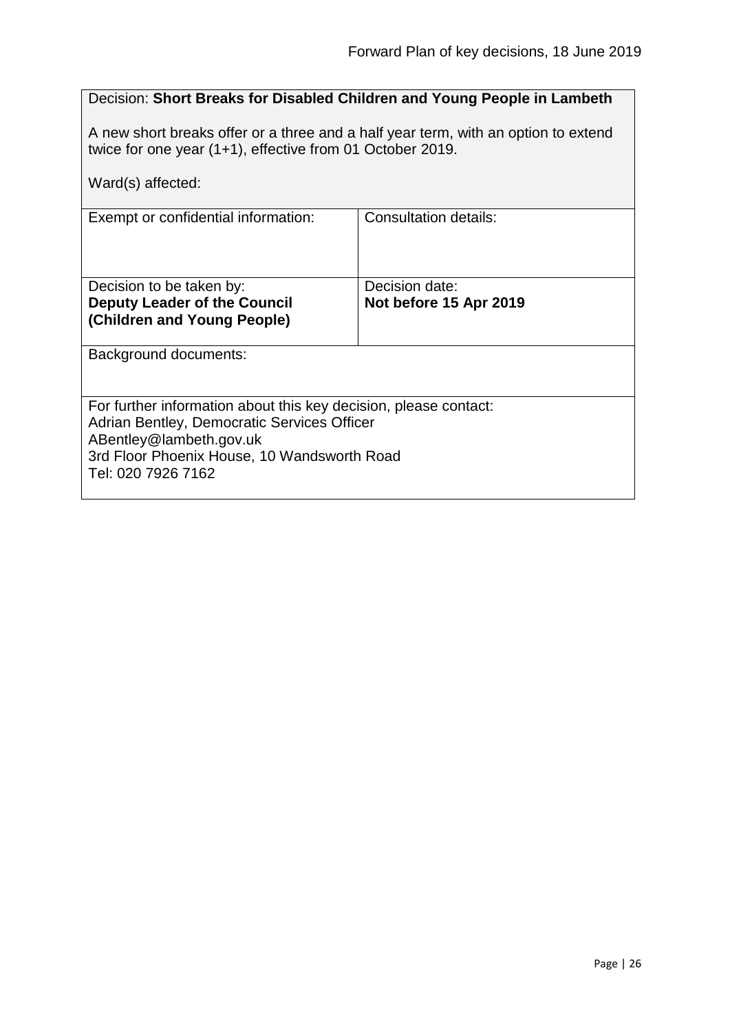Decision: **Short Breaks for Disabled Children and Young People in Lambeth**

A new short breaks offer or a three and a half year term, with an option to extend twice for one year (1+1), effective from 01 October 2019.

Ward(s) affected:

| Exempt or confidential information: | Consultation details: |
| --- | --- |
| Decision to be taken by:<br>**Deputy Leader of the Council (Children and Young People)** | Decision date:<br>**Not before 15 Apr 2019** |

Background documents:

For further information about this key decision, please contact:
Adrian Bentley, Democratic Services Officer
ABentley@lambeth.gov.uk
3rd Floor Phoenix House, 10 Wandsworth Road
Tel: 020 7926 7162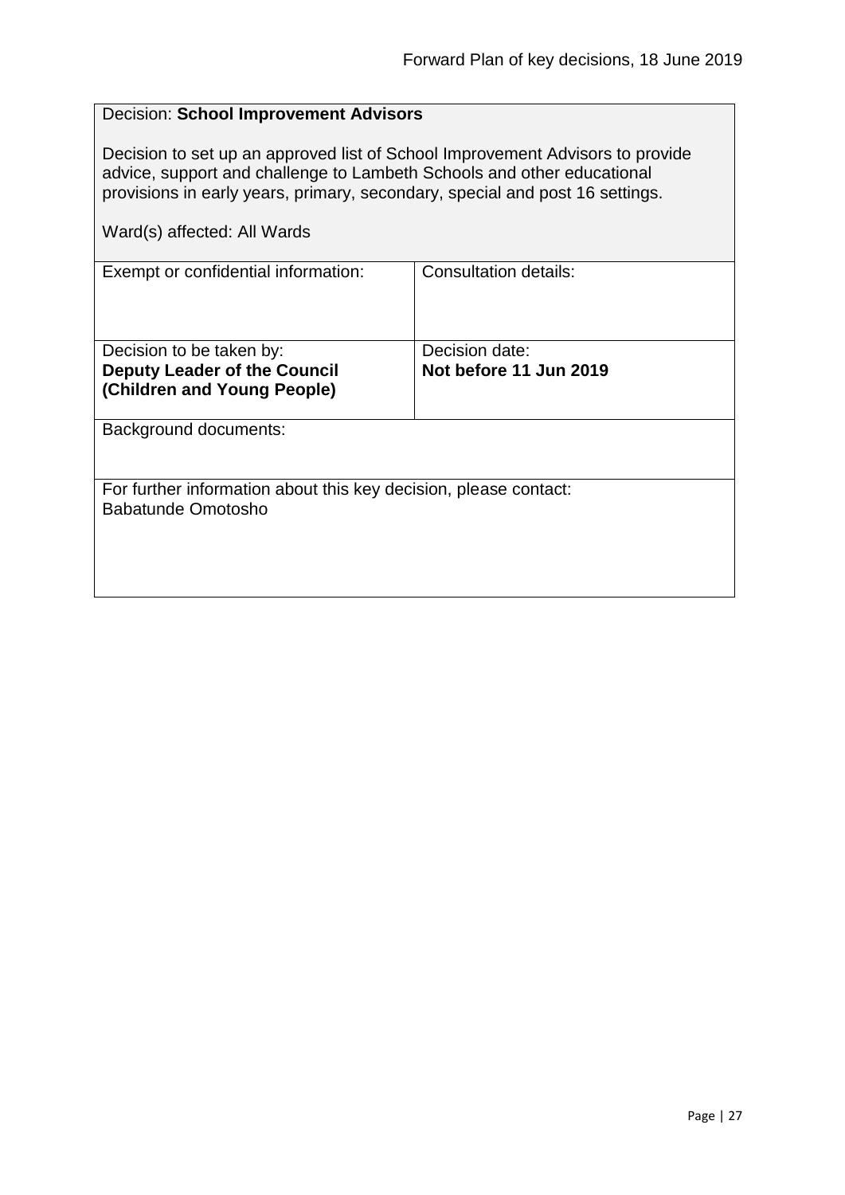Decision: **School Improvement Advisors**

Decision to set up an approved list of School Improvement Advisors to provide advice, support and challenge to Lambeth Schools and other educational provisions in early years, primary, secondary, special and post 16 settings.

Ward(s) affected: All Wards

| Exempt or confidential information: | Consultation details: |
| --- | --- |
| Decision to be taken by:<br>**Deputy Leader of the Council (Children and Young People)** | Decision date:<br>**Not before 11 Jun 2019** |

Background documents:

For further information about this key decision, please contact:
Babatunde Omotosho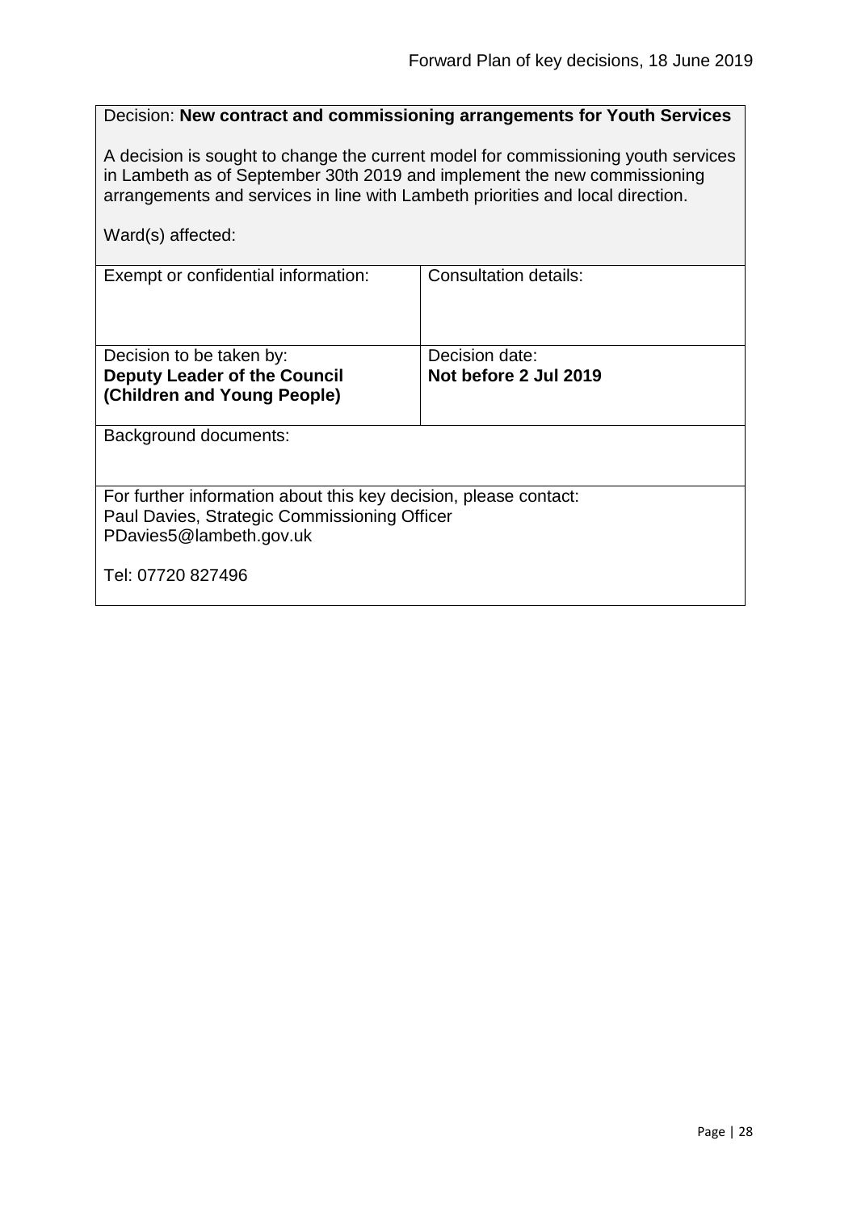Decision: **New contract and commissioning arrangements for Youth Services**

A decision is sought to change the current model for commissioning youth services in Lambeth as of September 30th 2019 and implement the new commissioning arrangements and services in line with Lambeth priorities and local direction.

Ward(s) affected:

| Exempt or confidential information: | Consultation details: |
| --- | --- |
| Decision to be taken by:<br>**Deputy Leader of the Council (Children and Young People)** | Decision date:<br>**Not before 2 Jul 2019** |

Background documents:

For further information about this key decision, please contact:
Paul Davies, Strategic Commissioning Officer
PDavies5@lambeth.gov.uk

Tel: 07720 827496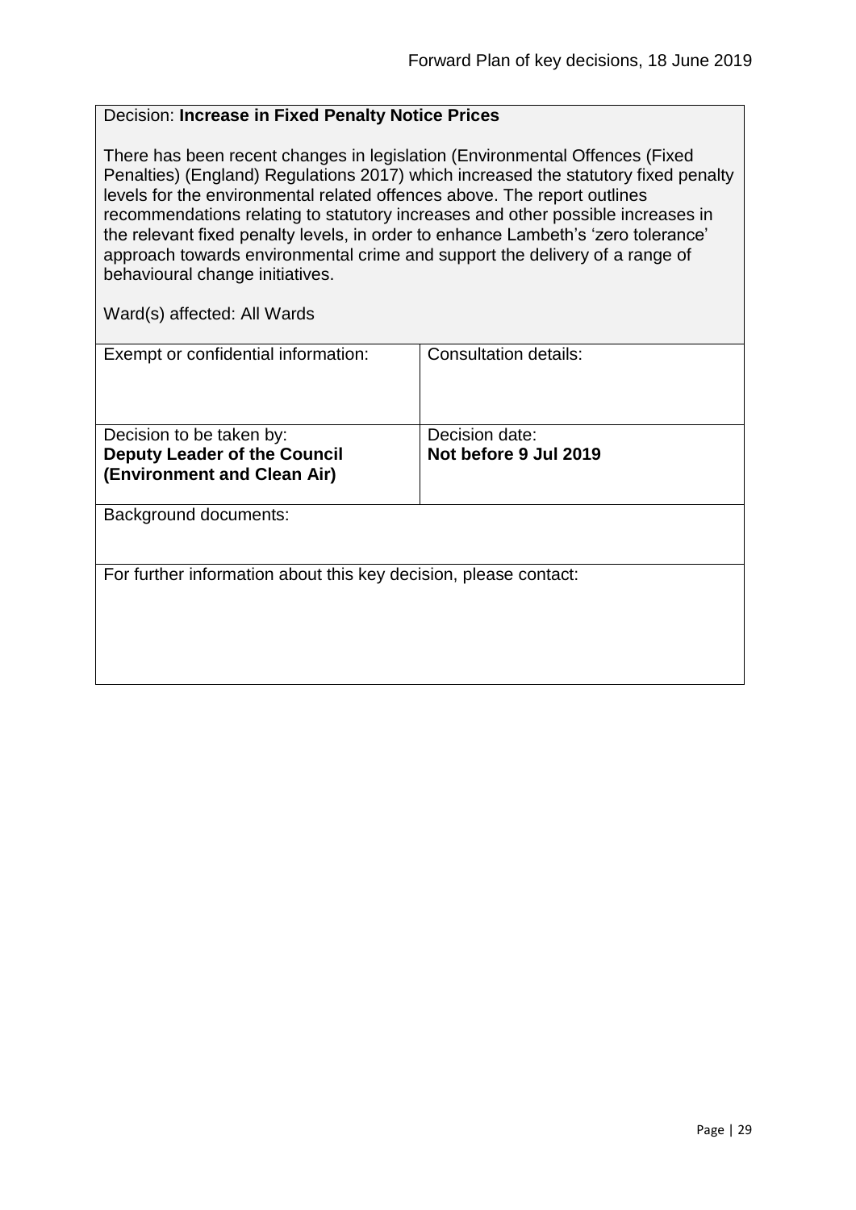Decision: **Increase in Fixed Penalty Notice Prices**

There has been recent changes in legislation (Environmental Offences (Fixed Penalties) (England) Regulations 2017) which increased the statutory fixed penalty levels for the environmental related offences above. The report outlines recommendations relating to statutory increases and other possible increases in the relevant fixed penalty levels, in order to enhance Lambeth's 'zero tolerance' approach towards environmental crime and support the delivery of a range of behavioural change initiatives.

Ward(s) affected: All Wards

| Exempt or confidential information: | Consultation details: |
|---|---|
| Decision to be taken by: **Deputy Leader of the Council (Environment and Clean Air)** | Decision date: **Not before 9 Jul 2019** |

Background documents:

For further information about this key decision, please contact: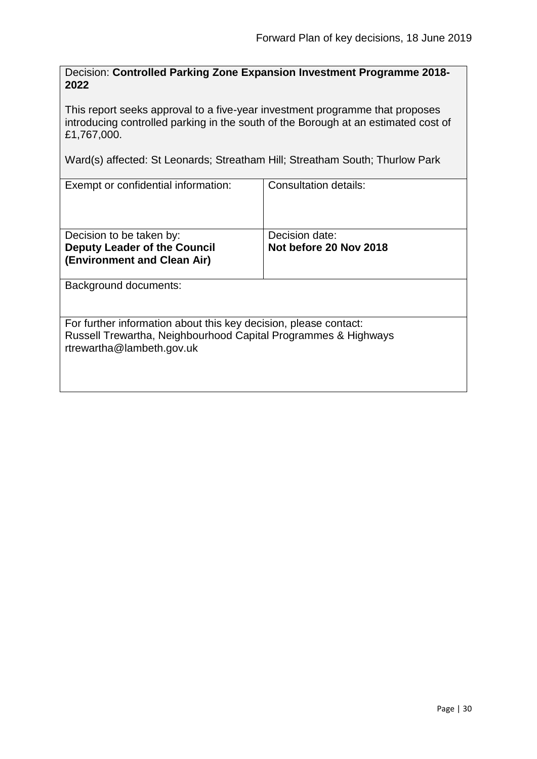Decision: **Controlled Parking Zone Expansion Investment Programme 2018-2022**

This report seeks approval to a five-year investment programme that proposes introducing controlled parking in the south of the Borough at an estimated cost of £1,767,000.

Ward(s) affected: St Leonards; Streatham Hill; Streatham South; Thurlow Park

| Exempt or confidential information: | Consultation details: |
| --- | --- |
| Decision to be taken by: **Deputy Leader of the Council (Environment and Clean Air)** | Decision date: **Not before 20 Nov 2018** |

Background documents:

For further information about this key decision, please contact:
Russell Trewartha, Neighbourhood Capital Programmes & Highways
rtrewartha@lambeth.gov.uk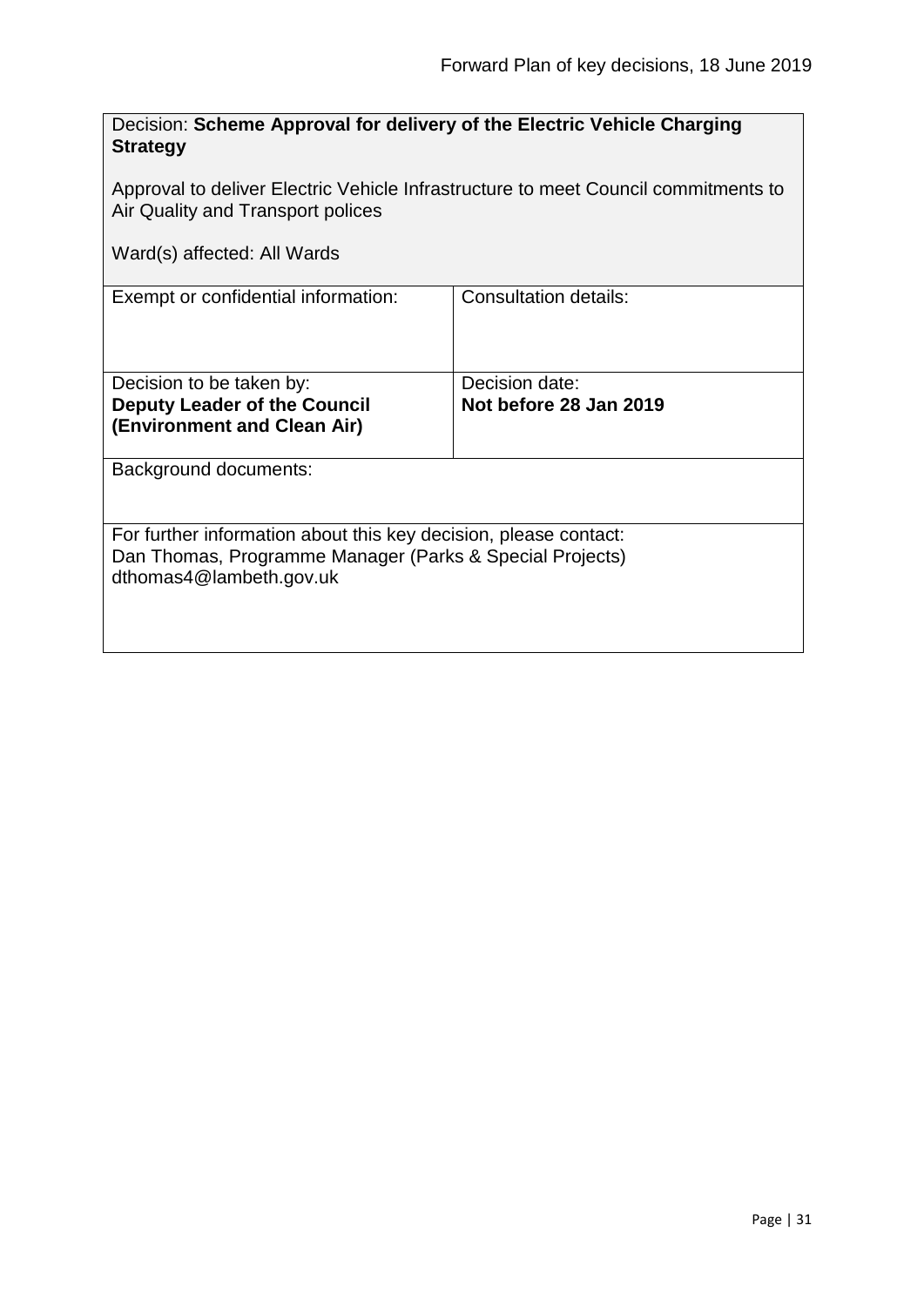Decision: **Scheme Approval for delivery of the Electric Vehicle Charging Strategy**

Approval to deliver Electric Vehicle Infrastructure to meet Council commitments to Air Quality and Transport polices

Ward(s) affected: All Wards

| Exempt or confidential information: | Consultation details: |
| --- | --- |
| Decision to be taken by:<br>**Deputy Leader of the Council (Environment and Clean Air)** | Decision date:<br>**Not before 28 Jan 2019** |

Background documents:

For further information about this key decision, please contact:
Dan Thomas, Programme Manager (Parks & Special Projects)
dthomas4@lambeth.gov.uk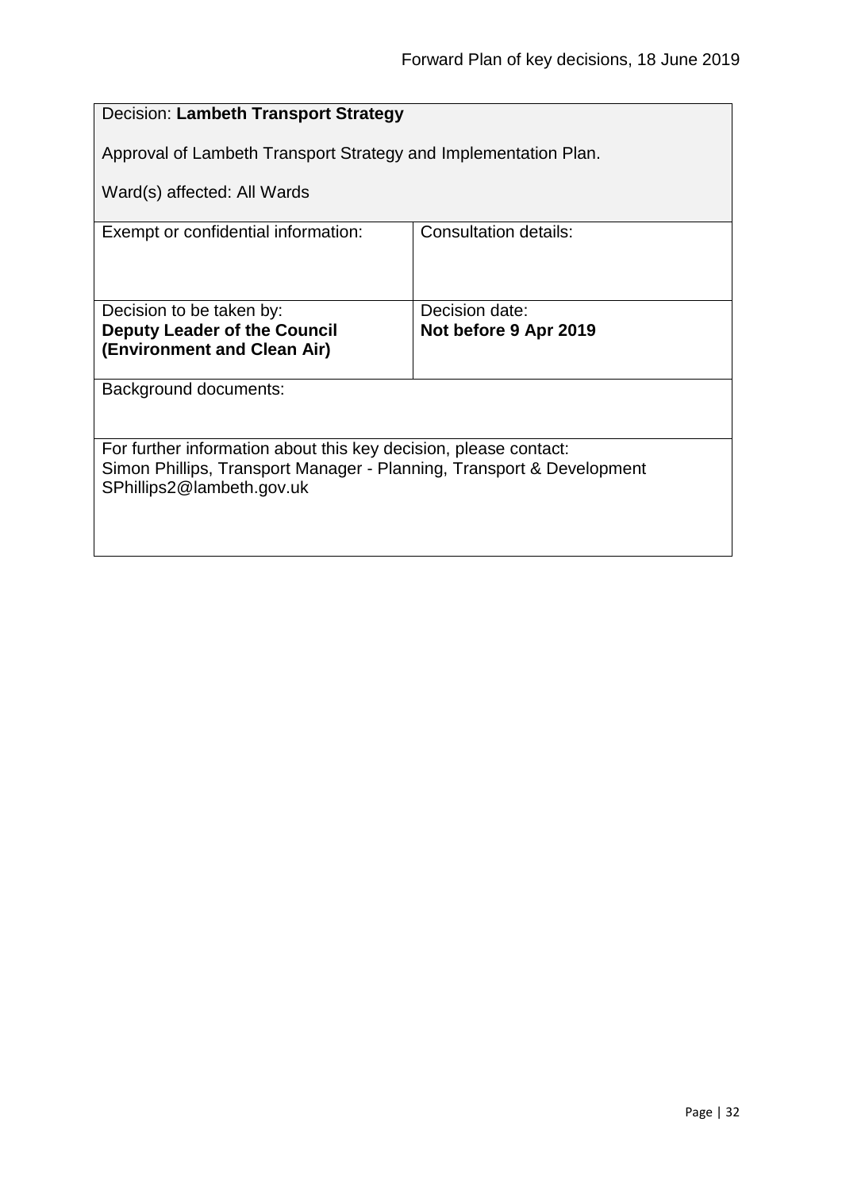| Decision: **Lambeth Transport Strategy**<br><br>Approval of Lambeth Transport Strategy and Implementation Plan.<br><br>Ward(s) affected: All Wards | |
| --- | --- |
| Exempt or confidential information: | Consultation details: |
| Decision to be taken by:<br>**Deputy Leader of the Council (Environment and Clean Air)** | Decision date:<br>**Not before 9 Apr 2019** |
| Background documents: | |
| For further information about this key decision, please contact:<br>Simon Phillips, Transport Manager - Planning, Transport & Development<br>SPhillips2@lambeth.gov.uk | |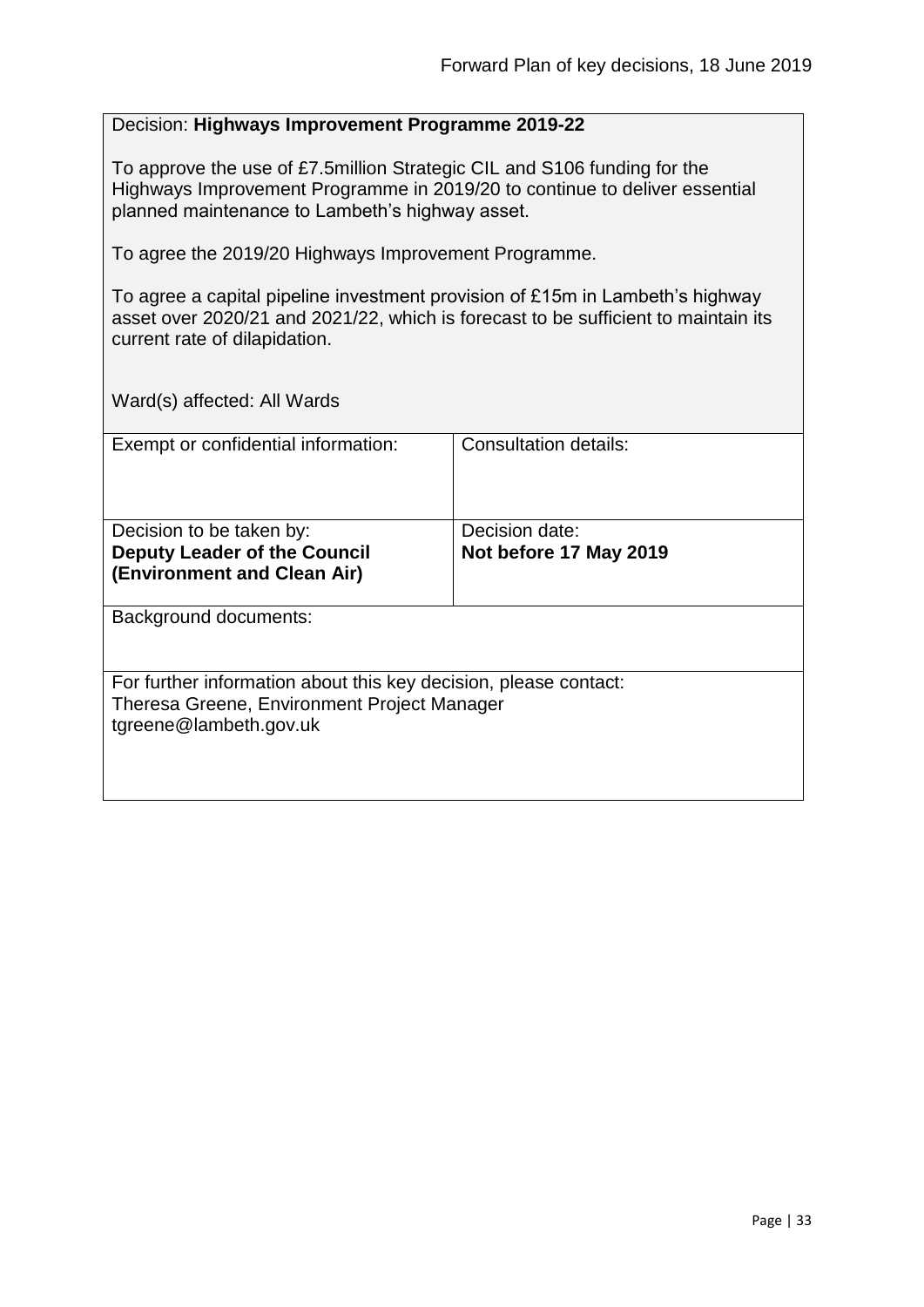Decision: **Highways Improvement Programme 2019-22**

To approve the use of £7.5million Strategic CIL and S106 funding for the Highways Improvement Programme in 2019/20 to continue to deliver essential planned maintenance to Lambeth's highway asset.

To agree the 2019/20 Highways Improvement Programme.

To agree a capital pipeline investment provision of £15m in Lambeth's highway asset over 2020/21 and 2021/22, which is forecast to be sufficient to maintain its current rate of dilapidation.

Ward(s) affected: All Wards

| Exempt or confidential information: | Consultation details: |
| --- | --- |
| Decision to be taken by: **Deputy Leader of the Council (Environment and Clean Air)** | Decision date: **Not before 17 May 2019** |

Background documents:

For further information about this key decision, please contact:
Theresa Greene, Environment Project Manager
tgreene@lambeth.gov.uk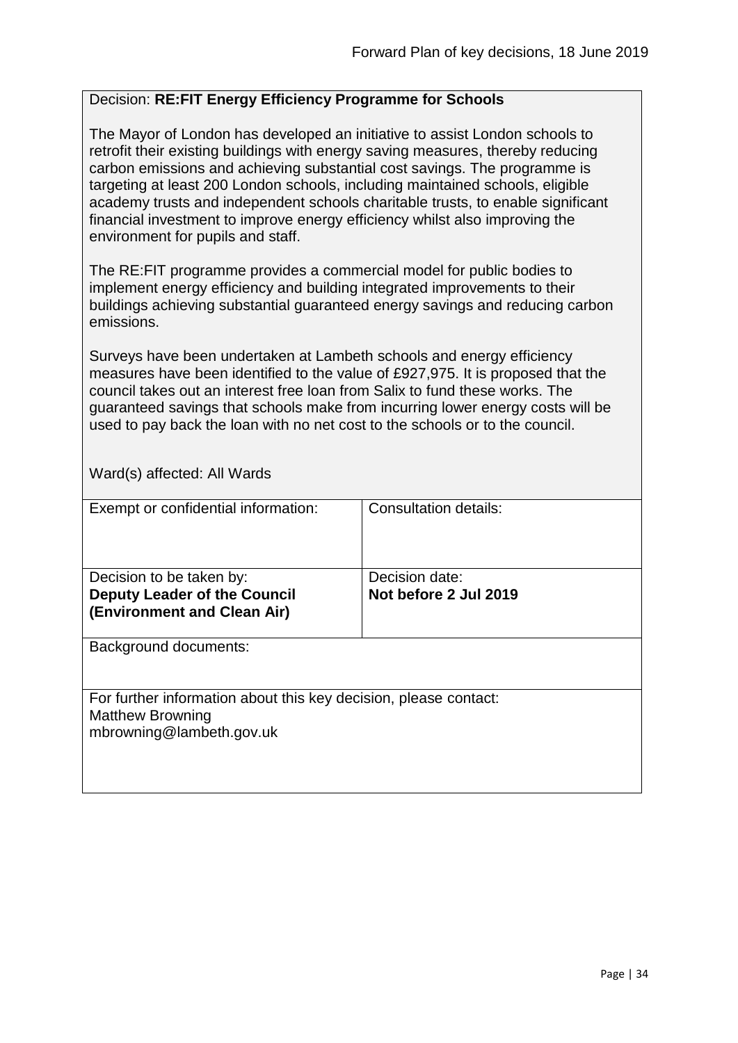Decision: **RE:FIT Energy Efficiency Programme for Schools**

The Mayor of London has developed an initiative to assist London schools to retrofit their existing buildings with energy saving measures, thereby reducing carbon emissions and achieving substantial cost savings. The programme is targeting at least 200 London schools, including maintained schools, eligible academy trusts and independent schools charitable trusts, to enable significant financial investment to improve energy efficiency whilst also improving the environment for pupils and staff.

The RE:FIT programme provides a commercial model for public bodies to implement energy efficiency and building integrated improvements to their buildings achieving substantial guaranteed energy savings and reducing carbon emissions.

Surveys have been undertaken at Lambeth schools and energy efficiency measures have been identified to the value of £927,975. It is proposed that the council takes out an interest free loan from Salix to fund these works. The guaranteed savings that schools make from incurring lower energy costs will be used to pay back the loan with no net cost to the schools or to the council.

Ward(s) affected: All Wards

| Exempt or confidential information: | Consultation details: |
|---|---|
| Decision to be taken by:<br>**Deputy Leader of the Council (Environment and Clean Air)** | Decision date:<br>**Not before 2 Jul 2019** |

Background documents:

For further information about this key decision, please contact:
Matthew Browning
mbrowning@lambeth.gov.uk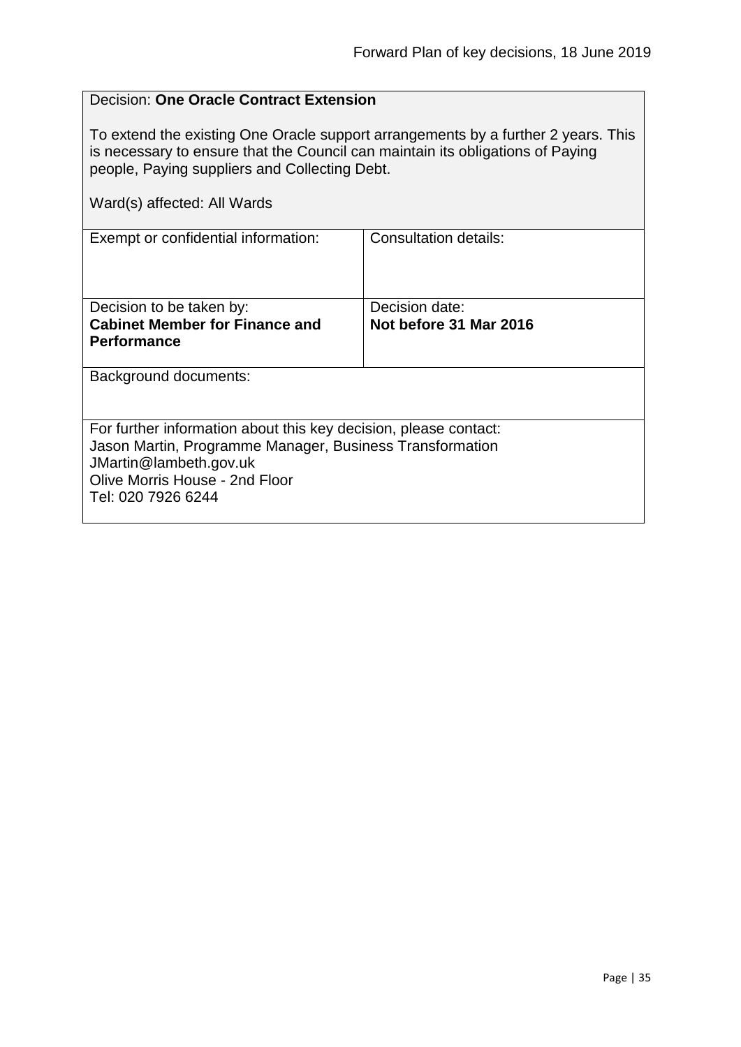Decision: **One Oracle Contract Extension**

To extend the existing One Oracle support arrangements by a further 2 years. This is necessary to ensure that the Council can maintain its obligations of Paying people, Paying suppliers and Collecting Debt.

Ward(s) affected: All Wards

| Exempt or confidential information: | Consultation details: |
|---|---|
| Decision to be taken by: **Cabinet Member for Finance and Performance** | Decision date: **Not before 31 Mar 2016** |

Background documents:

For further information about this key decision, please contact:
Jason Martin, Programme Manager, Business Transformation
JMartin@lambeth.gov.uk
Olive Morris House - 2nd Floor
Tel: 020 7926 6244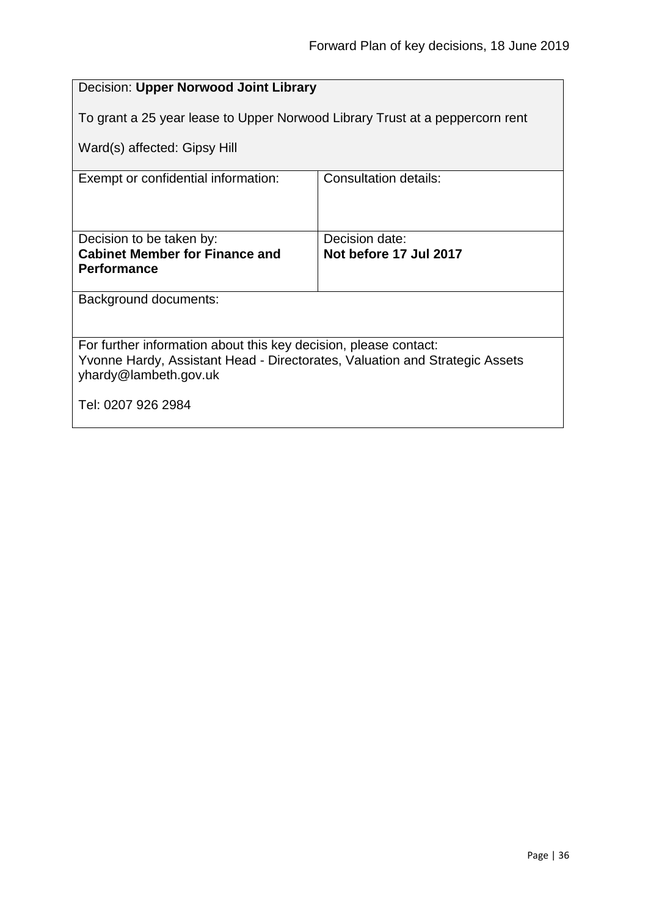Decision: **Upper Norwood Joint Library**

To grant a 25 year lease to Upper Norwood Library Trust at a peppercorn rent

Ward(s) affected: Gipsy Hill

| Exempt or confidential information: | Consultation details: |
| --- | --- |
| Decision to be taken by:<br>**Cabinet Member for Finance and Performance** | Decision date:<br>**Not before 17 Jul 2017** |

Background documents:

For further information about this key decision, please contact:
Yvonne Hardy, Assistant Head - Directorates, Valuation and Strategic Assets
yhardy@lambeth.gov.uk

Tel: 0207 926 2984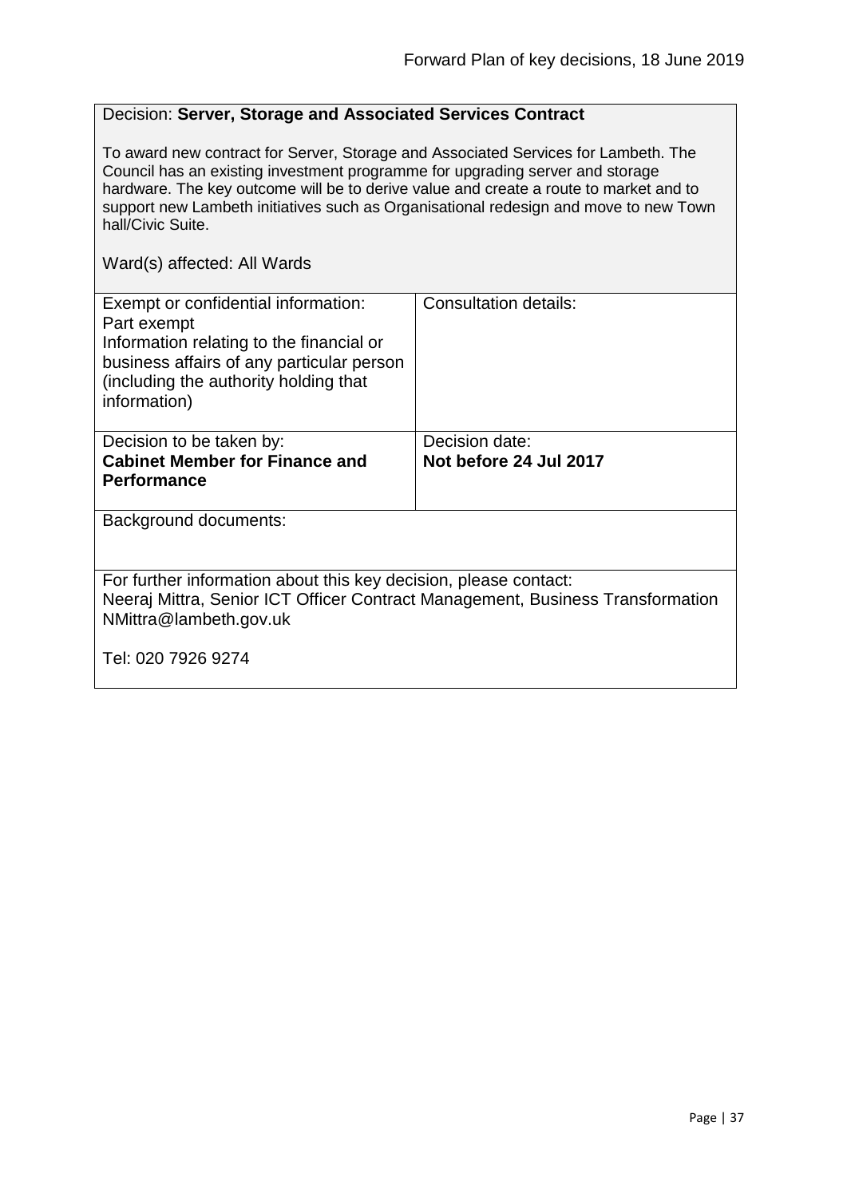Decision: **Server, Storage and Associated Services Contract**

To award new contract for Server, Storage and Associated Services for Lambeth. The Council has an existing investment programme for upgrading server and storage hardware. The key outcome will be to derive value and create a route to market and to support new Lambeth initiatives such as Organisational redesign and move to new Town hall/Civic Suite.

Ward(s) affected: All Wards

| Exempt or confidential information: Part exempt Information relating to the financial or business affairs of any particular person (including the authority holding that information) | Consultation details: |
| --- | --- |
| Decision to be taken by: **Cabinet Member for Finance and Performance** | Decision date: **Not before 24 Jul 2017** |

Background documents:

For further information about this key decision, please contact:
Neeraj Mittra, Senior ICT Officer Contract Management, Business Transformation
NMittra@lambeth.gov.uk

Tel: 020 7926 9274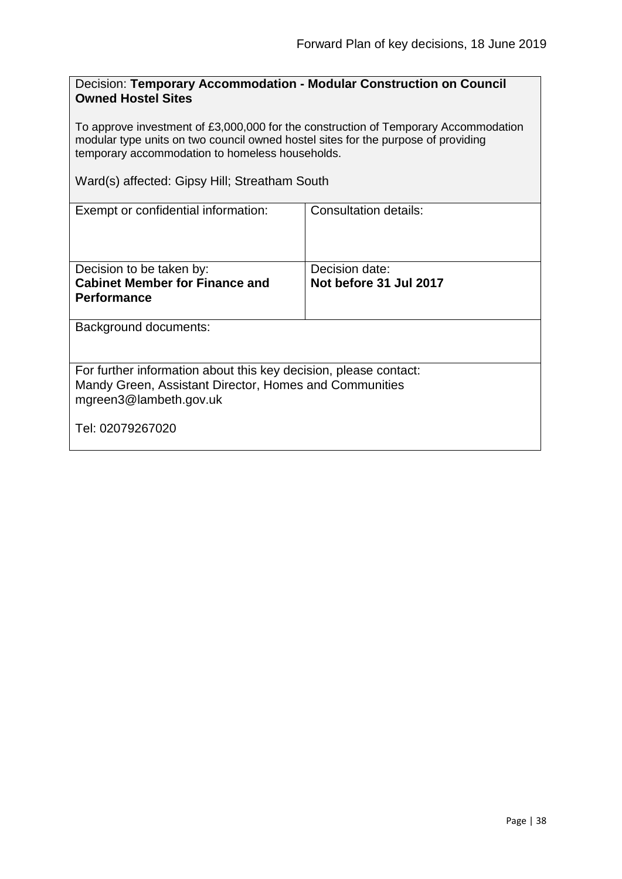Decision: **Temporary Accommodation - Modular Construction on Council Owned Hostel Sites**

To approve investment of £3,000,000 for the construction of Temporary Accommodation modular type units on two council owned hostel sites for the purpose of providing temporary accommodation to homeless households.

Ward(s) affected: Gipsy Hill; Streatham South

| Exempt or confidential information: | Consultation details: |
| --- | --- |
| Decision to be taken by: **Cabinet Member for Finance and Performance** | Decision date: **Not before 31 Jul 2017** |

Background documents:

For further information about this key decision, please contact:
Mandy Green, Assistant Director, Homes and Communities
mgreen3@lambeth.gov.uk

Tel: 02079267020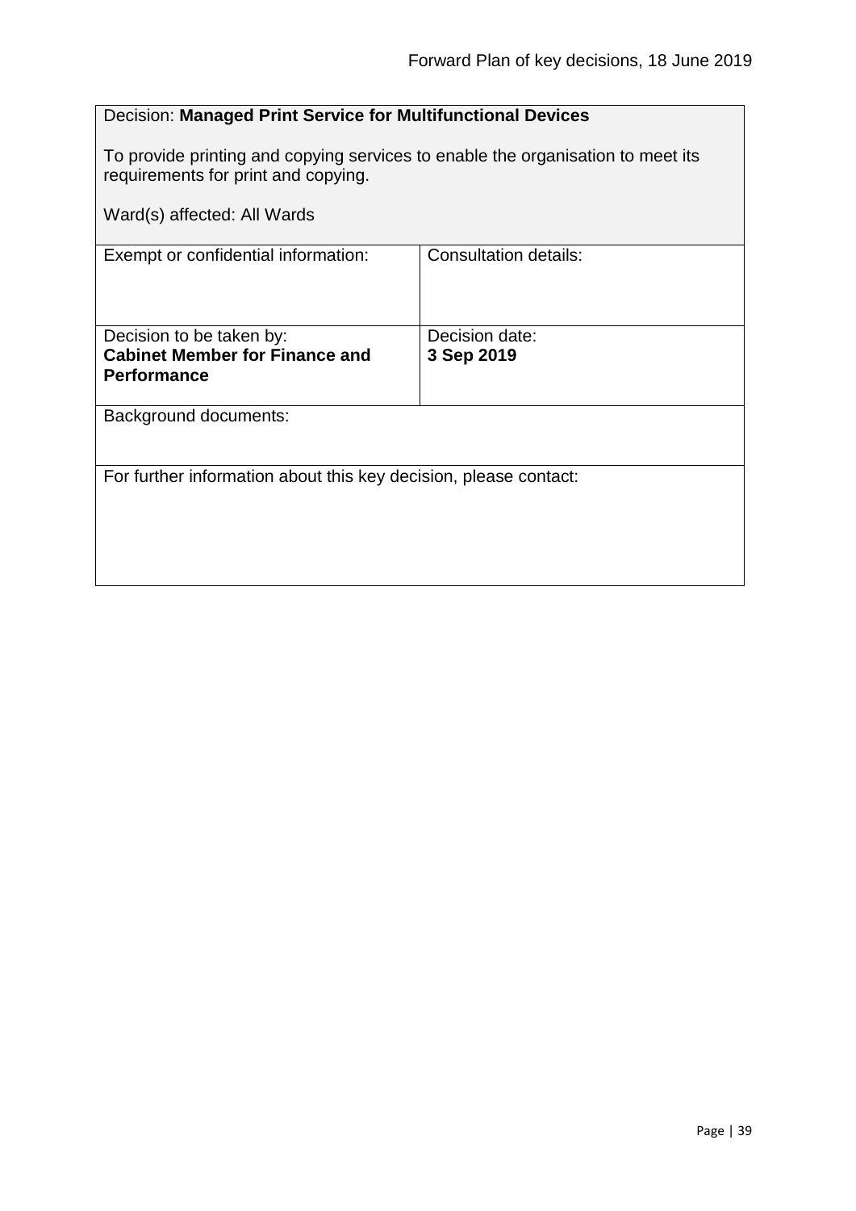Decision: **Managed Print Service for Multifunctional Devices**

To provide printing and copying services to enable the organisation to meet its requirements for print and copying.

Ward(s) affected: All Wards

| Exempt or confidential information: | Consultation details: |
| --- | --- |
| Decision to be taken by: **Cabinet Member for Finance and Performance** | Decision date: **3 Sep 2019** |

Background documents:

For further information about this key decision, please contact: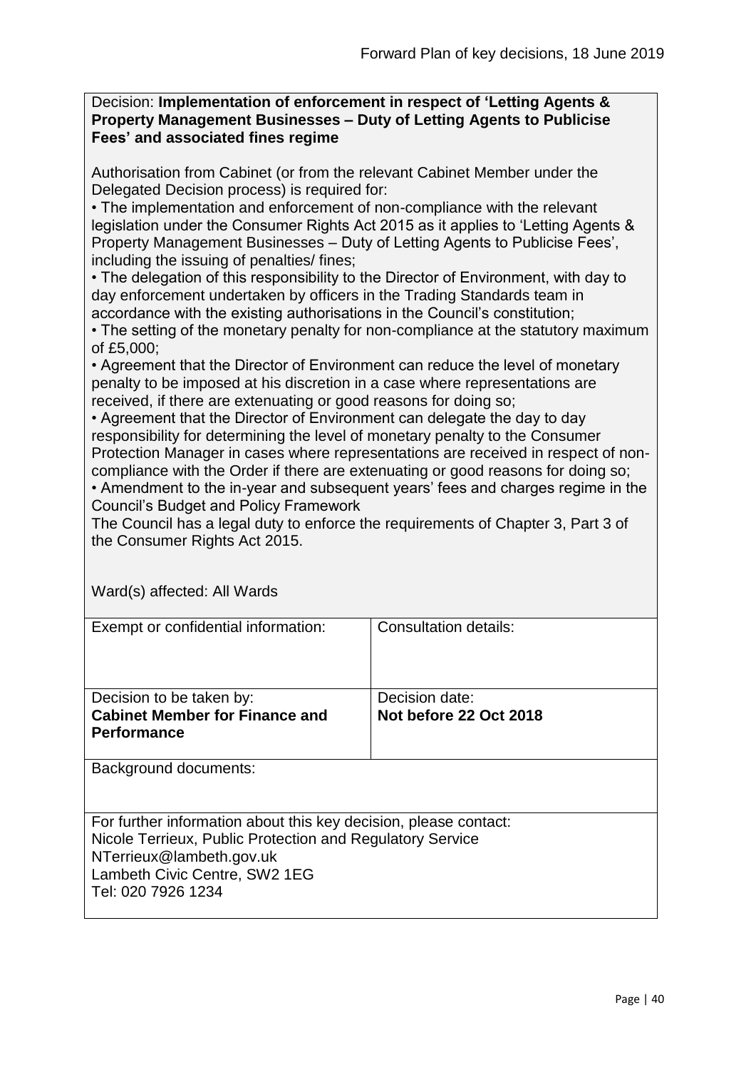Decision: **Implementation of enforcement in respect of 'Letting Agents & Property Management Businesses – Duty of Letting Agents to Publicise Fees' and associated fines regime**

Authorisation from Cabinet (or from the relevant Cabinet Member under the Delegated Decision process) is required for:

- The implementation and enforcement of non-compliance with the relevant legislation under the Consumer Rights Act 2015 as it applies to 'Letting Agents & Property Management Businesses – Duty of Letting Agents to Publicise Fees', including the issuing of penalties/ fines;
- The delegation of this responsibility to the Director of Environment, with day to day enforcement undertaken by officers in the Trading Standards team in accordance with the existing authorisations in the Council's constitution;
- The setting of the monetary penalty for non-compliance at the statutory maximum of £5,000;
- Agreement that the Director of Environment can reduce the level of monetary penalty to be imposed at his discretion in a case where representations are received, if there are extenuating or good reasons for doing so;
- Agreement that the Director of Environment can delegate the day to day responsibility for determining the level of monetary penalty to the Consumer Protection Manager in cases where representations are received in respect of non-compliance with the Order if there are extenuating or good reasons for doing so;
- Amendment to the in-year and subsequent years' fees and charges regime in the Council's Budget and Policy Framework

The Council has a legal duty to enforce the requirements of Chapter 3, Part 3 of the Consumer Rights Act 2015.

Ward(s) affected: All Wards

| Exempt or confidential information: | Consultation details: |
|---|---|
| Decision to be taken by:<br>**Cabinet Member for Finance and Performance** | Decision date:<br>**Not before 22 Oct 2018** |

Background documents:

For further information about this key decision, please contact:
Nicole Terrieux, Public Protection and Regulatory Service
NTerrieux@lambeth.gov.uk
Lambeth Civic Centre, SW2 1EG
Tel: 020 7926 1234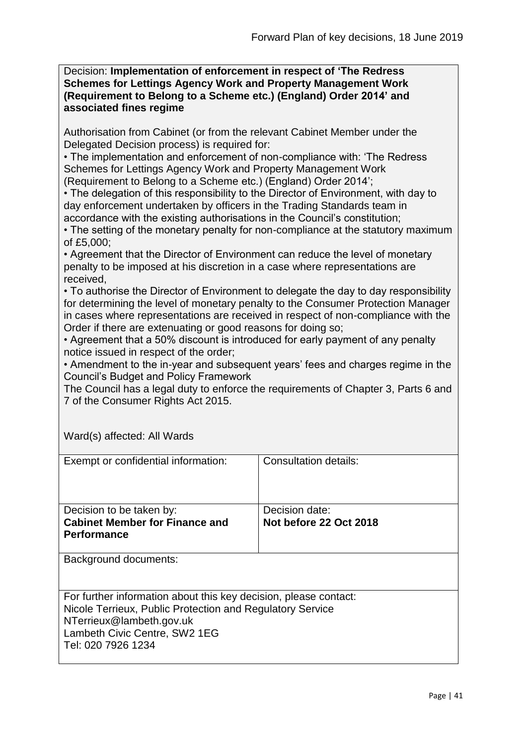Decision: **Implementation of enforcement in respect of 'The Redress Schemes for Lettings Agency Work and Property Management Work (Requirement to Belong to a Scheme etc.) (England) Order 2014' and associated fines regime**

Authorisation from Cabinet (or from the relevant Cabinet Member under the Delegated Decision process) is required for:

- The implementation and enforcement of non-compliance with: 'The Redress Schemes for Lettings Agency Work and Property Management Work (Requirement to Belong to a Scheme etc.) (England) Order 2014';
- The delegation of this responsibility to the Director of Environment, with day to day enforcement undertaken by officers in the Trading Standards team in accordance with the existing authorisations in the Council's constitution;
- The setting of the monetary penalty for non-compliance at the statutory maximum of £5,000;
- Agreement that the Director of Environment can reduce the level of monetary penalty to be imposed at his discretion in a case where representations are received,
- To authorise the Director of Environment to delegate the day to day responsibility for determining the level of monetary penalty to the Consumer Protection Manager in cases where representations are received in respect of non-compliance with the Order if there are extenuating or good reasons for doing so;
- Agreement that a 50% discount is introduced for early payment of any penalty notice issued in respect of the order;
- Amendment to the in-year and subsequent years' fees and charges regime in the Council's Budget and Policy Framework

The Council has a legal duty to enforce the requirements of Chapter 3, Parts 6 and 7 of the Consumer Rights Act 2015.

Ward(s) affected: All Wards

| Exempt or confidential information: | Consultation details: |
| --- | --- |
| Decision to be taken by: **Cabinet Member for Finance and Performance** | Decision date: **Not before 22 Oct 2018** |

Background documents:

For further information about this key decision, please contact:
Nicole Terrieux, Public Protection and Regulatory Service
NTerrieux@lambeth.gov.uk
Lambeth Civic Centre, SW2 1EG
Tel: 020 7926 1234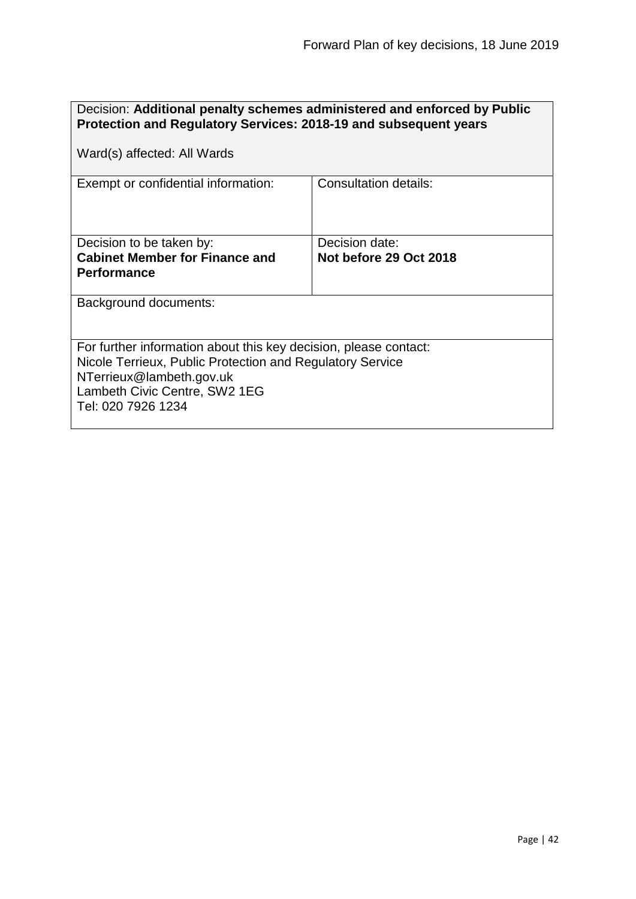| Decision: **Additional penalty schemes administered and enforced by Public Protection and Regulatory Services: 2018-19 and subsequent years**<br><br>Ward(s) affected: All Wards | |
|---|---|
| Exempt or confidential information: | Consultation details: |
| Decision to be taken by:<br>**Cabinet Member for Finance and Performance** | Decision date:<br>**Not before 29 Oct 2018** |
| Background documents: | |
| For further information about this key decision, please contact:<br>Nicole Terrieux, Public Protection and Regulatory Service<br>NTerrieux@lambeth.gov.uk<br>Lambeth Civic Centre, SW2 1EG<br>Tel: 020 7926 1234 | |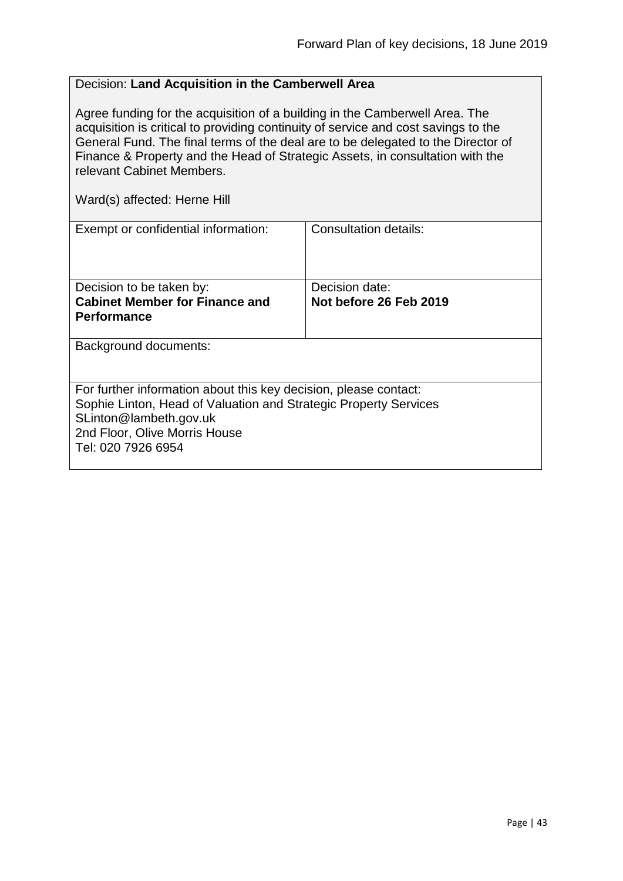Decision: **Land Acquisition in the Camberwell Area**

Agree funding for the acquisition of a building in the Camberwell Area. The acquisition is critical to providing continuity of service and cost savings to the General Fund. The final terms of the deal are to be delegated to the Director of Finance & Property and the Head of Strategic Assets, in consultation with the relevant Cabinet Members.

Ward(s) affected: Herne Hill

| Exempt or confidential information: | Consultation details: |
| --- | --- |
| Decision to be taken by: **Cabinet Member for Finance and Performance** | Decision date: **Not before 26 Feb 2019** |

Background documents:

For further information about this key decision, please contact:
Sophie Linton, Head of Valuation and Strategic Property Services
SLinton@lambeth.gov.uk
2nd Floor, Olive Morris House
Tel: 020 7926 6954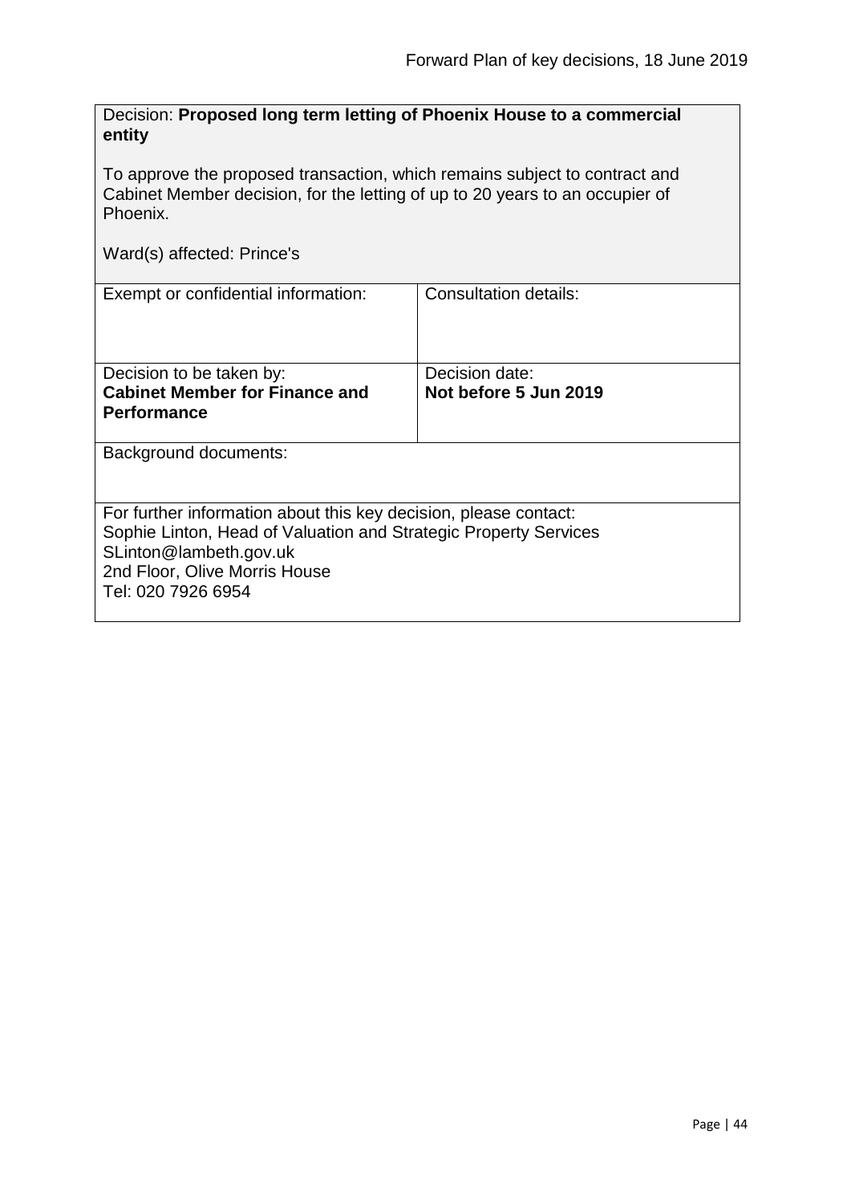Decision: **Proposed long term letting of Phoenix House to a commercial entity**

To approve the proposed transaction, which remains subject to contract and Cabinet Member decision, for the letting of up to 20 years to an occupier of Phoenix.

Ward(s) affected: Prince's

| Exempt or confidential information: | Consultation details: |
| --- | --- |
| Decision to be taken by:<br>**Cabinet Member for Finance and Performance** | Decision date:<br>**Not before 5 Jun 2019** |

Background documents:

For further information about this key decision, please contact:
Sophie Linton, Head of Valuation and Strategic Property Services
SLinton@lambeth.gov.uk
2nd Floor, Olive Morris House
Tel: 020 7926 6954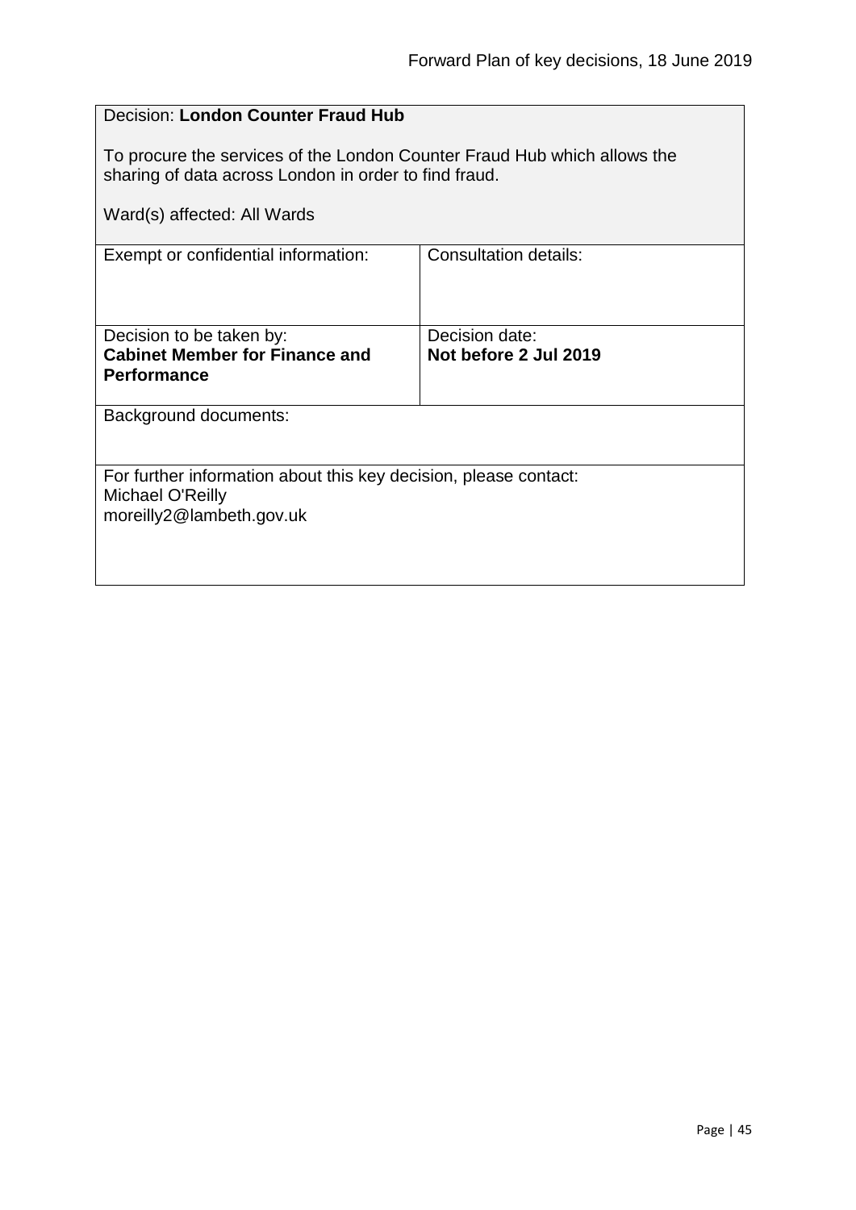Decision: **London Counter Fraud Hub**

To procure the services of the London Counter Fraud Hub which allows the sharing of data across London in order to find fraud.

Ward(s) affected: All Wards

| Exempt or confidential information: | Consultation details: |
| --- | --- |
| Decision to be taken by:<br>**Cabinet Member for Finance and Performance** | Decision date:<br>**Not before 2 Jul 2019** |

Background documents:

For further information about this key decision, please contact:
Michael O'Reilly
moreilly2@lambeth.gov.uk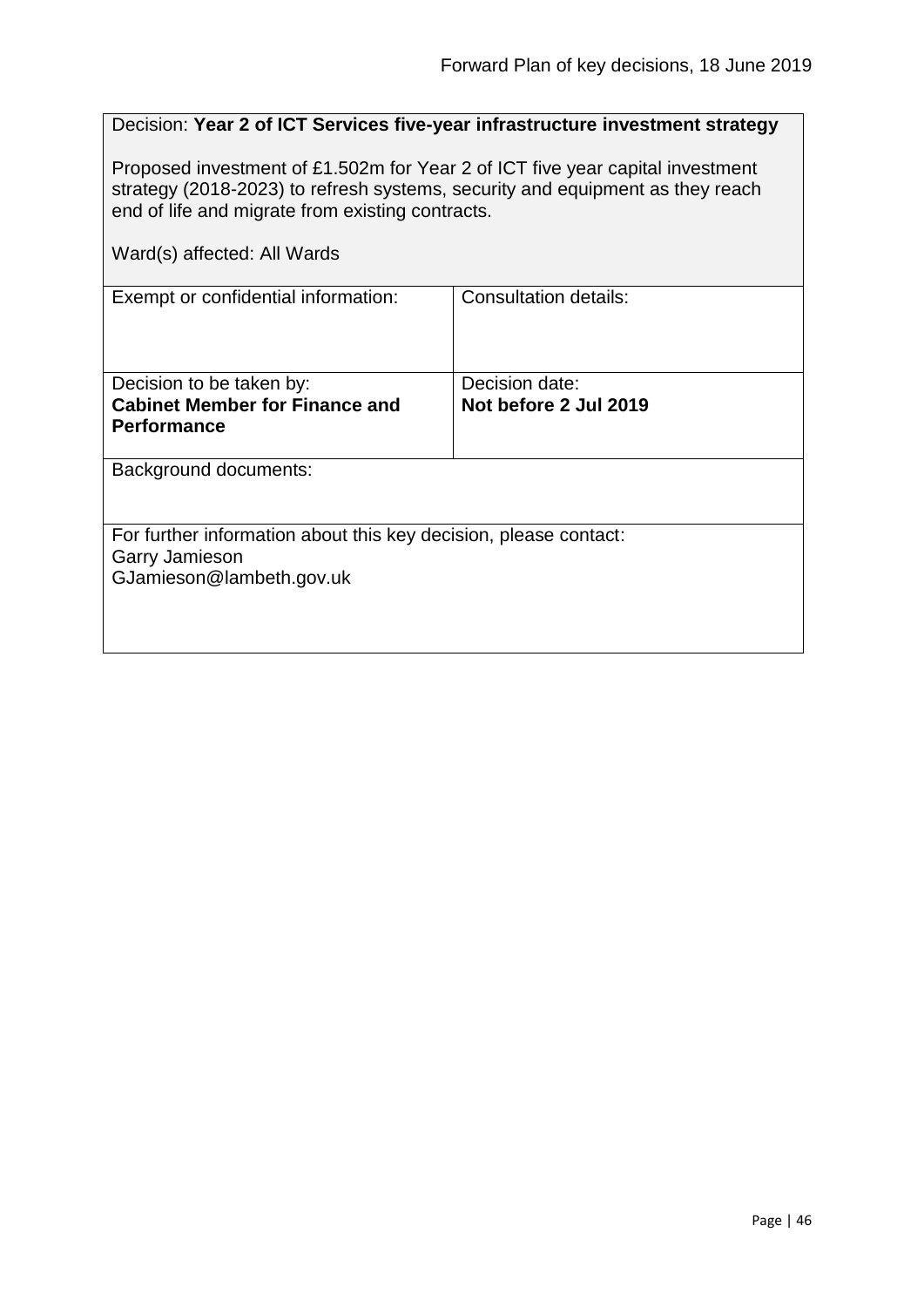Decision: **Year 2 of ICT Services five-year infrastructure investment strategy**

Proposed investment of £1.502m for Year 2 of ICT five year capital investment strategy (2018-2023) to refresh systems, security and equipment as they reach end of life and migrate from existing contracts.

Ward(s) affected: All Wards

| Exempt or confidential information: | Consultation details: |
| --- | --- |
| Decision to be taken by: **Cabinet Member for Finance and Performance** | Decision date: **Not before 2 Jul 2019** |

Background documents:

For further information about this key decision, please contact:
Garry Jamieson
GJamieson@lambeth.gov.uk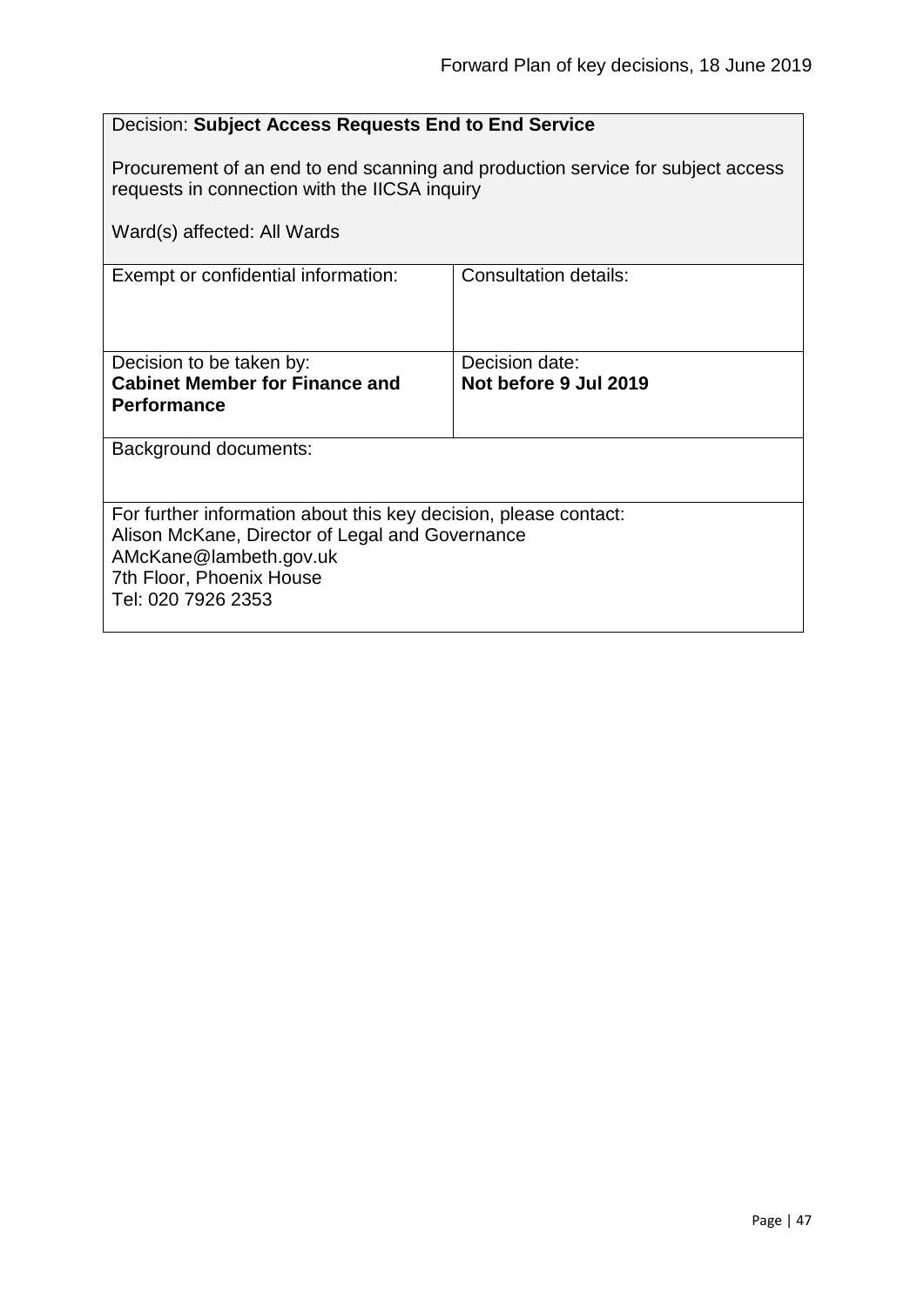Decision: **Subject Access Requests End to End Service**

Procurement of an end to end scanning and production service for subject access requests in connection with the IICSA inquiry

Ward(s) affected: All Wards

| Exempt or confidential information: | Consultation details: |
| --- | --- |
| Decision to be taken by: **Cabinet Member for Finance and Performance** | Decision date: **Not before 9 Jul 2019** |

Background documents:

For further information about this key decision, please contact:
Alison McKane, Director of Legal and Governance
AMcKane@lambeth.gov.uk
7th Floor, Phoenix House
Tel: 020 7926 2353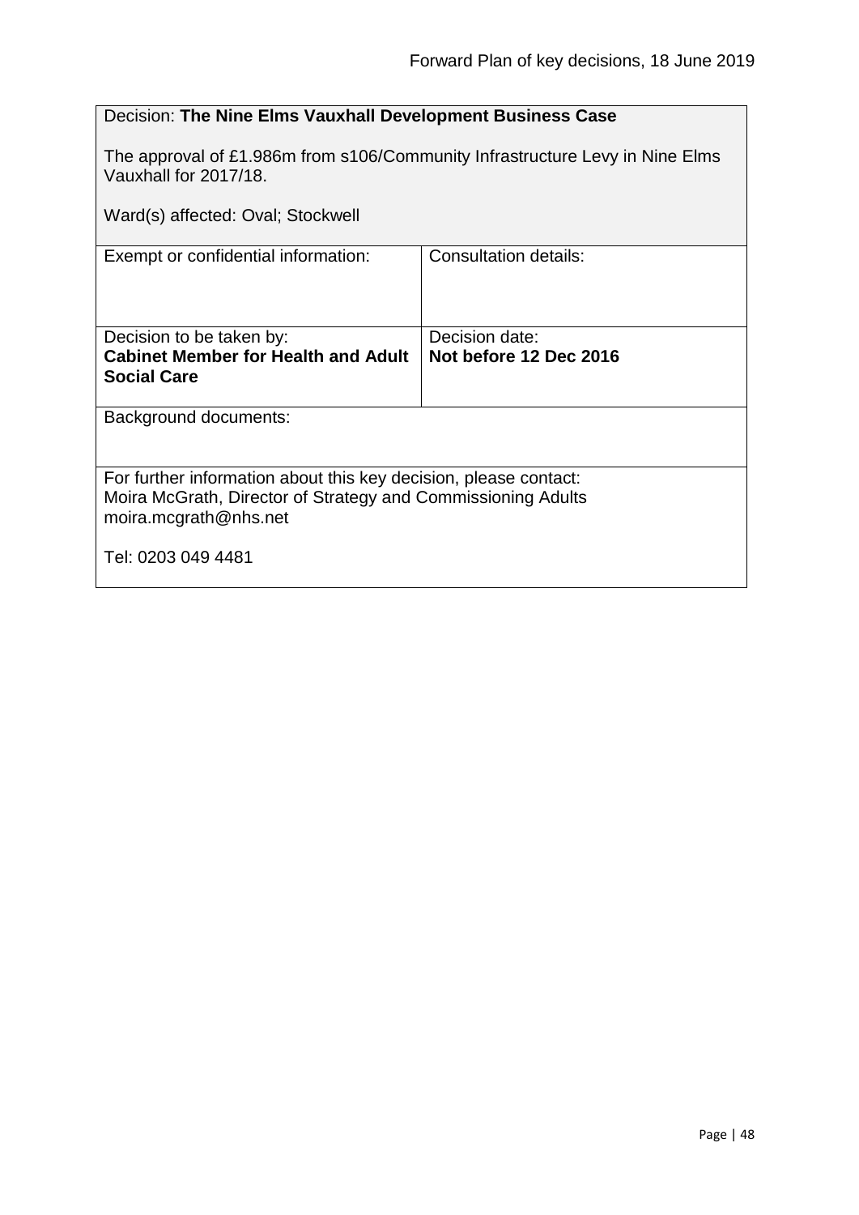Decision: **The Nine Elms Vauxhall Development Business Case**

The approval of £1.986m from s106/Community Infrastructure Levy in Nine Elms Vauxhall for 2017/18.

Ward(s) affected: Oval; Stockwell

| Exempt or confidential information: | Consultation details: |
| --- | --- |
| Decision to be taken by:<br>**Cabinet Member for Health and Adult Social Care** | Decision date:<br>**Not before 12 Dec 2016** |

Background documents:

For further information about this key decision, please contact:
Moira McGrath, Director of Strategy and Commissioning Adults
moira.mcgrath@nhs.net

Tel: 0203 049 4481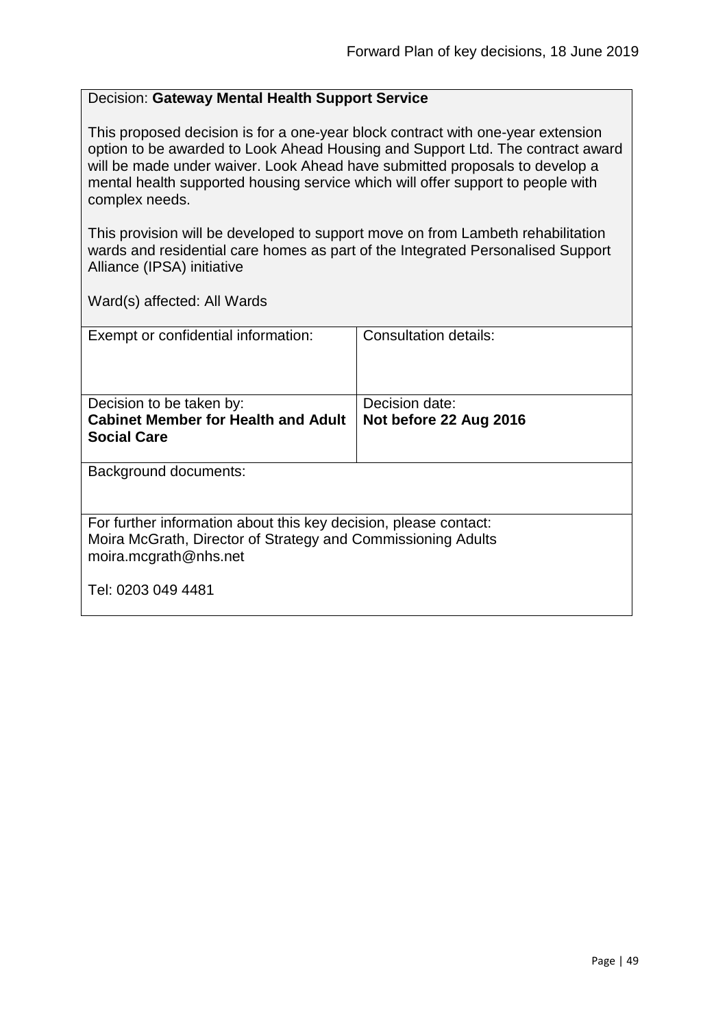Decision: **Gateway Mental Health Support Service**

This proposed decision is for a one-year block contract with one-year extension option to be awarded to Look Ahead Housing and Support Ltd. The contract award will be made under waiver. Look Ahead have submitted proposals to develop a mental health supported housing service which will offer support to people with complex needs.

This provision will be developed to support move on from Lambeth rehabilitation wards and residential care homes as part of the Integrated Personalised Support Alliance (IPSA) initiative

Ward(s) affected: All Wards

| Exempt or confidential information: | Consultation details: |
| --- | --- |
| Decision to be taken by:<br>**Cabinet Member for Health and Adult Social Care** | Decision date:<br>**Not before 22 Aug 2016** |

Background documents:

For further information about this key decision, please contact:
Moira McGrath, Director of Strategy and Commissioning Adults
moira.mcgrath@nhs.net

Tel: 0203 049 4481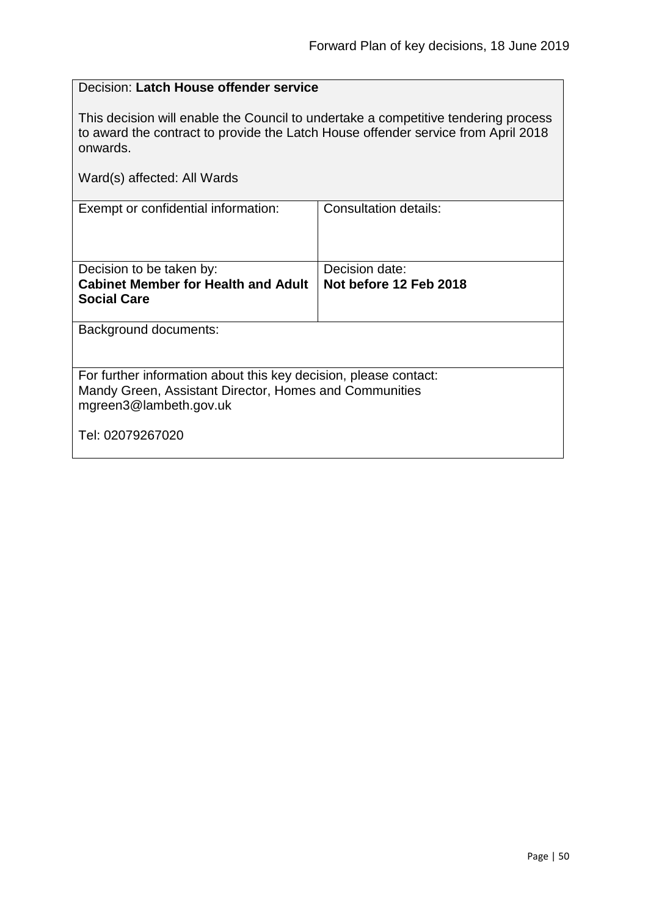Decision: **Latch House offender service**

This decision will enable the Council to undertake a competitive tendering process to award the contract to provide the Latch House offender service from April 2018 onwards.

Ward(s) affected: All Wards

| Exempt or confidential information: | Consultation details: |
|---|---|
| Decision to be taken by: **Cabinet Member for Health and Adult Social Care** | Decision date: **Not before 12 Feb 2018** |

Background documents:

For further information about this key decision, please contact:
Mandy Green, Assistant Director, Homes and Communities
mgreen3@lambeth.gov.uk

Tel: 02079267020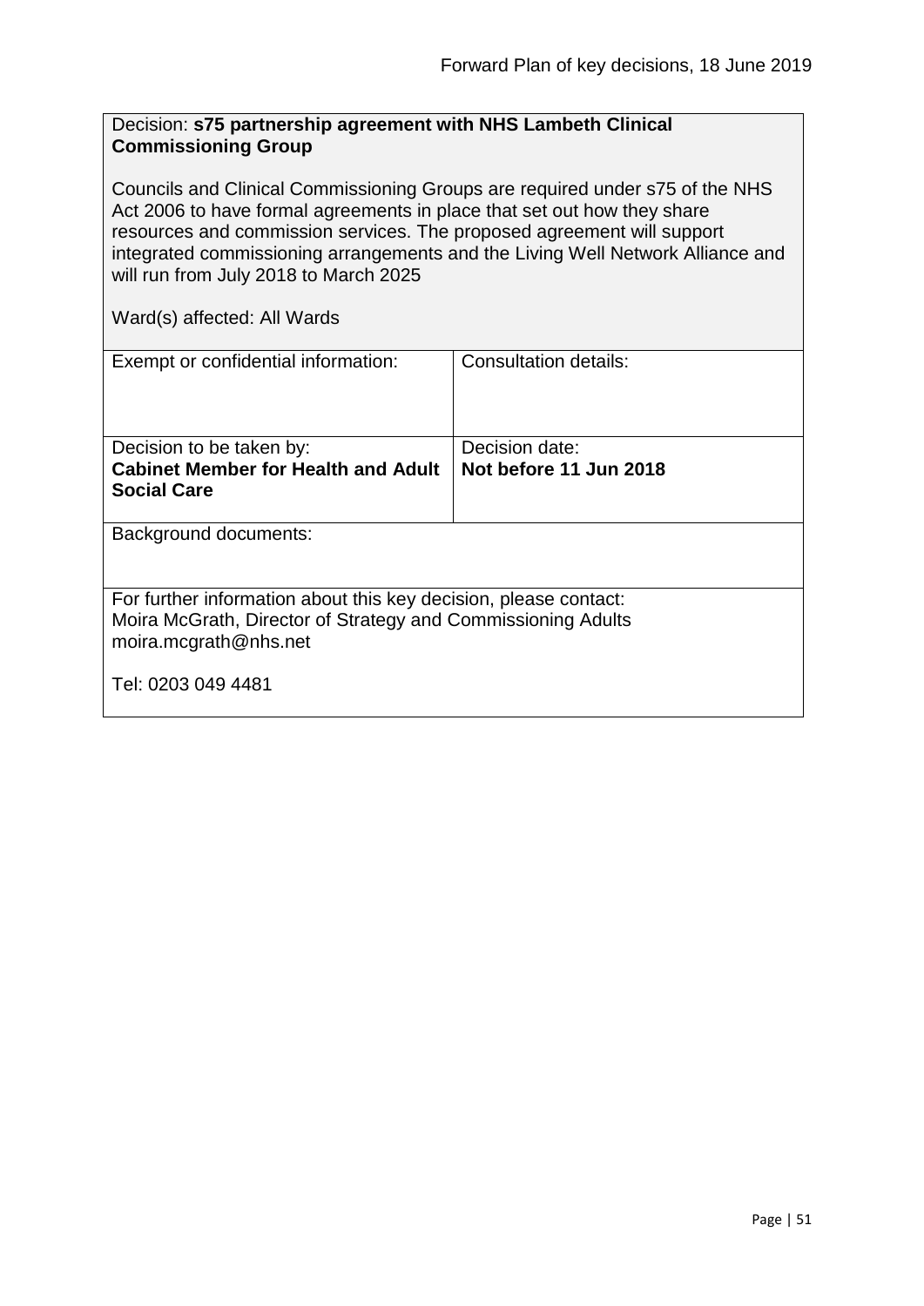Decision: **s75 partnership agreement with NHS Lambeth Clinical Commissioning Group**

Councils and Clinical Commissioning Groups are required under s75 of the NHS Act 2006 to have formal agreements in place that set out how they share resources and commission services. The proposed agreement will support integrated commissioning arrangements and the Living Well Network Alliance and will run from July 2018 to March 2025

Ward(s) affected: All Wards

| Exempt or confidential information: | Consultation details: |
|---|---|
| Decision to be taken by:<br>**Cabinet Member for Health and Adult Social Care** | Decision date:<br>**Not before 11 Jun 2018** |

Background documents:

For further information about this key decision, please contact:
Moira McGrath, Director of Strategy and Commissioning Adults
moira.mcgrath@nhs.net

Tel: 0203 049 4481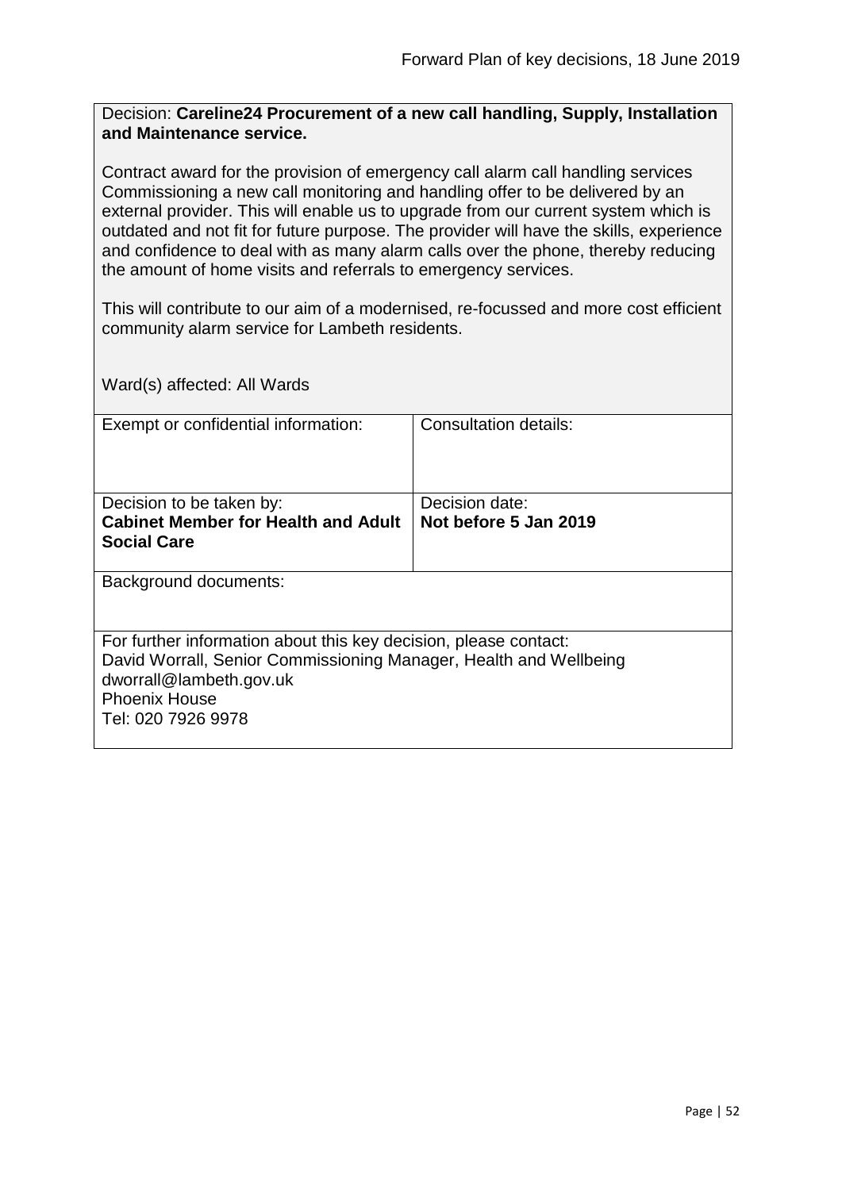Decision: **Careline24 Procurement of a new call handling, Supply, Installation and Maintenance service.**

Contract award for the provision of emergency call alarm call handling services Commissioning a new call monitoring and handling offer to be delivered by an external provider. This will enable us to upgrade from our current system which is outdated and not fit for future purpose. The provider will have the skills, experience and confidence to deal with as many alarm calls over the phone, thereby reducing the amount of home visits and referrals to emergency services.

This will contribute to our aim of a modernised, re-focussed and more cost efficient community alarm service for Lambeth residents.

Ward(s) affected: All Wards

| Exempt or confidential information: | Consultation details: |
| --- | --- |
| Decision to be taken by: **Cabinet Member for Health and Adult Social Care** | Decision date: **Not before 5 Jan 2019** |

Background documents:

For further information about this key decision, please contact:
David Worrall, Senior Commissioning Manager, Health and Wellbeing
dworrall@lambeth.gov.uk
Phoenix House
Tel: 020 7926 9978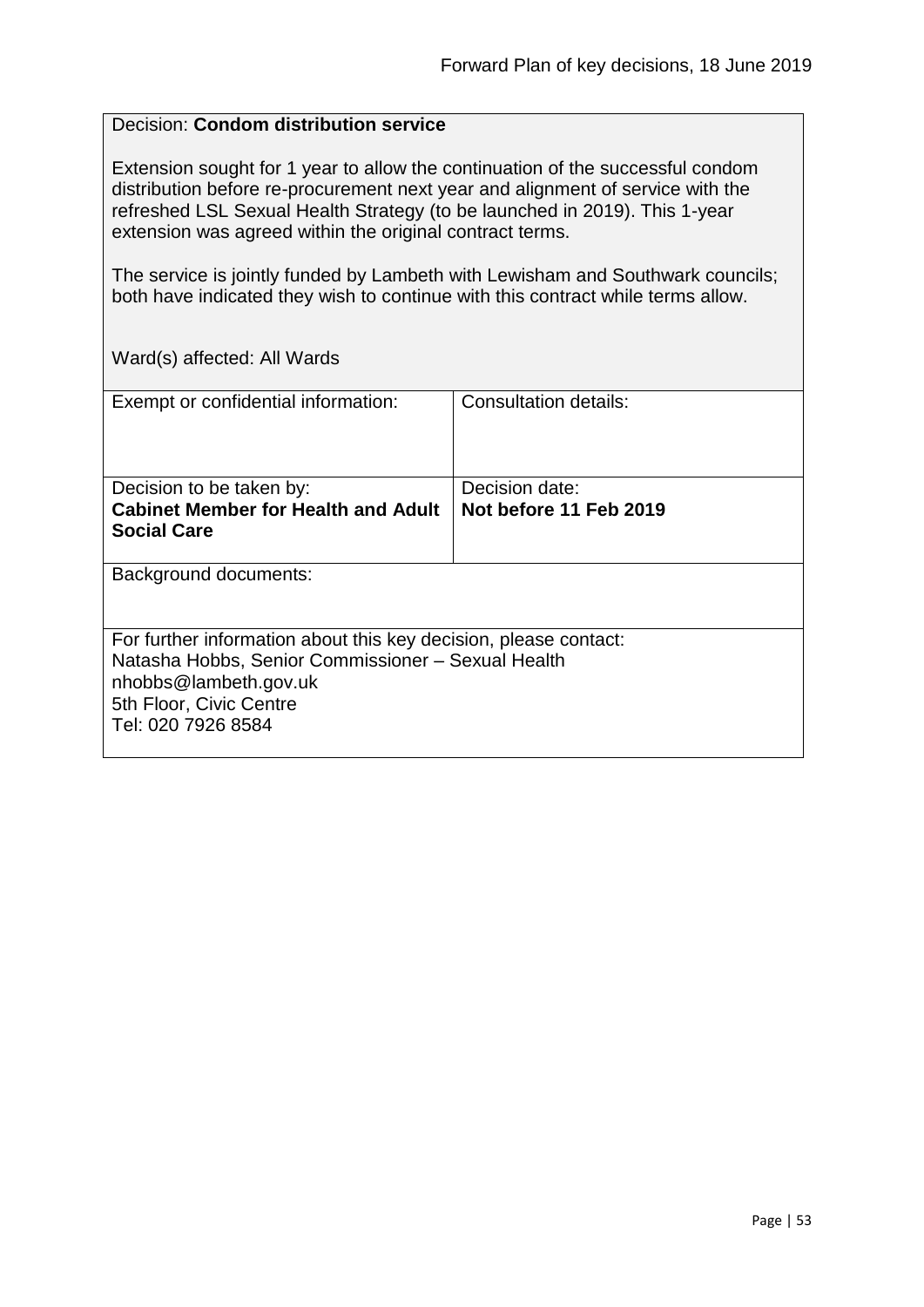Decision: **Condom distribution service**

Extension sought for 1 year to allow the continuation of the successful condom distribution before re-procurement next year and alignment of service with the refreshed LSL Sexual Health Strategy (to be launched in 2019). This 1-year extension was agreed within the original contract terms.

The service is jointly funded by Lambeth with Lewisham and Southwark councils; both have indicated they wish to continue with this contract while terms allow.

Ward(s) affected: All Wards

| Exempt or confidential information: | Consultation details: |
| --- | --- |
| Decision to be taken by: **Cabinet Member for Health and Adult Social Care** | Decision date: **Not before 11 Feb 2019** |

Background documents:

For further information about this key decision, please contact:
Natasha Hobbs, Senior Commissioner – Sexual Health
nhobbs@lambeth.gov.uk
5th Floor, Civic Centre
Tel: 020 7926 8584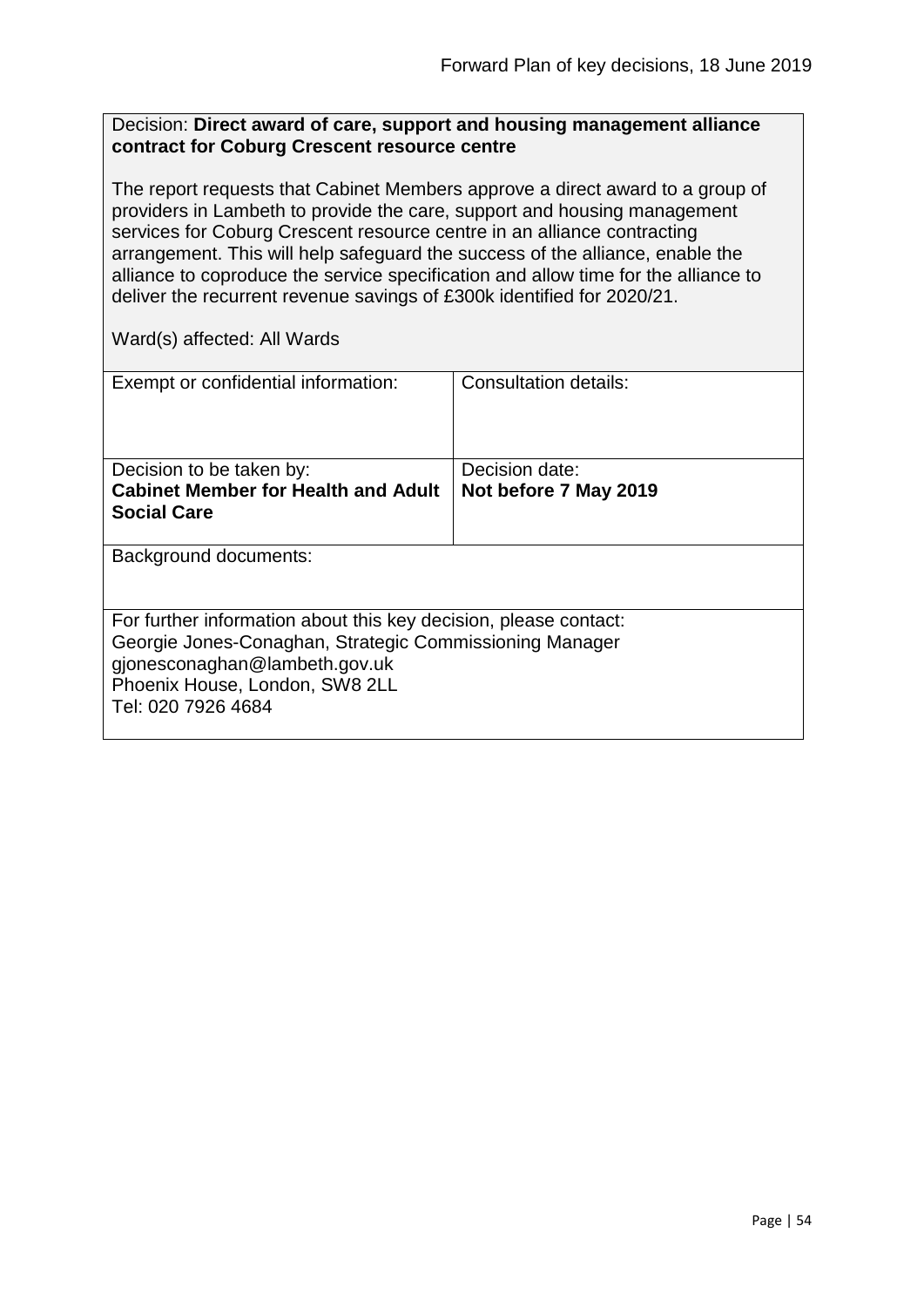Decision: **Direct award of care, support and housing management alliance contract for Coburg Crescent resource centre**

The report requests that Cabinet Members approve a direct award to a group of providers in Lambeth to provide the care, support and housing management services for Coburg Crescent resource centre in an alliance contracting arrangement. This will help safeguard the success of the alliance, enable the alliance to coproduce the service specification and allow time for the alliance to deliver the recurrent revenue savings of £300k identified for 2020/21.

Ward(s) affected: All Wards

| Exempt or confidential information: | Consultation details: |
| --- | --- |
| Decision to be taken by:<br>**Cabinet Member for Health and Adult Social Care** | Decision date:<br>**Not before 7 May 2019** |

Background documents:

For further information about this key decision, please contact:
Georgie Jones-Conaghan, Strategic Commissioning Manager
gjonesconaghan@lambeth.gov.uk
Phoenix House, London, SW8 2LL
Tel: 020 7926 4684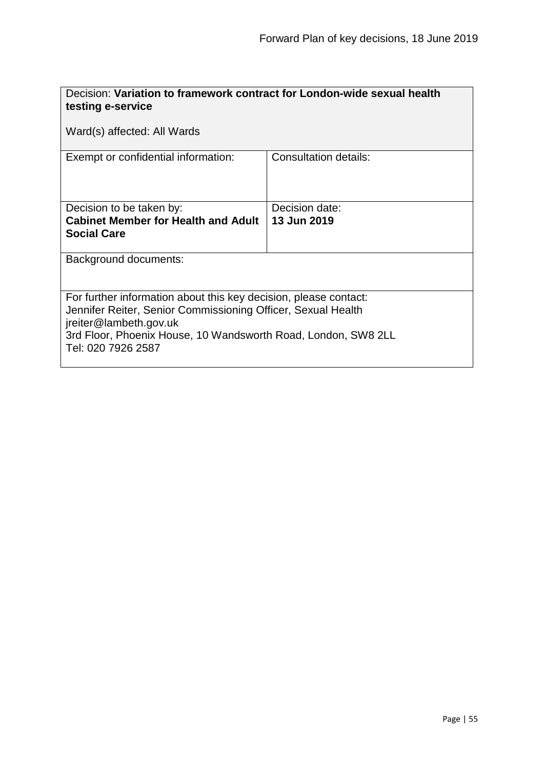| Decision: **Variation to framework contract for London-wide sexual health testing e-service**<br><br>Ward(s) affected: All Wards | |
|---|---|
| Exempt or confidential information: | Consultation details: |
| Decision to be taken by:<br>**Cabinet Member for Health and Adult Social Care** | Decision date:<br>**13 Jun 2019** |
| Background documents: | |
| For further information about this key decision, please contact:<br>Jennifer Reiter, Senior Commissioning Officer, Sexual Health<br>jreiter@lambeth.gov.uk<br>3rd Floor, Phoenix House, 10 Wandsworth Road, London, SW8 2LL<br>Tel: 020 7926 2587 | |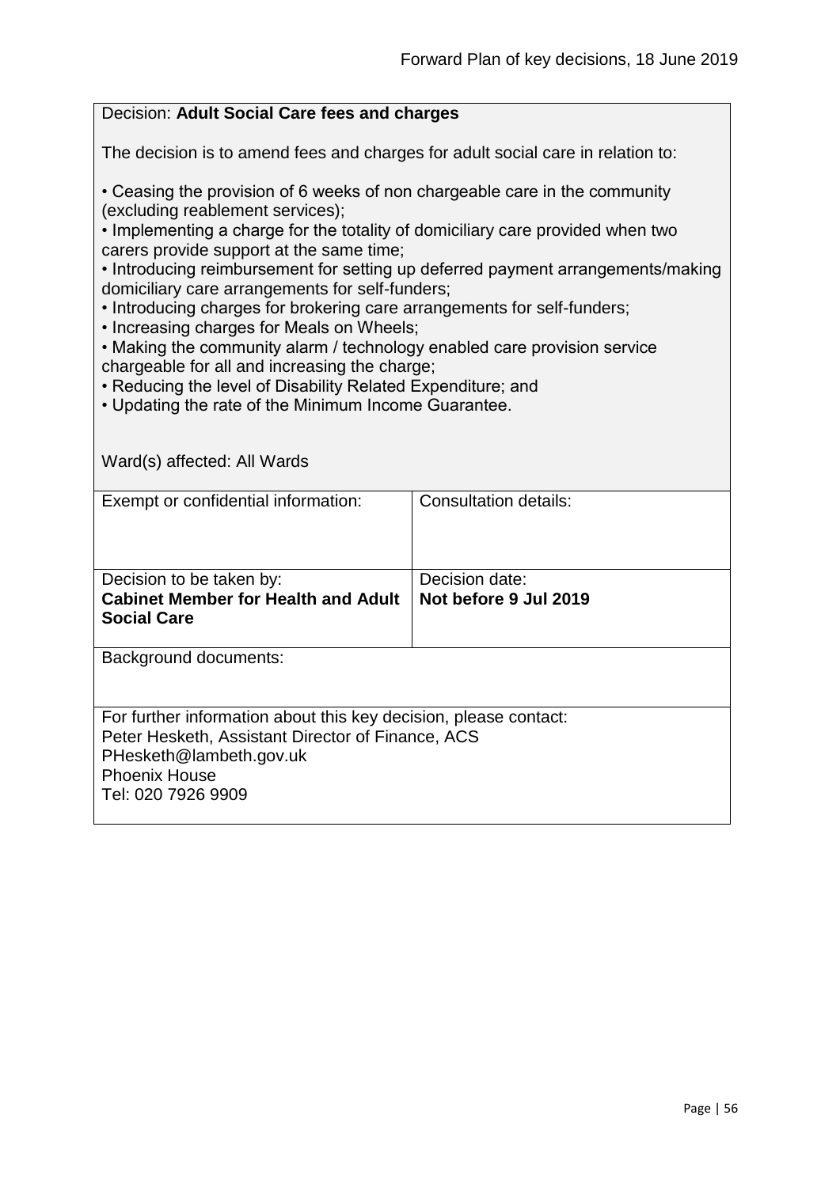Decision: **Adult Social Care fees and charges**

The decision is to amend fees and charges for adult social care in relation to:

- Ceasing the provision of 6 weeks of non chargeable care in the community (excluding reablement services);
- Implementing a charge for the totality of domiciliary care provided when two carers provide support at the same time;
- Introducing reimbursement for setting up deferred payment arrangements/making domiciliary care arrangements for self-funders;
- Introducing charges for brokering care arrangements for self-funders;
- Increasing charges for Meals on Wheels;
- Making the community alarm / technology enabled care provision service chargeable for all and increasing the charge;
- Reducing the level of Disability Related Expenditure; and
- Updating the rate of the Minimum Income Guarantee.

Ward(s) affected: All Wards

| Exempt or confidential information: | Consultation details: |
|---|---|
| Decision to be taken by:<br>**Cabinet Member for Health and Adult Social Care** | Decision date:<br>**Not before 9 Jul 2019** |

Background documents:

For further information about this key decision, please contact:
Peter Hesketh, Assistant Director of Finance, ACS
PHesketh@lambeth.gov.uk
Phoenix House
Tel: 020 7926 9909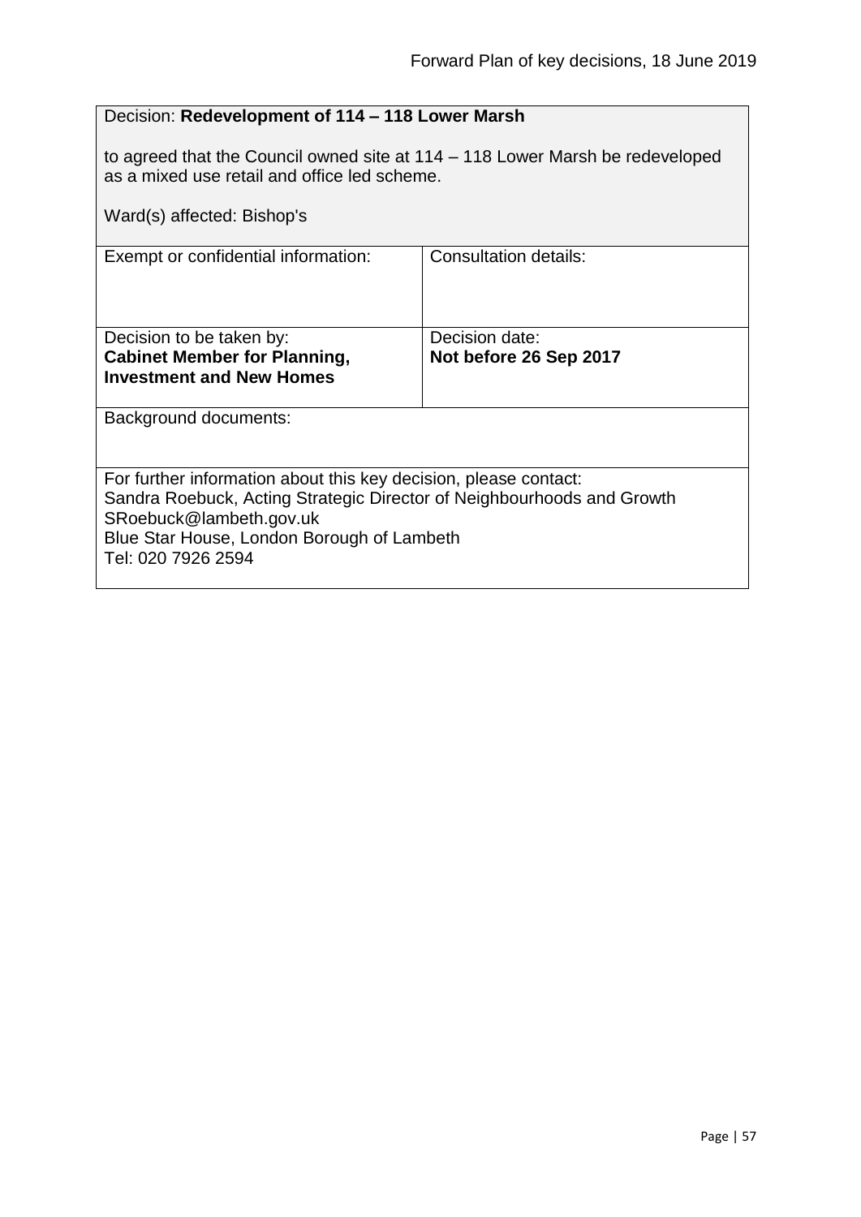Decision: **Redevelopment of 114 – 118 Lower Marsh**

to agreed that the Council owned site at 114 – 118 Lower Marsh be redeveloped as a mixed use retail and office led scheme.

Ward(s) affected: Bishop's

| Exempt or confidential information: | Consultation details: |
| --- | --- |
| Decision to be taken by:<br>**Cabinet Member for Planning, Investment and New Homes** | Decision date:<br>**Not before 26 Sep 2017** |

Background documents:

For further information about this key decision, please contact:
Sandra Roebuck, Acting Strategic Director of Neighbourhoods and Growth
SRoebuck@lambeth.gov.uk
Blue Star House, London Borough of Lambeth
Tel: 020 7926 2594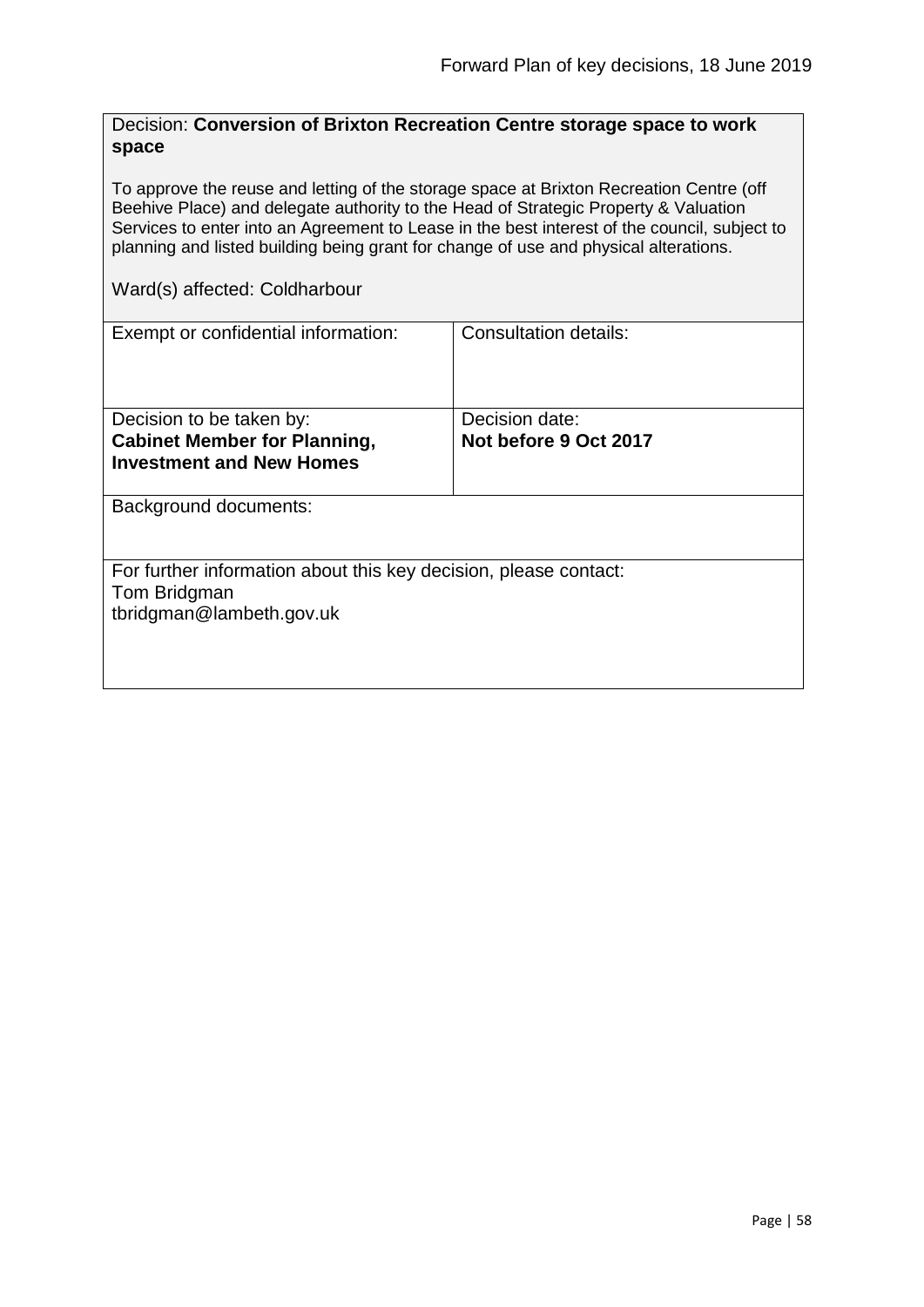Decision: **Conversion of Brixton Recreation Centre storage space to work space**

To approve the reuse and letting of the storage space at Brixton Recreation Centre (off Beehive Place) and delegate authority to the Head of Strategic Property & Valuation Services to enter into an Agreement to Lease in the best interest of the council, subject to planning and listed building being grant for change of use and physical alterations.

Ward(s) affected: Coldharbour

| Exempt or confidential information: | Consultation details: |
| --- | --- |
| Decision to be taken by:<br>**Cabinet Member for Planning, Investment and New Homes** | Decision date:<br>**Not before 9 Oct 2017** |

Background documents:

For further information about this key decision, please contact:
Tom Bridgman
tbridgman@lambeth.gov.uk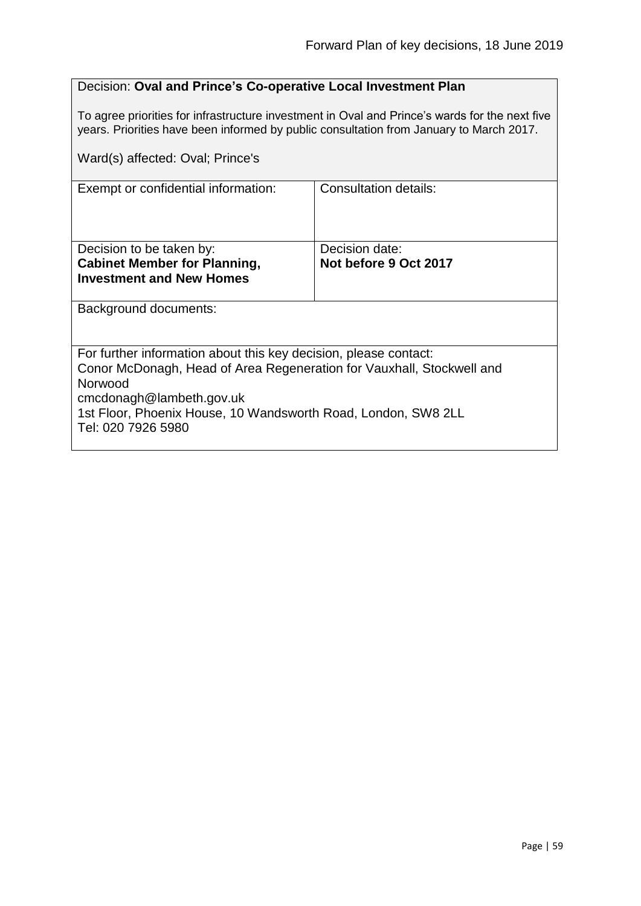Decision: **Oval and Prince's Co-operative Local Investment Plan**

To agree priorities for infrastructure investment in Oval and Prince's wards for the next five years. Priorities have been informed by public consultation from January to March 2017.

Ward(s) affected: Oval; Prince's

| Exempt or confidential information: | Consultation details: |
| --- | --- |
| Decision to be taken by:<br>**Cabinet Member for Planning, Investment and New Homes** | Decision date:<br>**Not before 9 Oct 2017** |

Background documents:

For further information about this key decision, please contact:
Conor McDonagh, Head of Area Regeneration for Vauxhall, Stockwell and Norwood
cmcdonagh@lambeth.gov.uk
1st Floor, Phoenix House, 10 Wandsworth Road, London, SW8 2LL
Tel: 020 7926 5980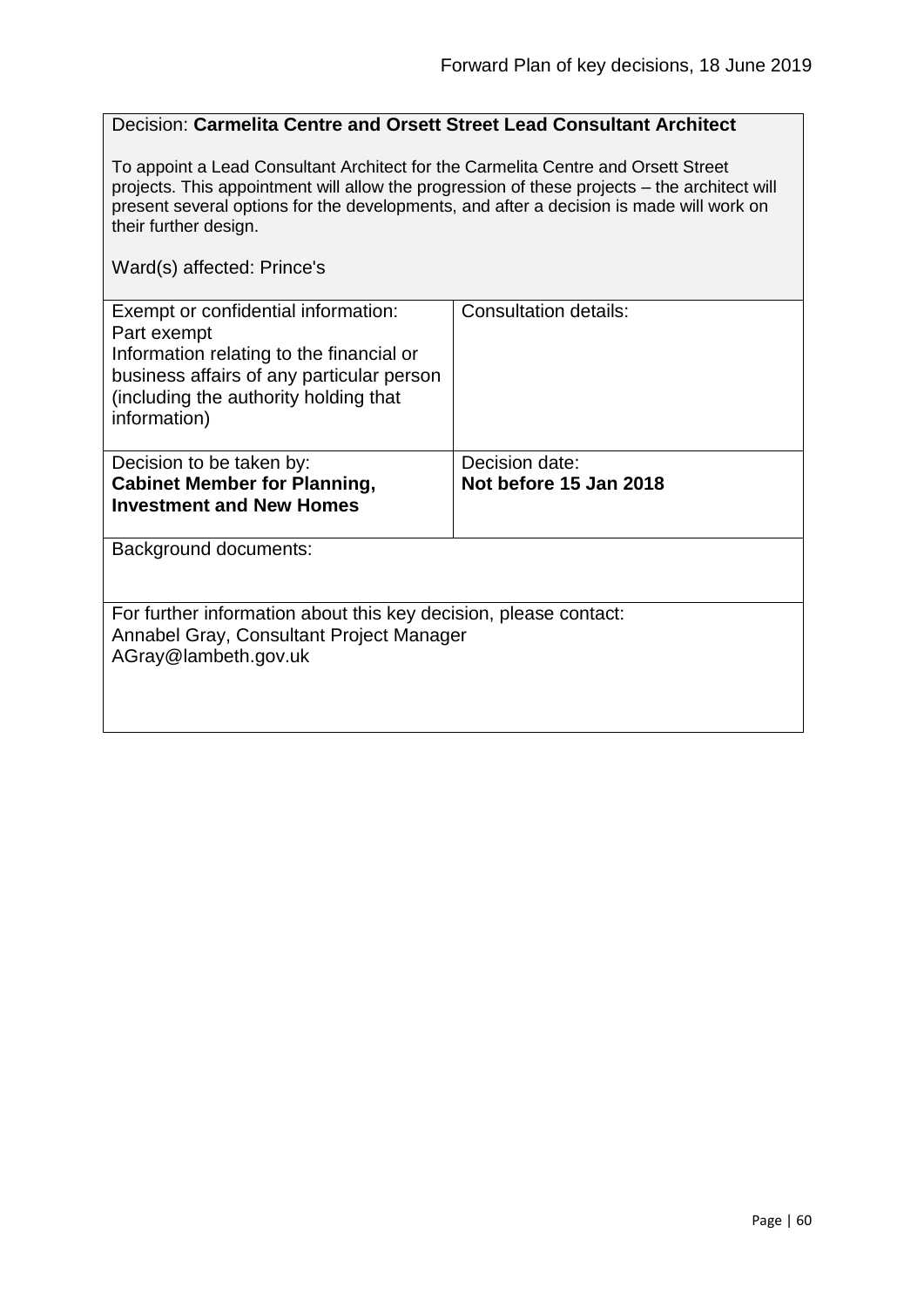Decision: **Carmelita Centre and Orsett Street Lead Consultant Architect**

To appoint a Lead Consultant Architect for the Carmelita Centre and Orsett Street projects. This appointment will allow the progression of these projects – the architect will present several options for the developments, and after a decision is made will work on their further design.

Ward(s) affected: Prince's

| Exempt or confidential information:<br>Part exempt<br>Information relating to the financial or business affairs of any particular person (including the authority holding that information) | Consultation details: |
|---|---|
| Decision to be taken by:<br>**Cabinet Member for Planning, Investment and New Homes** | Decision date:<br>**Not before 15 Jan 2018** |

Background documents:

For further information about this key decision, please contact:
Annabel Gray, Consultant Project Manager
AGray@lambeth.gov.uk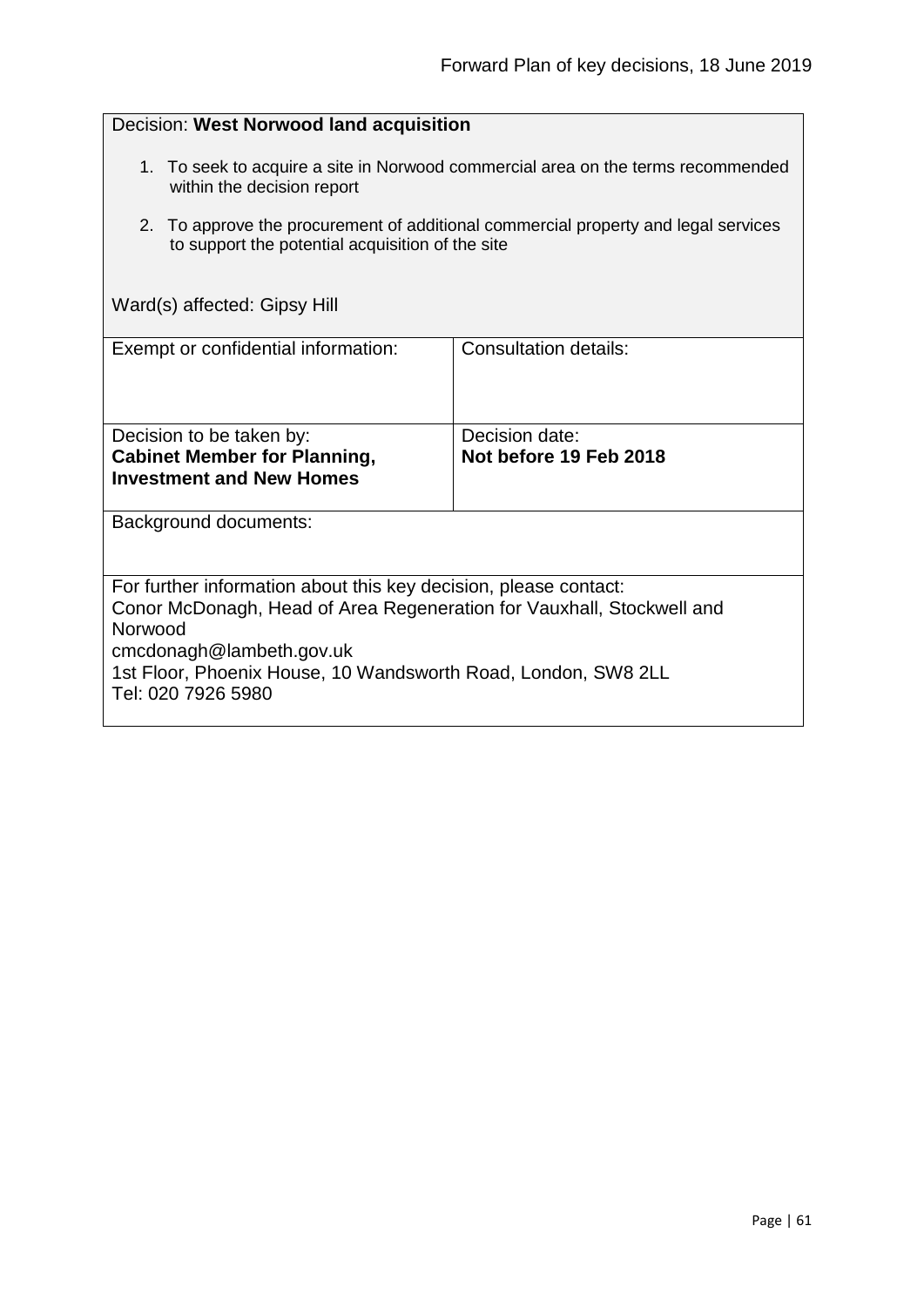Decision: **West Norwood land acquisition**

1. To seek to acquire a site in Norwood commercial area on the terms recommended within the decision report
2. To approve the procurement of additional commercial property and legal services to support the potential acquisition of the site

Ward(s) affected: Gipsy Hill

| Exempt or confidential information: | Consultation details: |
| --- | --- |
| Decision to be taken by:<br>**Cabinet Member for Planning, Investment and New Homes** | Decision date:<br>**Not before 19 Feb 2018** |

Background documents:

For further information about this key decision, please contact:
Conor McDonagh, Head of Area Regeneration for Vauxhall, Stockwell and Norwood
cmcdonagh@lambeth.gov.uk
1st Floor, Phoenix House, 10 Wandsworth Road, London, SW8 2LL
Tel: 020 7926 5980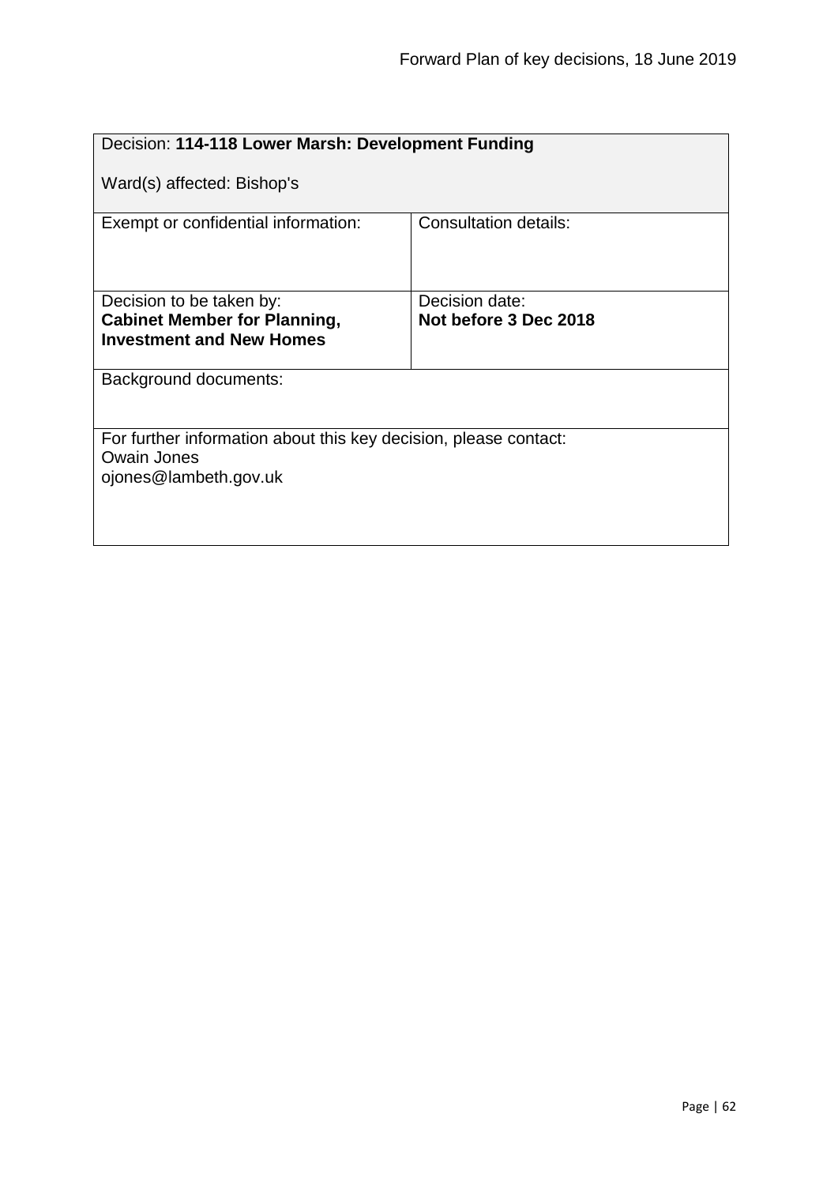| Decision: **114-118 Lower Marsh: Development Funding**<br><br>Ward(s) affected: Bishop's | |
|---|---|
| Exempt or confidential information: | Consultation details: |
| Decision to be taken by:<br>**Cabinet Member for Planning, Investment and New Homes** | Decision date:<br>**Not before 3 Dec 2018** |
| Background documents: | |
| For further information about this key decision, please contact:<br>Owain Jones<br>ojones@lambeth.gov.uk | |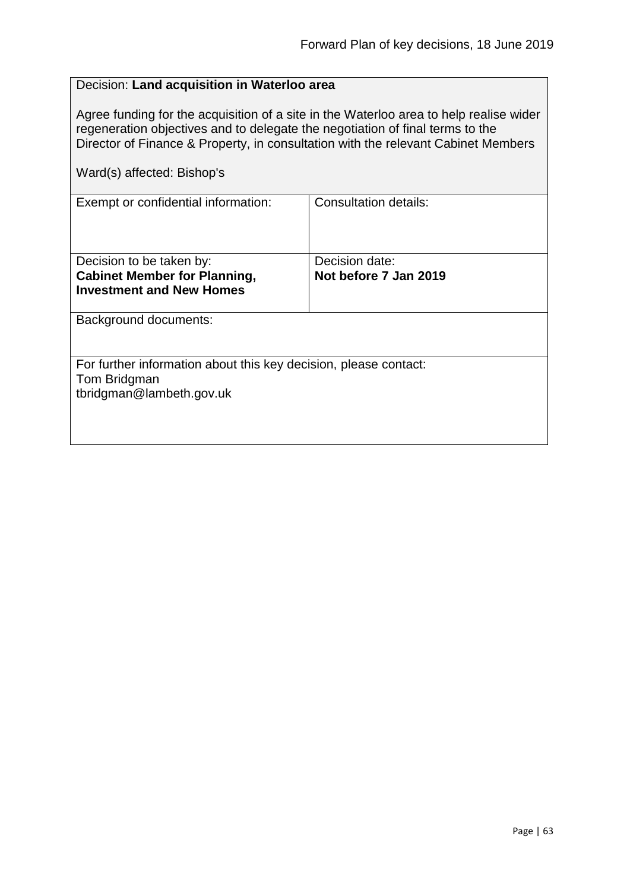Decision: **Land acquisition in Waterloo area**

Agree funding for the acquisition of a site in the Waterloo area to help realise wider regeneration objectives and to delegate the negotiation of final terms to the Director of Finance & Property, in consultation with the relevant Cabinet Members

Ward(s) affected: Bishop's

| Exempt or confidential information: | Consultation details: |
| --- | --- |
| Decision to be taken by:<br>**Cabinet Member for Planning, Investment and New Homes** | Decision date:<br>**Not before 7 Jan 2019** |

Background documents:

For further information about this key decision, please contact:
Tom Bridgman
tbridgman@lambeth.gov.uk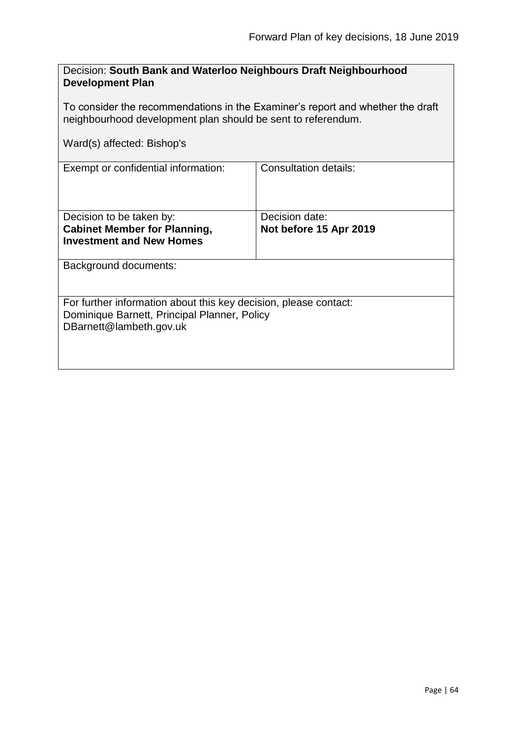Decision: **South Bank and Waterloo Neighbours Draft Neighbourhood Development Plan**

To consider the recommendations in the Examiner's report and whether the draft neighbourhood development plan should be sent to referendum.

Ward(s) affected: Bishop's

| Exempt or confidential information: | Consultation details: |
| --- | --- |
| Decision to be taken by: **Cabinet Member for Planning, Investment and New Homes** | Decision date: **Not before 15 Apr 2019** |

Background documents:

For further information about this key decision, please contact:
Dominique Barnett, Principal Planner, Policy
DBarnett@lambeth.gov.uk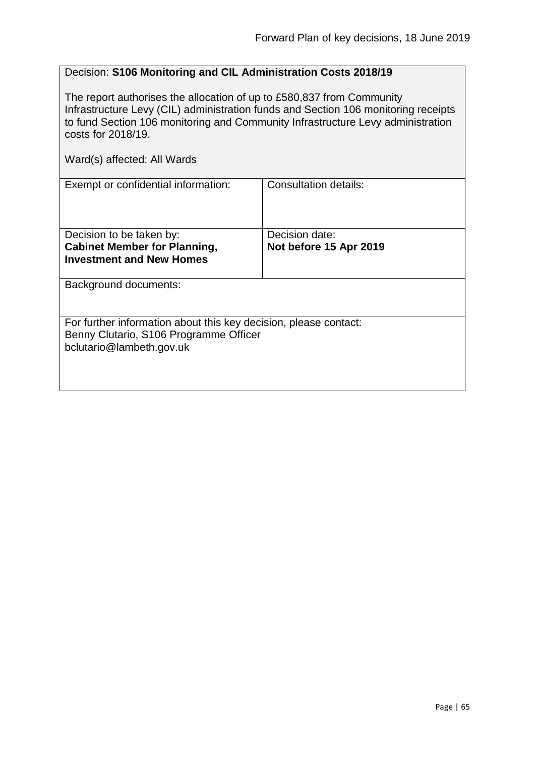Decision: **S106 Monitoring and CIL Administration Costs 2018/19**

The report authorises the allocation of up to £580,837 from Community Infrastructure Levy (CIL) administration funds and Section 106 monitoring receipts to fund Section 106 monitoring and Community Infrastructure Levy administration costs for 2018/19.

Ward(s) affected: All Wards

| Exempt or confidential information: | Consultation details: |
| --- | --- |
| Decision to be taken by: **Cabinet Member for Planning, Investment and New Homes** | Decision date: **Not before 15 Apr 2019** |

Background documents:

For further information about this key decision, please contact:
Benny Clutario, S106 Programme Officer
bclutario@lambeth.gov.uk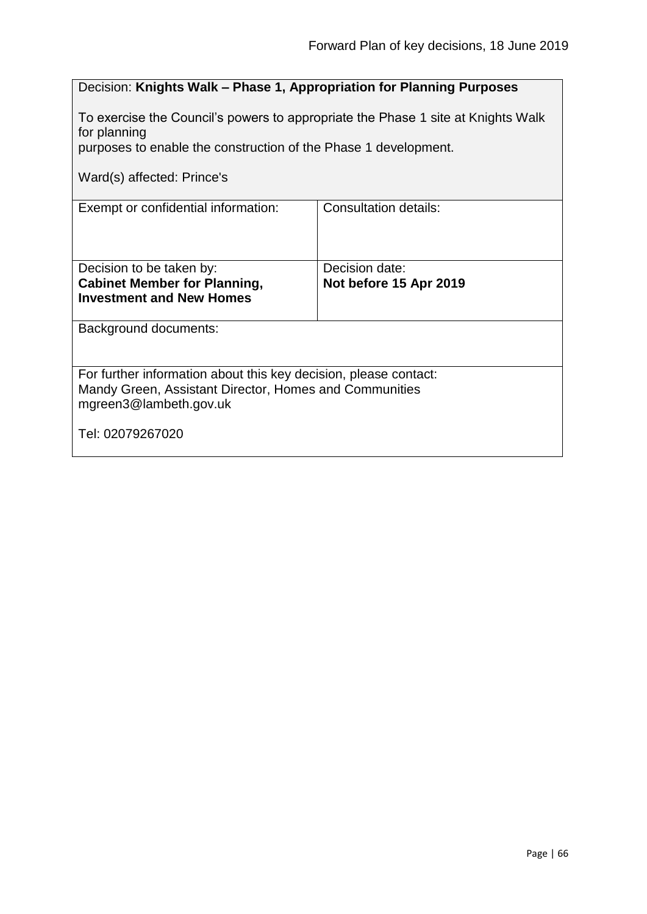| Decision: **Knights Walk – Phase 1, Appropriation for Planning Purposes**<br><br>To exercise the Council's powers to appropriate the Phase 1 site at Knights Walk for planning<br>purposes to enable the construction of the Phase 1 development.<br><br>Ward(s) affected: Prince's | |
|---|---|
| Exempt or confidential information: | Consultation details: |
| Decision to be taken by:<br>**Cabinet Member for Planning, Investment and New Homes** | Decision date:<br>**Not before 15 Apr 2019** |
| Background documents: | |
| For further information about this key decision, please contact:<br>Mandy Green, Assistant Director, Homes and Communities<br>mgreen3@lambeth.gov.uk<br><br>Tel: 02079267020 | |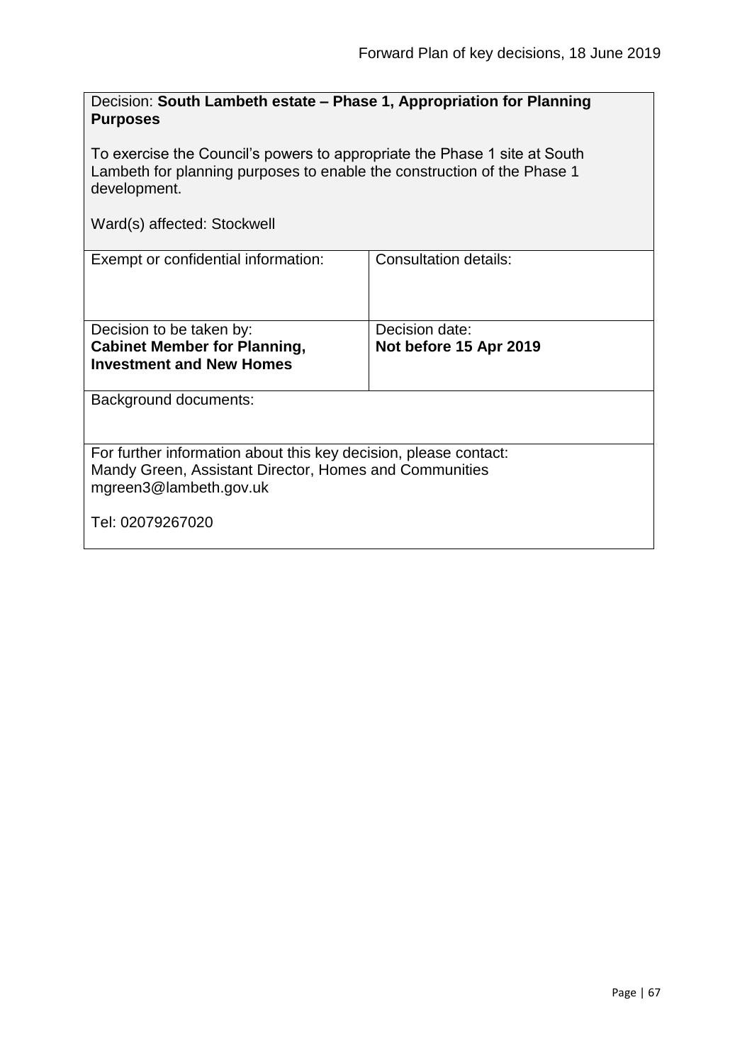Decision: **South Lambeth estate – Phase 1, Appropriation for Planning Purposes**

To exercise the Council's powers to appropriate the Phase 1 site at South Lambeth for planning purposes to enable the construction of the Phase 1 development.

Ward(s) affected: Stockwell

| Exempt or confidential information: | Consultation details: |
| --- | --- |
| Decision to be taken by: **Cabinet Member for Planning, Investment and New Homes** | Decision date: **Not before 15 Apr 2019** |

Background documents:

For further information about this key decision, please contact:
Mandy Green, Assistant Director, Homes and Communities
mgreen3@lambeth.gov.uk

Tel: 02079267020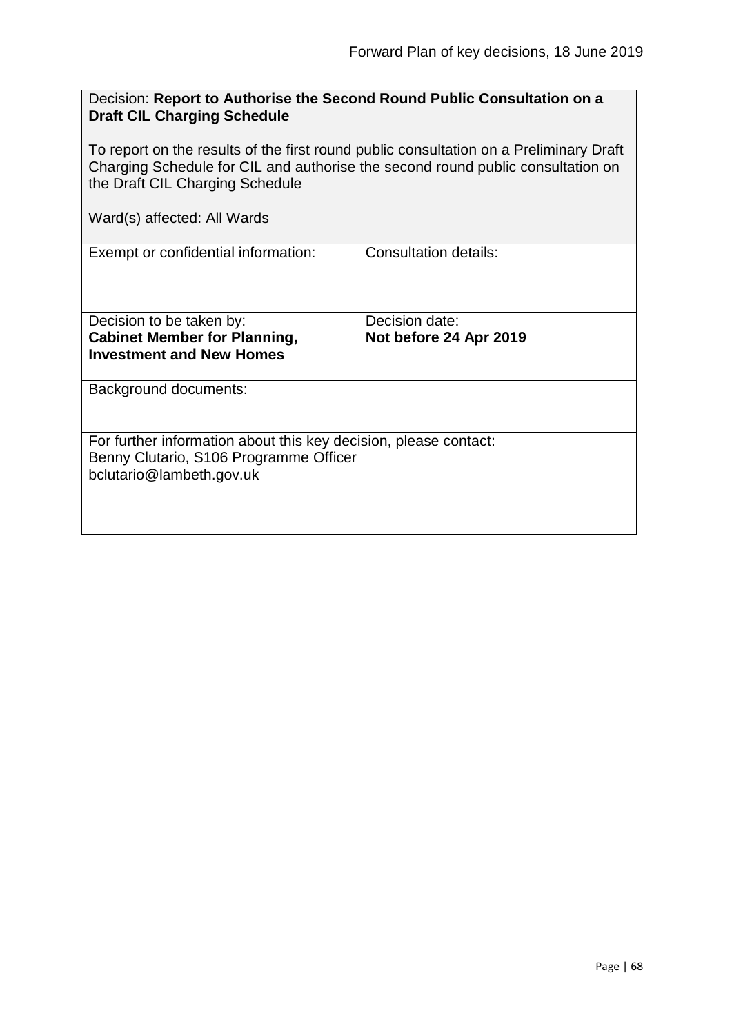Decision: **Report to Authorise the Second Round Public Consultation on a Draft CIL Charging Schedule**

To report on the results of the first round public consultation on a Preliminary Draft Charging Schedule for CIL and authorise the second round public consultation on the Draft CIL Charging Schedule

Ward(s) affected: All Wards

| Exempt or confidential information: | Consultation details: |
|---|---|
| Decision to be taken by: **Cabinet Member for Planning, Investment and New Homes** | Decision date: **Not before 24 Apr 2019** |

Background documents:

For further information about this key decision, please contact:
Benny Clutario, S106 Programme Officer
bclutario@lambeth.gov.uk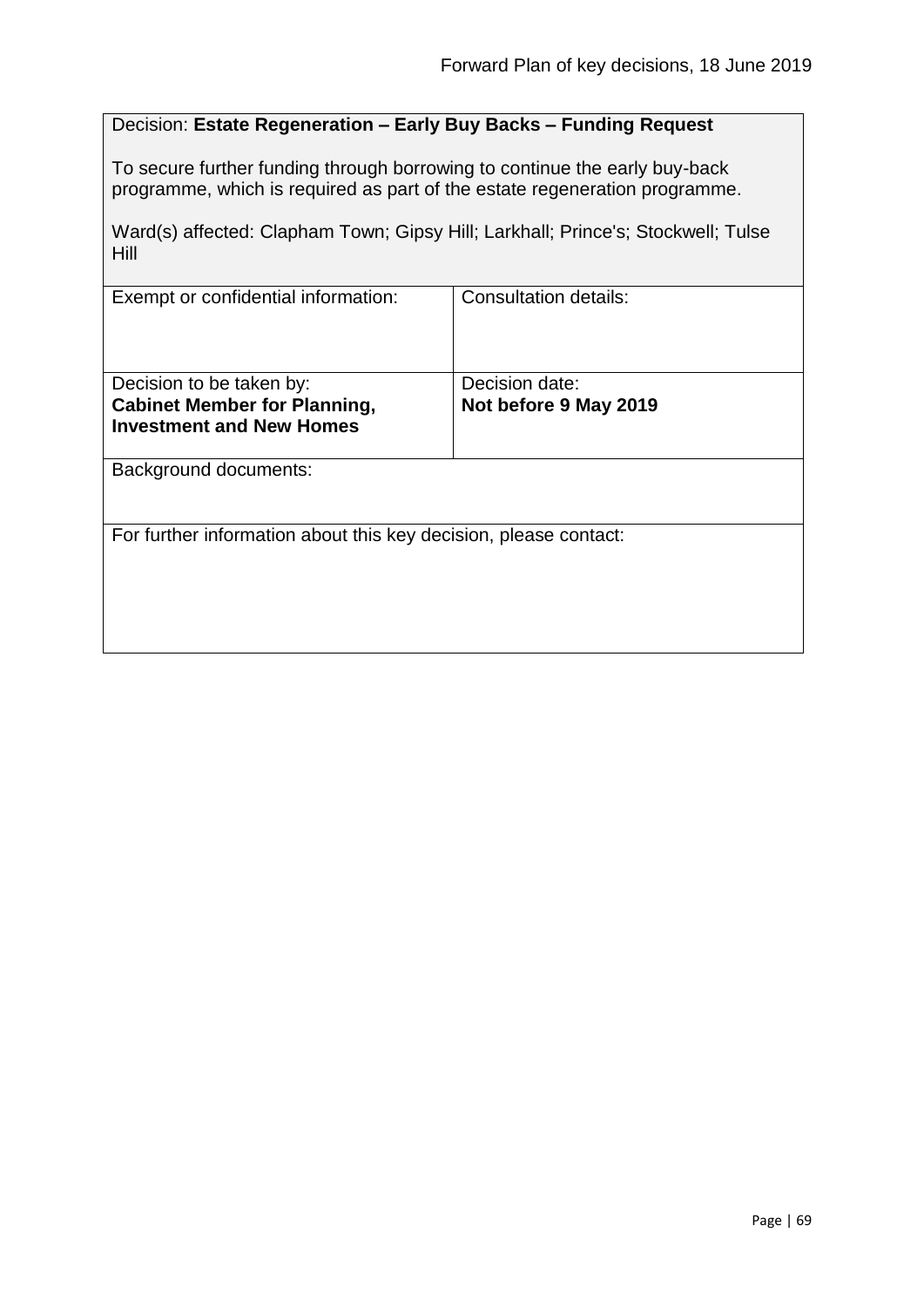Decision: **Estate Regeneration – Early Buy Backs – Funding Request**

To secure further funding through borrowing to continue the early buy-back programme, which is required as part of the estate regeneration programme.

Ward(s) affected: Clapham Town; Gipsy Hill; Larkhall; Prince's; Stockwell; Tulse Hill

| Exempt or confidential information: | Consultation details: |
|---|---|
| Decision to be taken by: **Cabinet Member for Planning, Investment and New Homes** | Decision date: **Not before 9 May 2019** |

Background documents:

For further information about this key decision, please contact: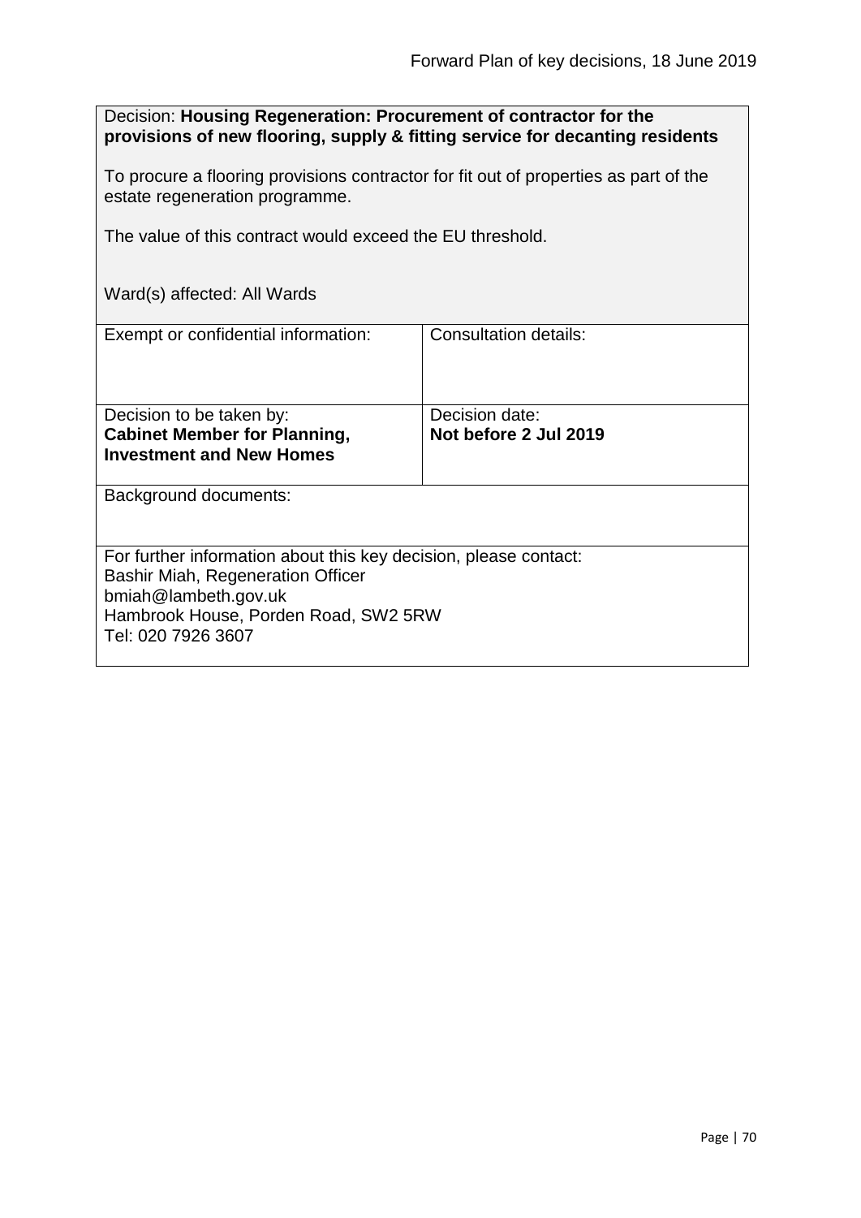Decision: **Housing Regeneration: Procurement of contractor for the provisions of new flooring, supply & fitting service for decanting residents**

To procure a flooring provisions contractor for fit out of properties as part of the estate regeneration programme.

The value of this contract would exceed the EU threshold.

Ward(s) affected: All Wards

| Exempt or confidential information: | Consultation details: |
|---|---|
| Decision to be taken by:<br>**Cabinet Member for Planning, Investment and New Homes** | Decision date:<br>**Not before 2 Jul 2019** |

Background documents:

For further information about this key decision, please contact:
Bashir Miah, Regeneration Officer
bmiah@lambeth.gov.uk
Hambrook House, Porden Road, SW2 5RW
Tel: 020 7926 3607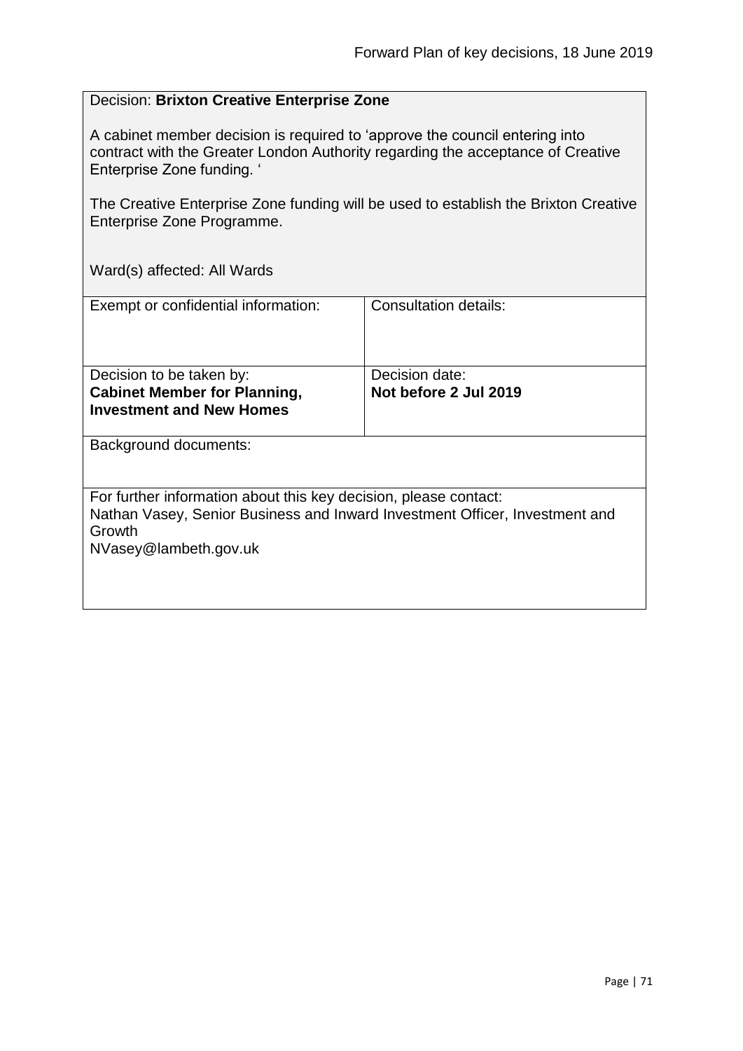Decision: **Brixton Creative Enterprise Zone**

A cabinet member decision is required to 'approve the council entering into contract with the Greater London Authority regarding the acceptance of Creative Enterprise Zone funding. '

The Creative Enterprise Zone funding will be used to establish the Brixton Creative Enterprise Zone Programme.

Ward(s) affected: All Wards

| Exempt or confidential information: | Consultation details: |
|---|---|
| Decision to be taken by: **Cabinet Member for Planning, Investment and New Homes** | Decision date: **Not before 2 Jul 2019** |

Background documents:

For further information about this key decision, please contact:
Nathan Vasey, Senior Business and Inward Investment Officer, Investment and Growth
NVasey@lambeth.gov.uk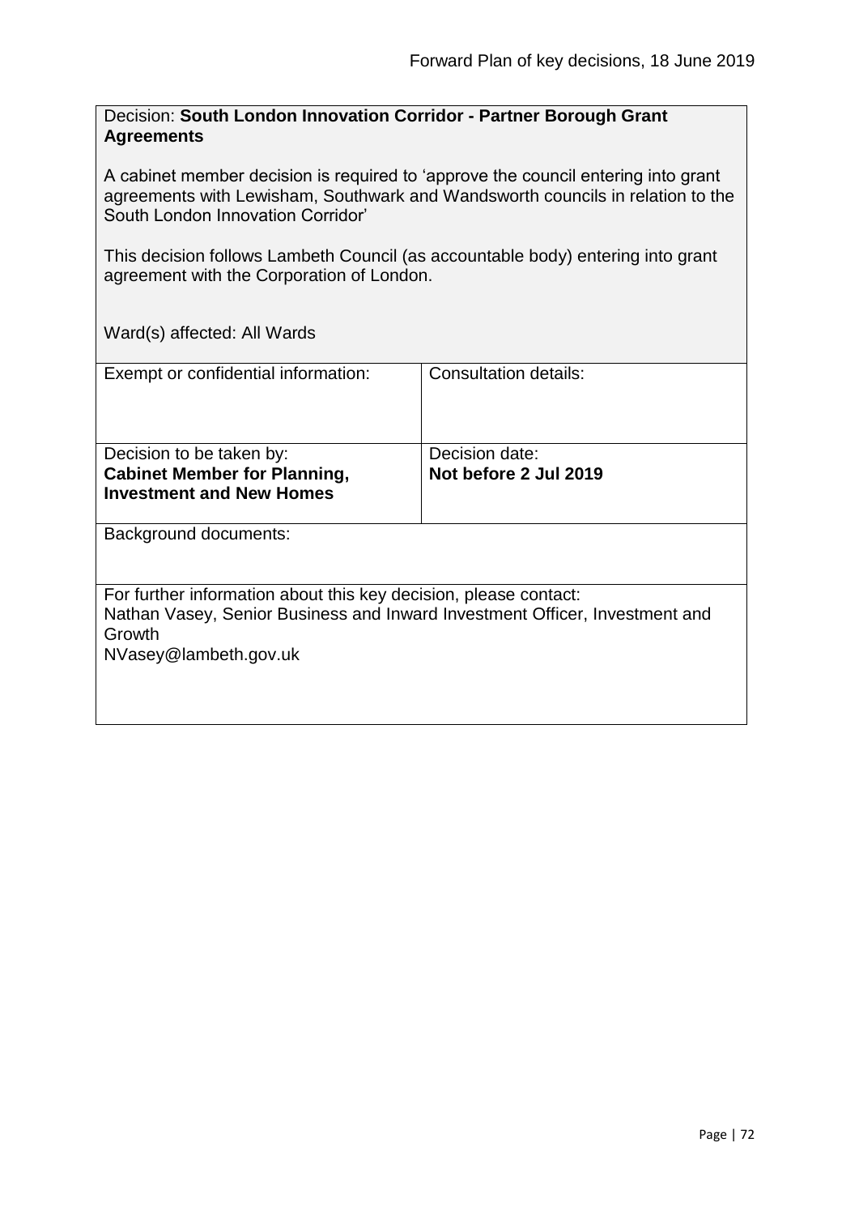Decision: **South London Innovation Corridor - Partner Borough Grant Agreements**

A cabinet member decision is required to 'approve the council entering into grant agreements with Lewisham, Southwark and Wandsworth councils in relation to the South London Innovation Corridor'

This decision follows Lambeth Council (as accountable body) entering into grant agreement with the Corporation of London.

Ward(s) affected: All Wards

| Exempt or confidential information: | Consultation details: |
| --- | --- |
| Decision to be taken by: **Cabinet Member for Planning, Investment and New Homes** | Decision date: **Not before 2 Jul 2019** |

Background documents:

For further information about this key decision, please contact:
Nathan Vasey, Senior Business and Inward Investment Officer, Investment and Growth
NVasey@lambeth.gov.uk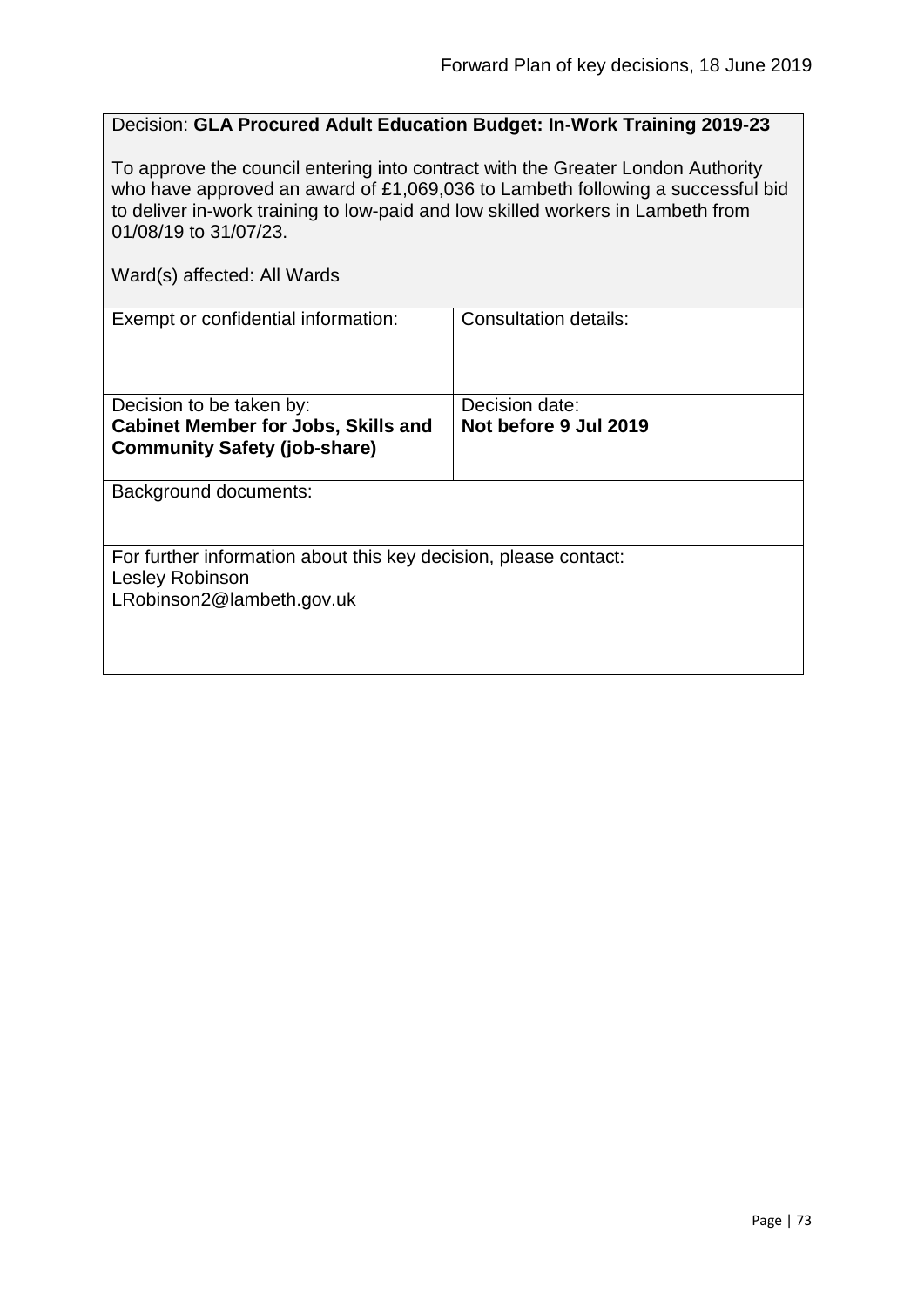Decision: **GLA Procured Adult Education Budget: In-Work Training 2019-23**

To approve the council entering into contract with the Greater London Authority who have approved an award of £1,069,036 to Lambeth following a successful bid to deliver in-work training to low-paid and low skilled workers in Lambeth from 01/08/19 to 31/07/23.

Ward(s) affected: All Wards

| Exempt or confidential information: | Consultation details: |
| --- | --- |
| Decision to be taken by:<br>**Cabinet Member for Jobs, Skills and Community Safety (job-share)** | Decision date:<br>**Not before 9 Jul 2019** |

Background documents:

For further information about this key decision, please contact:
Lesley Robinson
LRobinson2@lambeth.gov.uk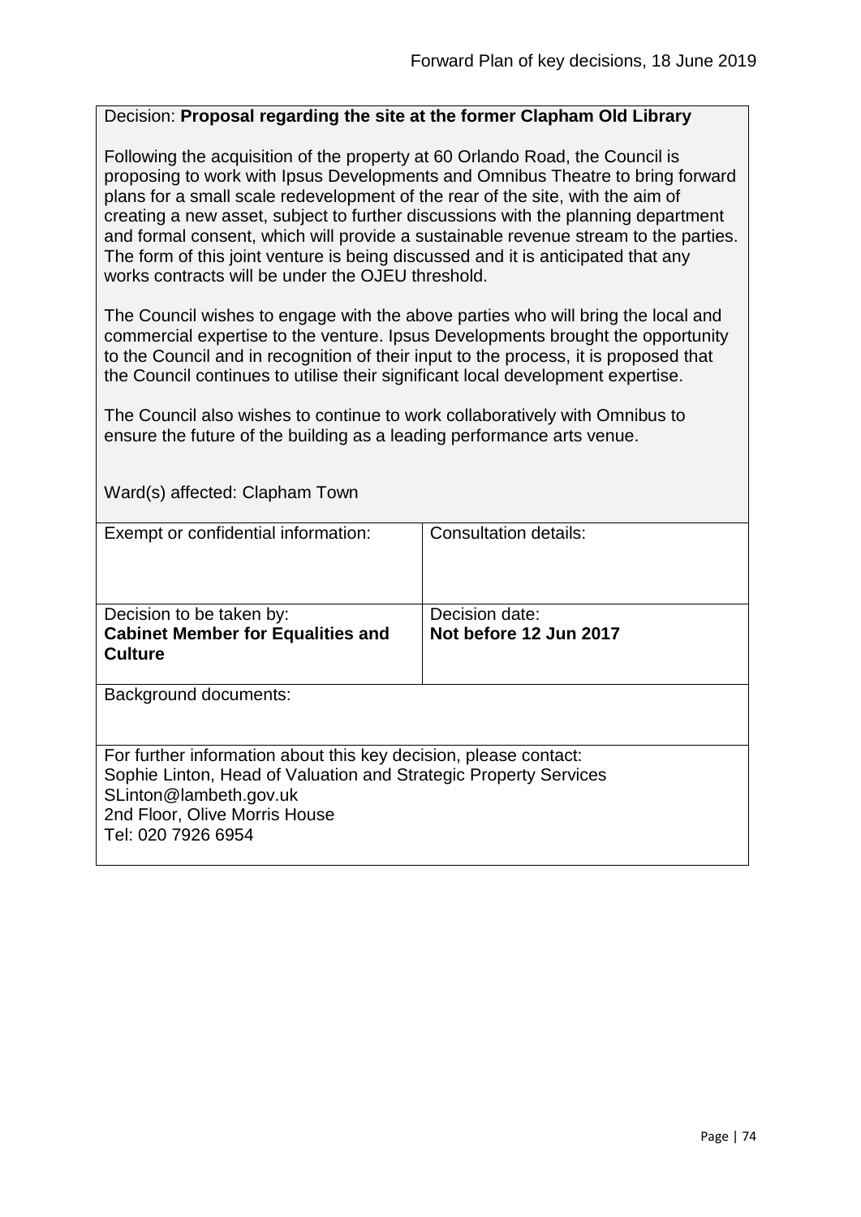Decision: **Proposal regarding the site at the former Clapham Old Library**

Following the acquisition of the property at 60 Orlando Road, the Council is proposing to work with Ipsus Developments and Omnibus Theatre to bring forward plans for a small scale redevelopment of the rear of the site, with the aim of creating a new asset, subject to further discussions with the planning department and formal consent, which will provide a sustainable revenue stream to the parties. The form of this joint venture is being discussed and it is anticipated that any works contracts will be under the OJEU threshold.

The Council wishes to engage with the above parties who will bring the local and commercial expertise to the venture. Ipsus Developments brought the opportunity to the Council and in recognition of their input to the process, it is proposed that the Council continues to utilise their significant local development expertise.

The Council also wishes to continue to work collaboratively with Omnibus to ensure the future of the building as a leading performance arts venue.

Ward(s) affected: Clapham Town

| Exempt or confidential information: | Consultation details: |
| --- | --- |
| Decision to be taken by:<br>**Cabinet Member for Equalities and Culture** | Decision date:<br>**Not before 12 Jun 2017** |

Background documents:

For further information about this key decision, please contact:
Sophie Linton, Head of Valuation and Strategic Property Services
SLinton@lambeth.gov.uk
2nd Floor, Olive Morris House
Tel: 020 7926 6954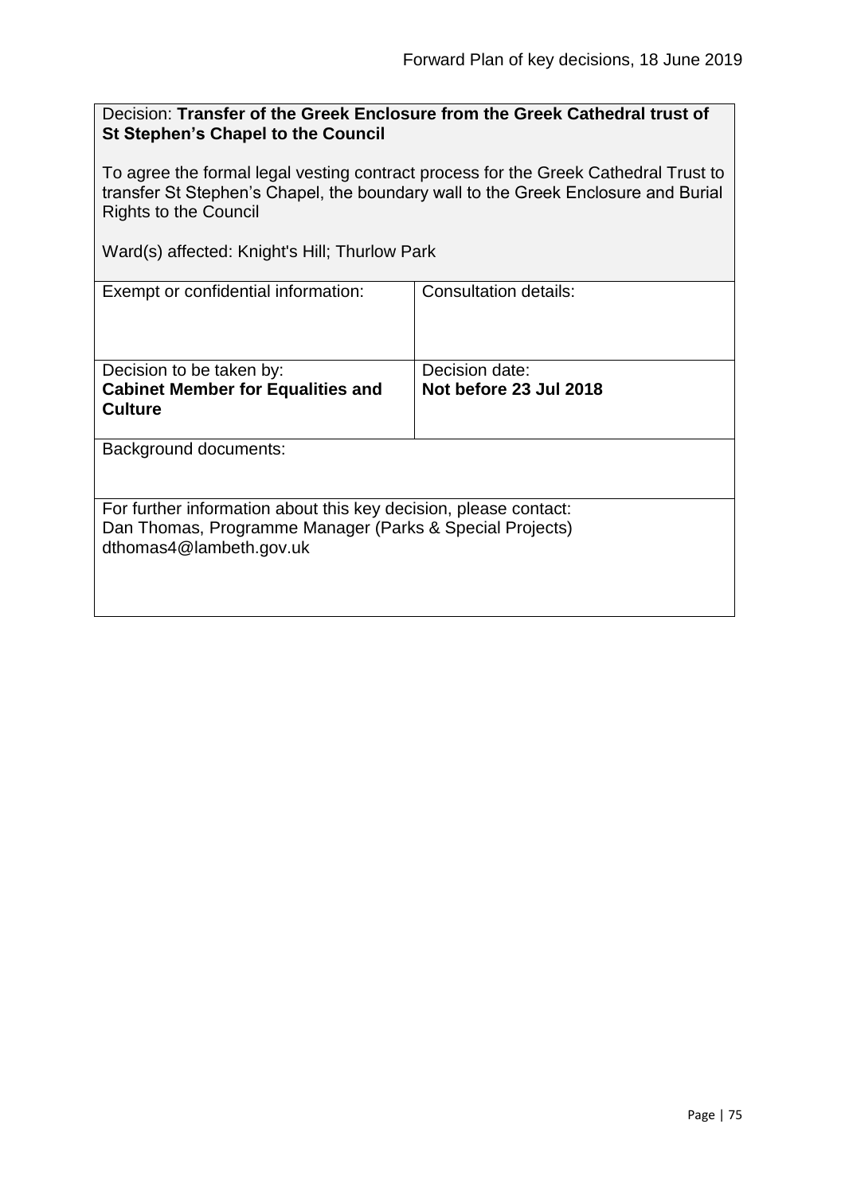Decision: **Transfer of the Greek Enclosure from the Greek Cathedral trust of St Stephen's Chapel to the Council**

To agree the formal legal vesting contract process for the Greek Cathedral Trust to transfer St Stephen's Chapel, the boundary wall to the Greek Enclosure and Burial Rights to the Council

Ward(s) affected: Knight's Hill; Thurlow Park

| Exempt or confidential information: | Consultation details: |
|---|---|
| Decision to be taken by:<br>**Cabinet Member for Equalities and Culture** | Decision date:<br>**Not before 23 Jul 2018** |

Background documents:

For further information about this key decision, please contact:
Dan Thomas, Programme Manager (Parks & Special Projects)
dthomas4@lambeth.gov.uk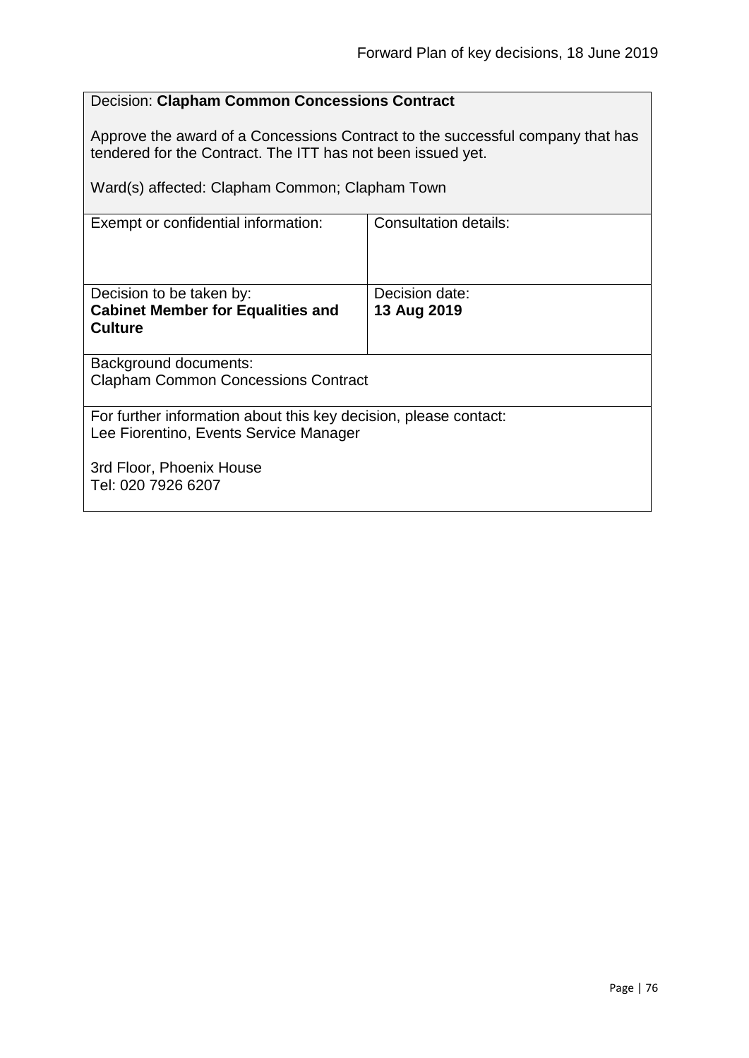Decision: **Clapham Common Concessions Contract**

Approve the award of a Concessions Contract to the successful company that has tendered for the Contract. The ITT has not been issued yet.

Ward(s) affected: Clapham Common; Clapham Town

| Exempt or confidential information: | Consultation details: |
| --- | --- |
| Decision to be taken by:<br>**Cabinet Member for Equalities and Culture** | Decision date:<br>**13 Aug 2019** |

Background documents:
Clapham Common Concessions Contract

For further information about this key decision, please contact:
Lee Fiorentino, Events Service Manager

3rd Floor, Phoenix House
Tel: 020 7926 6207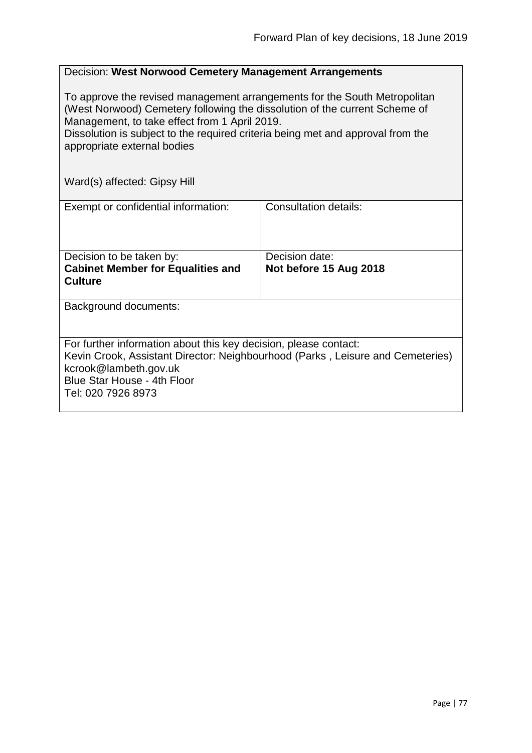Decision: **West Norwood Cemetery Management Arrangements**

To approve the revised management arrangements for the South Metropolitan (West Norwood) Cemetery following the dissolution of the current Scheme of Management, to take effect from 1 April 2019.
Dissolution is subject to the required criteria being met and approval from the appropriate external bodies

Ward(s) affected: Gipsy Hill

| Exempt or confidential information: | Consultation details: |
| --- | --- |
| Decision to be taken by:<br>**Cabinet Member for Equalities and Culture** | Decision date:<br>**Not before 15 Aug 2018** |

Background documents:

For further information about this key decision, please contact:
Kevin Crook, Assistant Director: Neighbourhood (Parks , Leisure and Cemeteries)
kcrook@lambeth.gov.uk
Blue Star House - 4th Floor
Tel: 020 7926 8973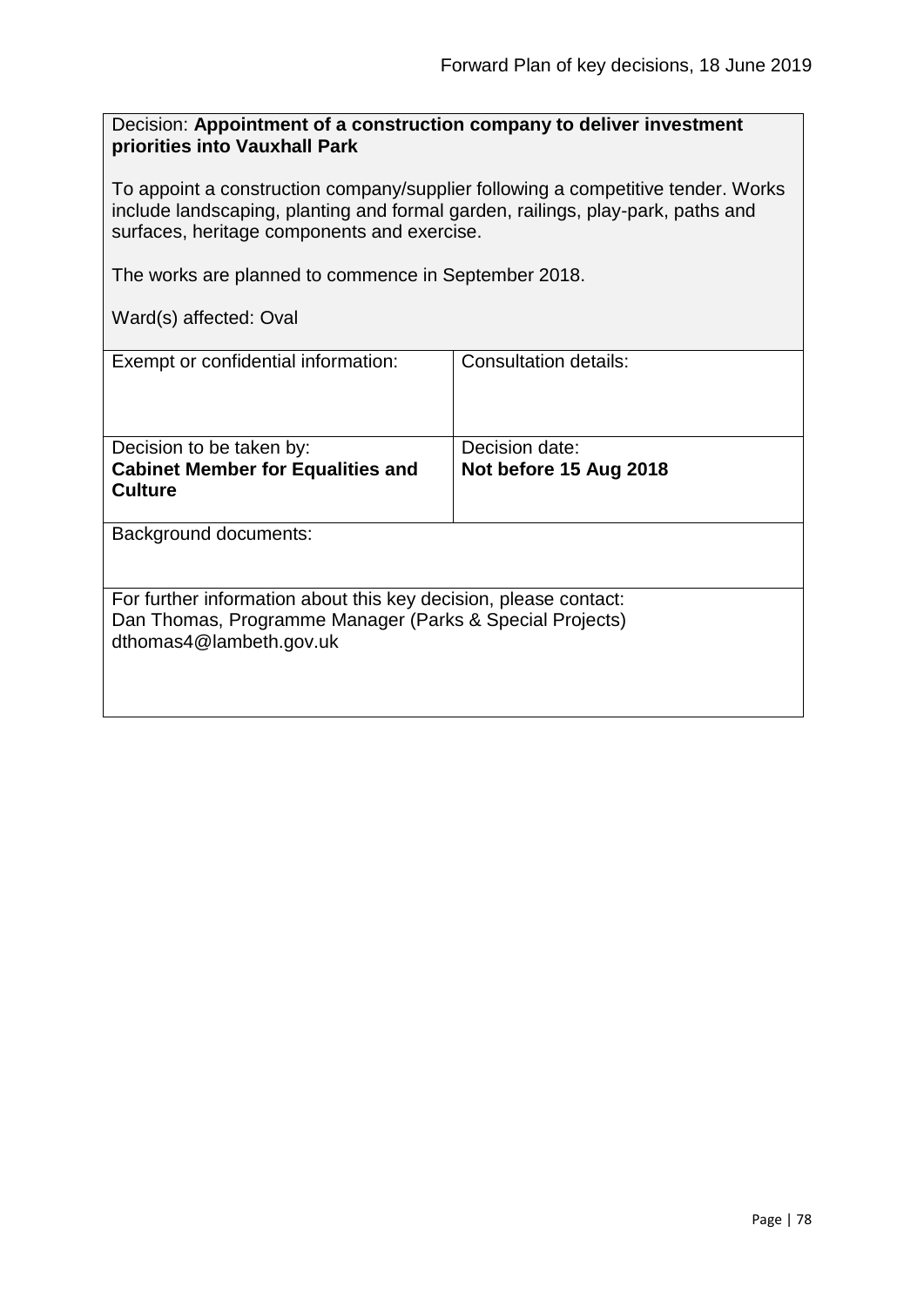Decision: **Appointment of a construction company to deliver investment priorities into Vauxhall Park**

To appoint a construction company/supplier following a competitive tender. Works include landscaping, planting and formal garden, railings, play-park, paths and surfaces, heritage components and exercise.

The works are planned to commence in September 2018.

Ward(s) affected: Oval

| Exempt or confidential information: | Consultation details: |
| --- | --- |
| Decision to be taken by:<br>**Cabinet Member for Equalities and Culture** | Decision date:<br>**Not before 15 Aug 2018** |

Background documents:

For further information about this key decision, please contact:
Dan Thomas, Programme Manager (Parks & Special Projects)
dthomas4@lambeth.gov.uk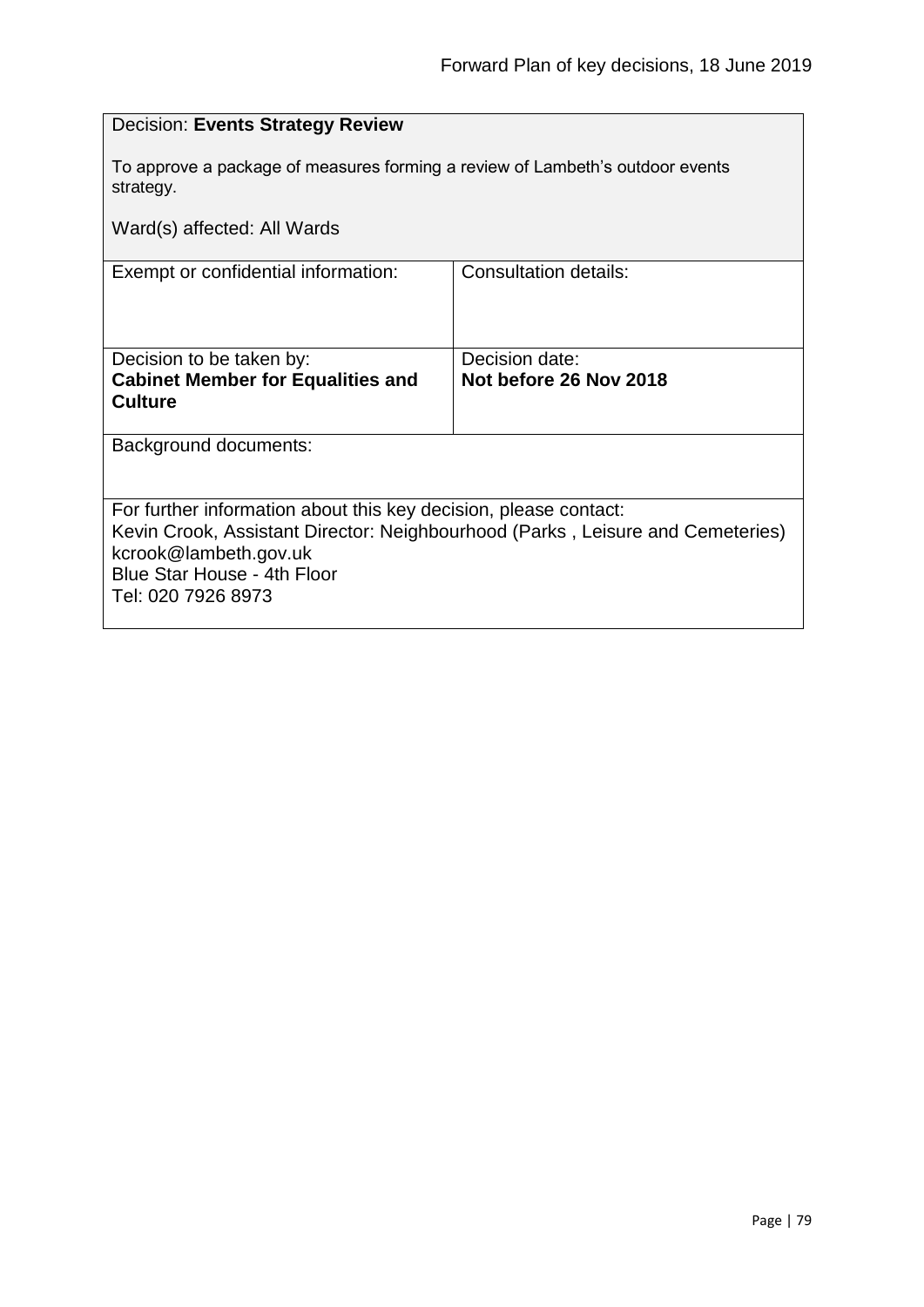Decision: **Events Strategy Review**

To approve a package of measures forming a review of Lambeth's outdoor events strategy.

Ward(s) affected: All Wards

| Exempt or confidential information: | Consultation details: |
| --- | --- |
| Decision to be taken by: **Cabinet Member for Equalities and Culture** | Decision date: **Not before 26 Nov 2018** |

Background documents:

For further information about this key decision, please contact:
Kevin Crook, Assistant Director: Neighbourhood (Parks , Leisure and Cemeteries)
kcrook@lambeth.gov.uk
Blue Star House - 4th Floor
Tel: 020 7926 8973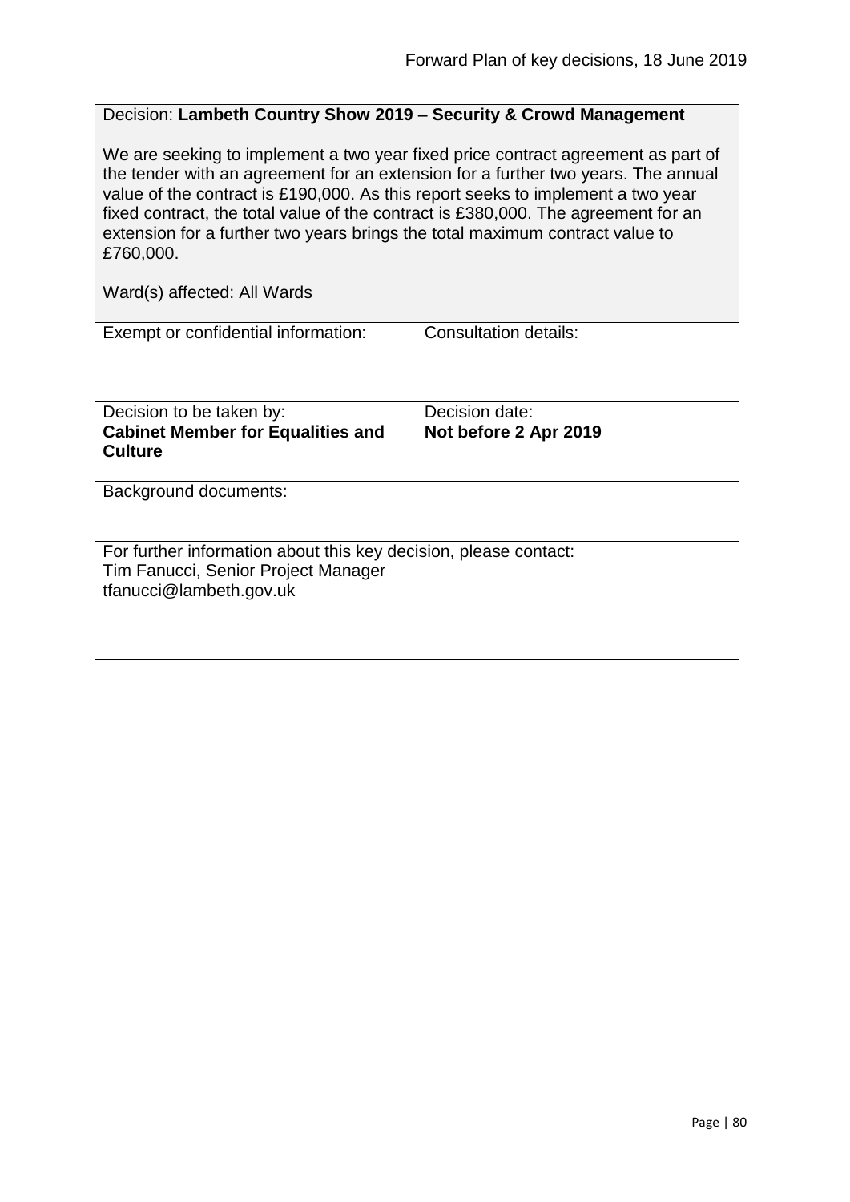Decision: **Lambeth Country Show 2019 – Security & Crowd Management**

We are seeking to implement a two year fixed price contract agreement as part of the tender with an agreement for an extension for a further two years. The annual value of the contract is £190,000. As this report seeks to implement a two year fixed contract, the total value of the contract is £380,000. The agreement for an extension for a further two years brings the total maximum contract value to £760,000.

Ward(s) affected: All Wards

| Exempt or confidential information: | Consultation details: |
| --- | --- |
| Decision to be taken by: **Cabinet Member for Equalities and Culture** | Decision date: **Not before 2 Apr 2019** |

Background documents:

For further information about this key decision, please contact:
Tim Fanucci, Senior Project Manager
tfanucci@lambeth.gov.uk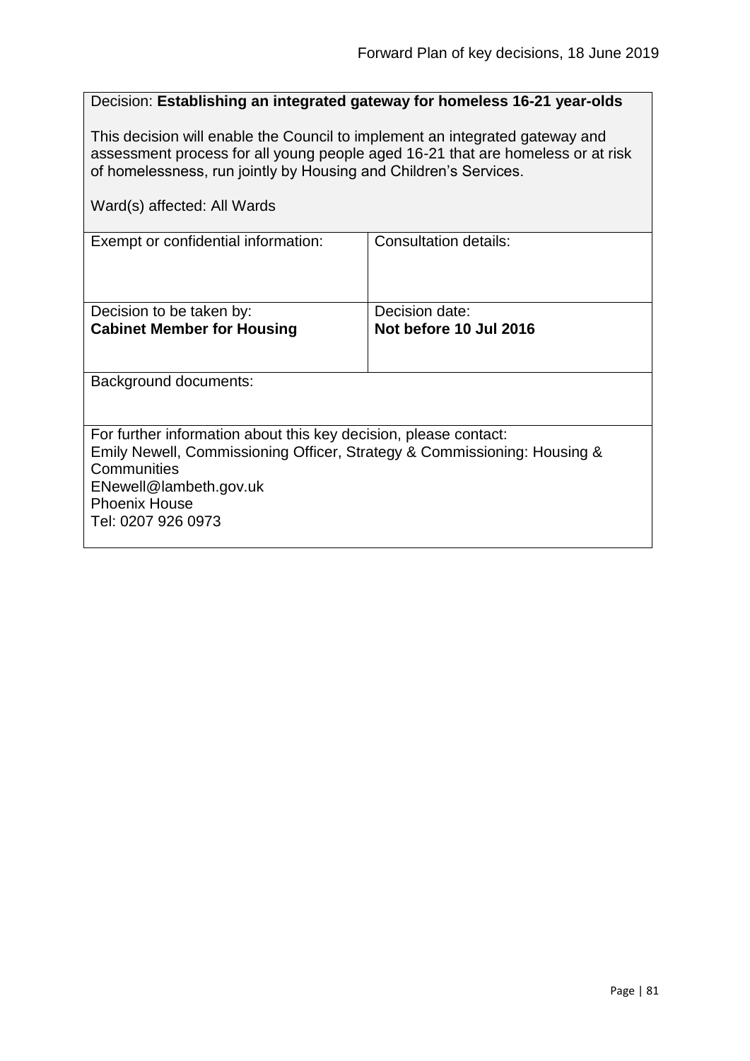Decision: **Establishing an integrated gateway for homeless 16-21 year-olds**

This decision will enable the Council to implement an integrated gateway and assessment process for all young people aged 16-21 that are homeless or at risk of homelessness, run jointly by Housing and Children's Services.

Ward(s) affected: All Wards

| Exempt or confidential information: | Consultation details: |
| --- | --- |
| Decision to be taken by: **Cabinet Member for Housing** | Decision date: **Not before 10 Jul 2016** |

Background documents:

For further information about this key decision, please contact:
Emily Newell, Commissioning Officer, Strategy & Commissioning: Housing & Communities
ENewell@lambeth.gov.uk
Phoenix House
Tel: 0207 926 0973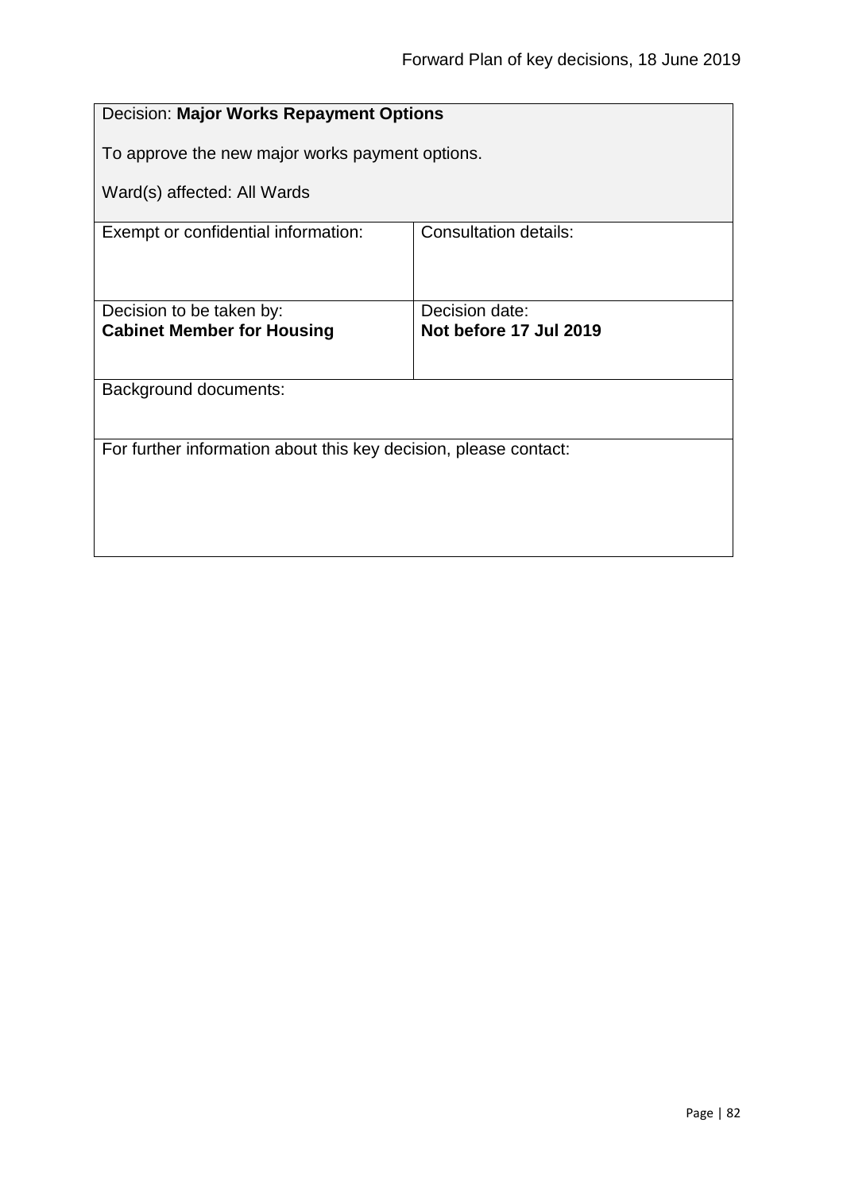Decision: **Major Works Repayment Options**

To approve the new major works payment options.

Ward(s) affected: All Wards

| Exempt or confidential information: | Consultation details: |
|---|---|
| Decision to be taken by:<br>**Cabinet Member for Housing** | Decision date:<br>**Not before 17 Jul 2019** |

Background documents:

For further information about this key decision, please contact: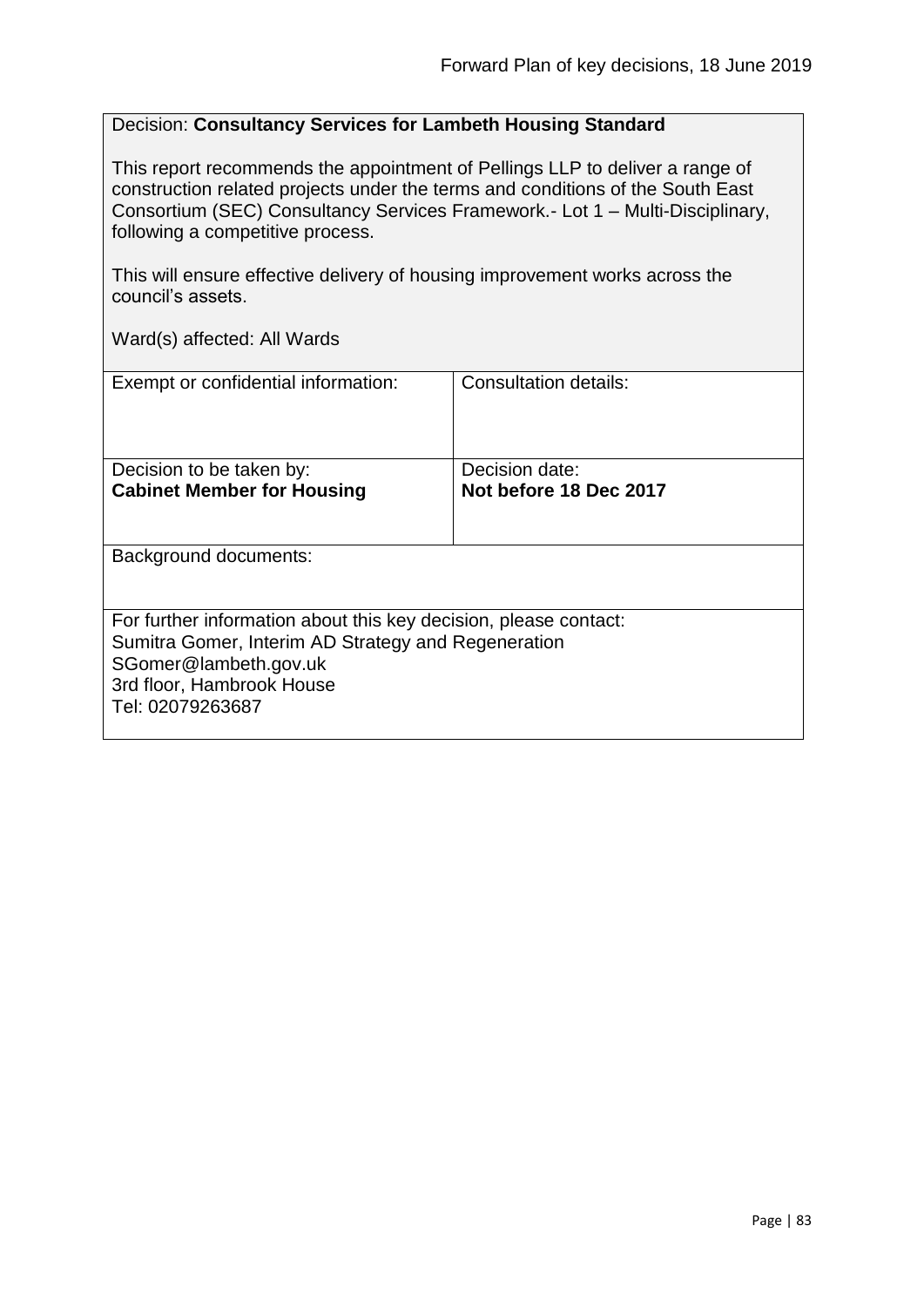Decision: **Consultancy Services for Lambeth Housing Standard**

This report recommends the appointment of Pellings LLP to deliver a range of construction related projects under the terms and conditions of the South East Consortium (SEC) Consultancy Services Framework.- Lot 1 – Multi-Disciplinary, following a competitive process.

This will ensure effective delivery of housing improvement works across the council's assets.

Ward(s) affected: All Wards

| Exempt or confidential information: | Consultation details: |
| --- | --- |
| Decision to be taken by:<br>**Cabinet Member for Housing** | Decision date:<br>**Not before 18 Dec 2017** |

Background documents:

For further information about this key decision, please contact:
Sumitra Gomer, Interim AD Strategy and Regeneration
SGomer@lambeth.gov.uk
3rd floor, Hambrook House
Tel: 02079263687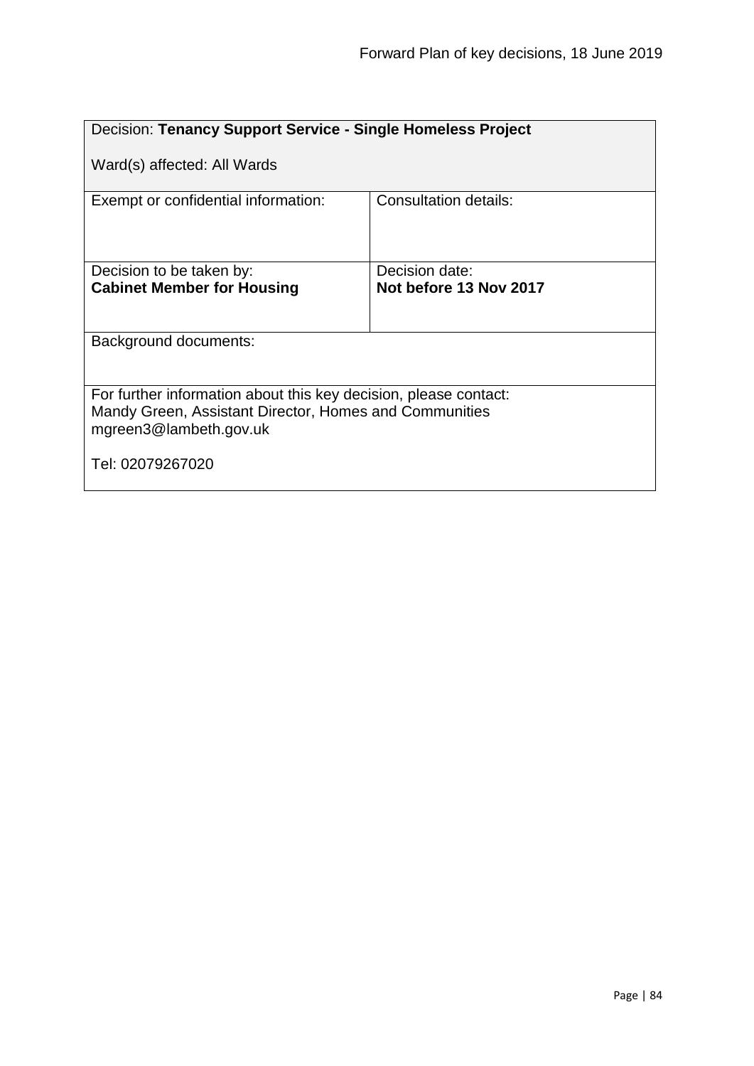| Decision: **Tenancy Support Service - Single Homeless Project**<br><br>Ward(s) affected: All Wards | |
|---|---|
| Exempt or confidential information: | Consultation details: |
| Decision to be taken by:<br>**Cabinet Member for Housing** | Decision date:<br>**Not before 13 Nov 2017** |
| Background documents: | |
| For further information about this key decision, please contact:<br>Mandy Green, Assistant Director, Homes and Communities<br>mgreen3@lambeth.gov.uk<br><br>Tel: 02079267020 | |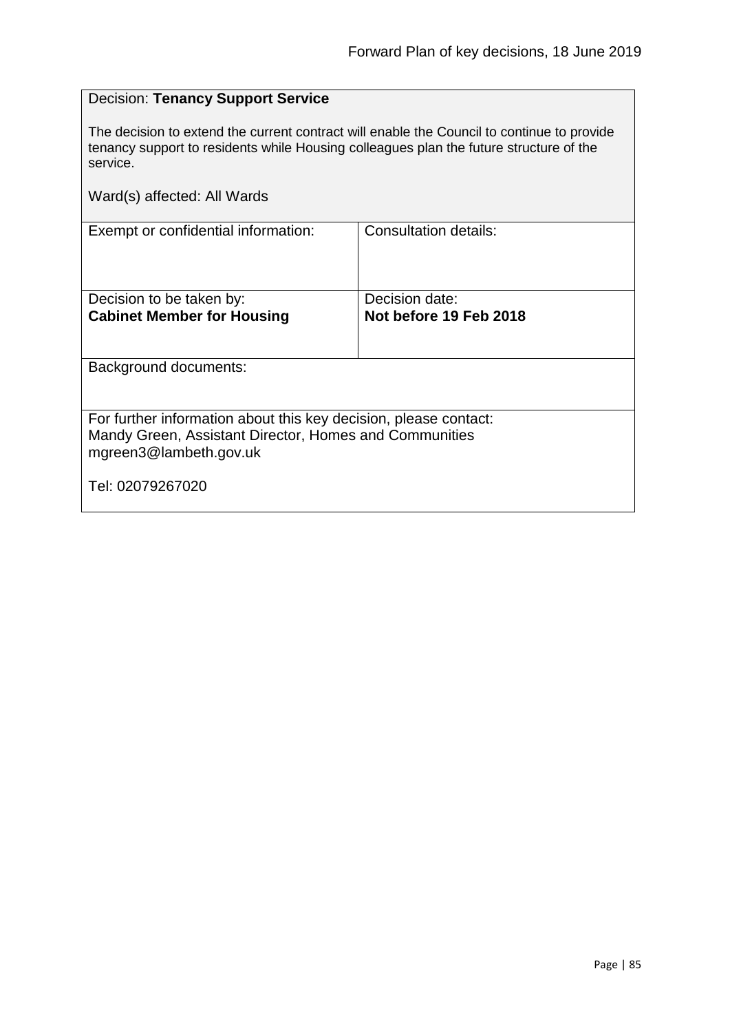Decision: **Tenancy Support Service**

The decision to extend the current contract will enable the Council to continue to provide tenancy support to residents while Housing colleagues plan the future structure of the service.

Ward(s) affected: All Wards

| Exempt or confidential information: | Consultation details: |
|---|---|
| Decision to be taken by:<br>**Cabinet Member for Housing** | Decision date:<br>**Not before 19 Feb 2018** |

Background documents:

For further information about this key decision, please contact:
Mandy Green, Assistant Director, Homes and Communities
mgreen3@lambeth.gov.uk

Tel: 02079267020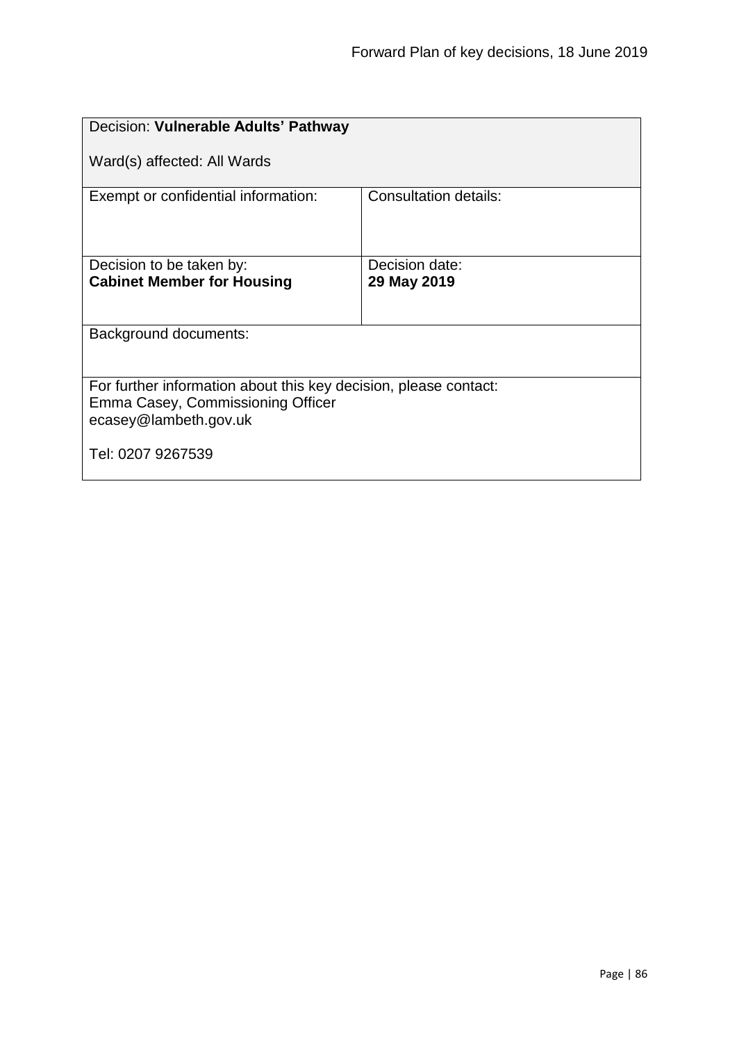| Decision: **Vulnerable Adults' Pathway**<br><br>Ward(s) affected: All Wards | |
|---|---|
| Exempt or confidential information: | Consultation details: |
| Decision to be taken by:<br>**Cabinet Member for Housing** | Decision date:<br>**29 May 2019** |
| Background documents: | |
| For further information about this key decision, please contact:<br>Emma Casey, Commissioning Officer<br>ecasey@lambeth.gov.uk<br><br>Tel: 0207 9267539 | |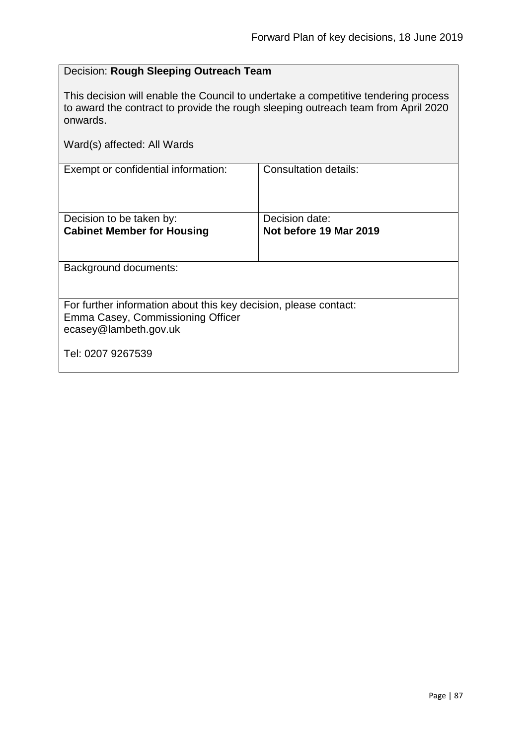Decision: **Rough Sleeping Outreach Team**

This decision will enable the Council to undertake a competitive tendering process to award the contract to provide the rough sleeping outreach team from April 2020 onwards.

Ward(s) affected: All Wards

| Exempt or confidential information: | Consultation details: |
| --- | --- |
| Decision to be taken by:<br>**Cabinet Member for Housing** | Decision date:<br>**Not before 19 Mar 2019** |

Background documents:

For further information about this key decision, please contact:
Emma Casey, Commissioning Officer
ecasey@lambeth.gov.uk

Tel: 0207 9267539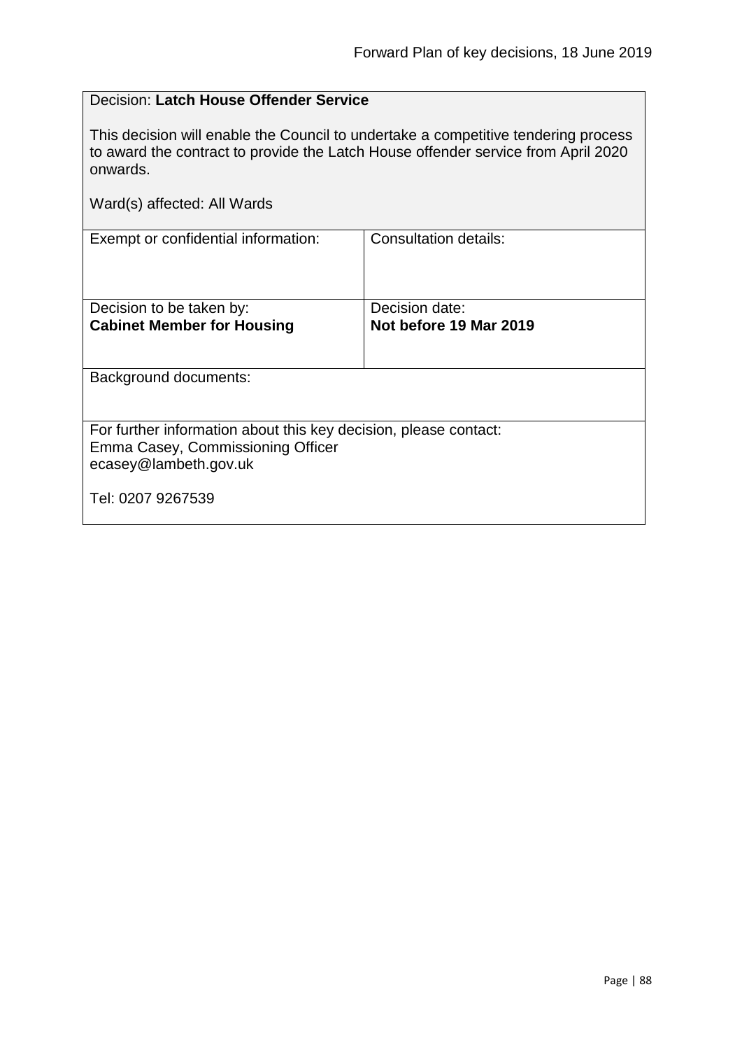| Decision: **Latch House Offender Service**<br><br>This decision will enable the Council to undertake a competitive tendering process to award the contract to provide the Latch House offender service from April 2020 onwards.<br><br>Ward(s) affected: All Wards | |
|---|---|
| Exempt or confidential information: | Consultation details: |
| Decision to be taken by:<br>**Cabinet Member for Housing** | Decision date:<br>**Not before 19 Mar 2019** |
| Background documents: | |
| For further information about this key decision, please contact:<br>Emma Casey, Commissioning Officer<br>ecasey@lambeth.gov.uk<br><br>Tel: 0207 9267539 | |